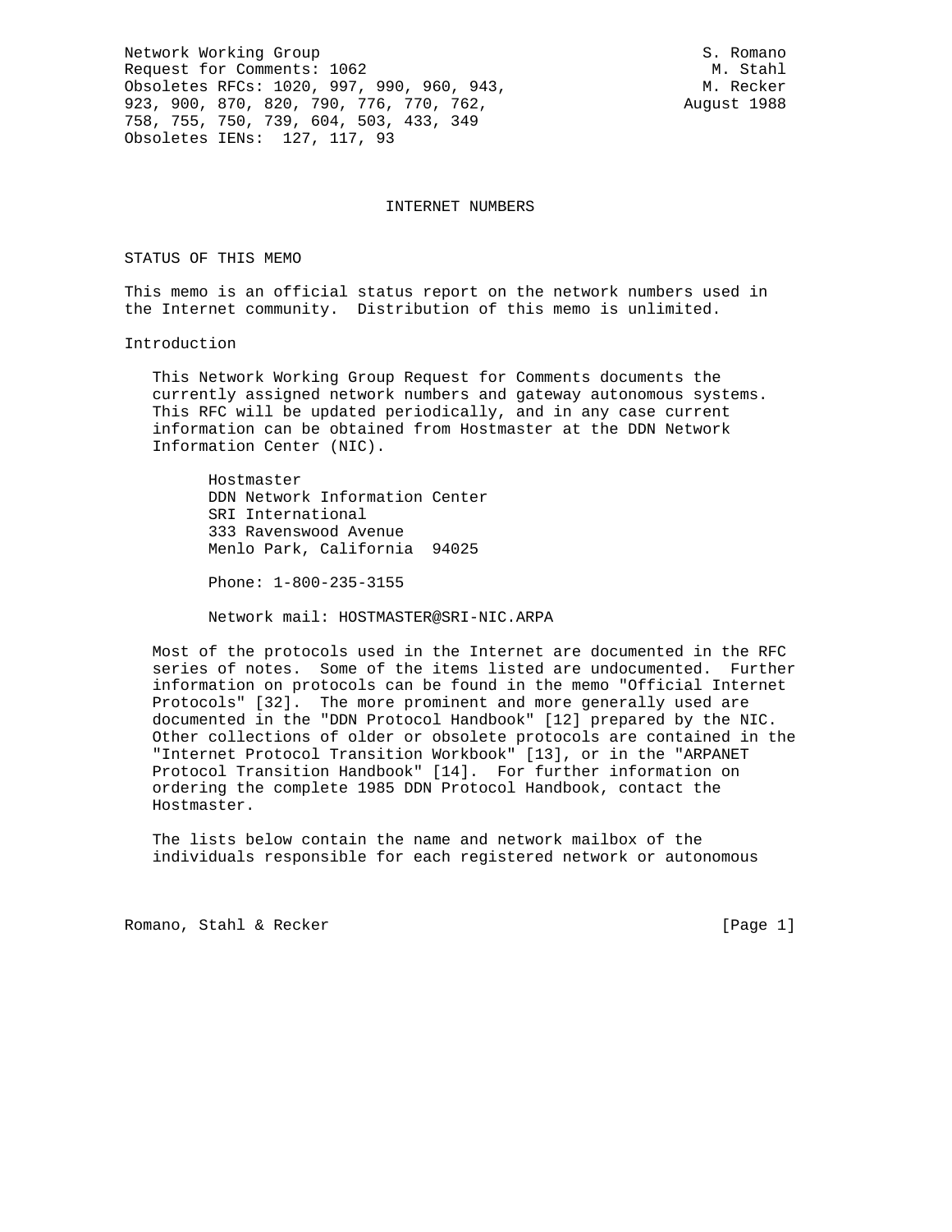Network Working Group S. Romano
Request for Comments: 1062 M. Stahl
Obsoletes RFCs: 1020, 997, 990, 960, 943, M. Recker
923, 900, 870, 820, 790, 776, 770, 762, August 1988
758, 755, 750, 739, 604, 503, 433, 349
Obsoletes IENs: 127, 117, 93

# INTERNET NUMBERS

## STATUS OF THIS MEMO

This memo is an official status report on the network numbers used in the Internet community. Distribution of this memo is unlimited.

## Introduction

This Network Working Group Request for Comments documents the currently assigned network numbers and gateway autonomous systems. This RFC will be updated periodically, and in any case current information can be obtained from Hostmaster at the DDN Network Information Center (NIC).

Hostmaster
DDN Network Information Center
SRI International
333 Ravenswood Avenue
Menlo Park, California 94025

Phone: 1-800-235-3155

Network mail: HOSTMASTER@SRI-NIC.ARPA

Most of the protocols used in the Internet are documented in the RFC series of notes. Some of the items listed are undocumented. Further information on protocols can be found in the memo "Official Internet Protocols" [32]. The more prominent and more generally used are documented in the "DDN Protocol Handbook" [12] prepared by the NIC. Other collections of older or obsolete protocols are contained in the "Internet Protocol Transition Workbook" [13], or in the "ARPANET Protocol Transition Handbook" [14]. For further information on ordering the complete 1985 DDN Protocol Handbook, contact the Hostmaster.

The lists below contain the name and network mailbox of the individuals responsible for each registered network or autonomous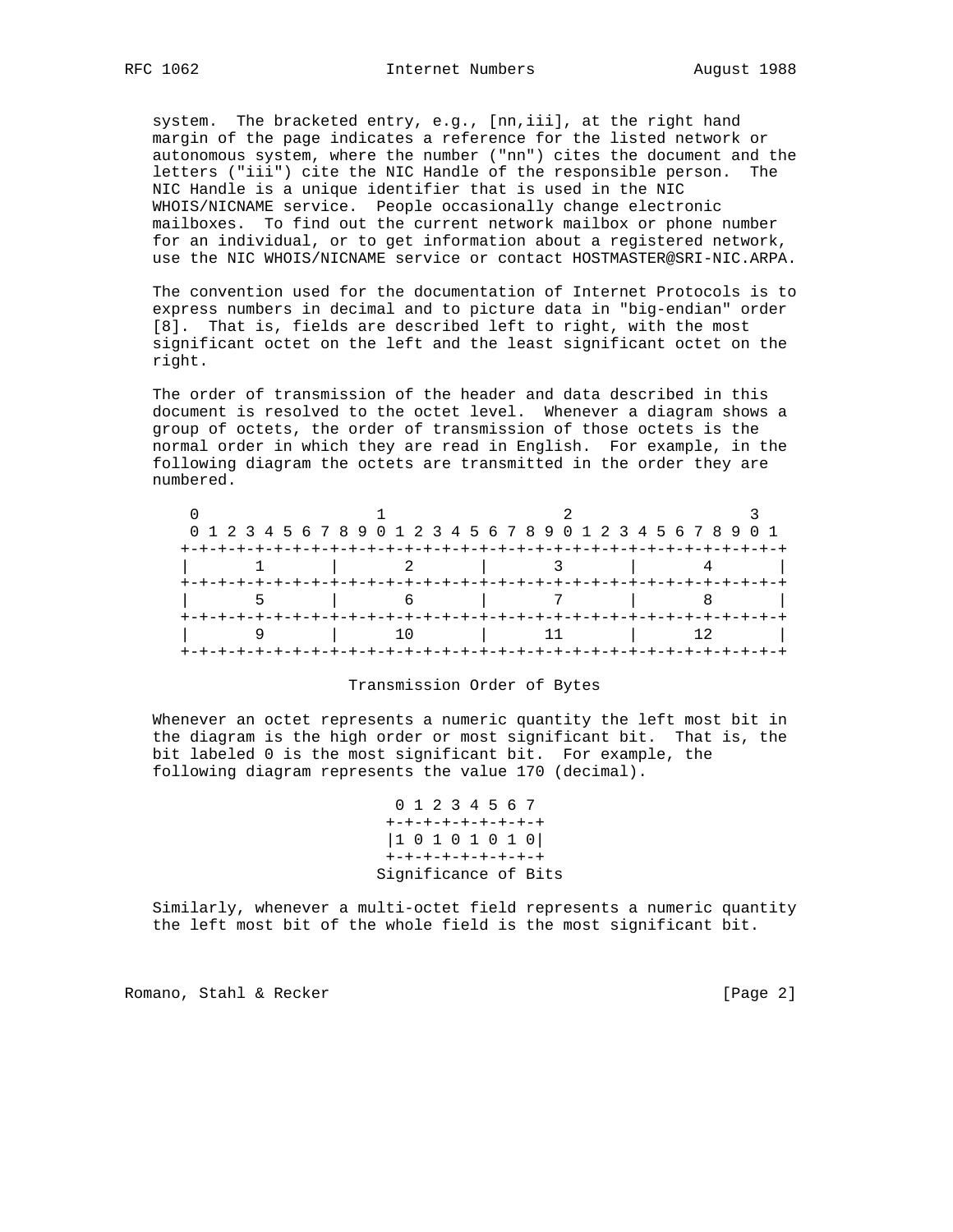system. The bracketed entry, e.g., [nn,iii], at the right hand margin of the page indicates a reference for the listed network or autonomous system, where the number ("nn") cites the document and the letters ("iii") cite the NIC Handle of the responsible person. The NIC Handle is a unique identifier that is used in the NIC WHOIS/NICNAME service. People occasionally change electronic mailboxes. To find out the current network mailbox or phone number for an individual, or to get information about a registered network, use the NIC WHOIS/NICNAME service or contact HOSTMASTER@SRI-NIC.ARPA.

The convention used for the documentation of Internet Protocols is to express numbers in decimal and to picture data in "big-endian" order [8]. That is, fields are described left to right, with the most significant octet on the left and the least significant octet on the right.

The order of transmission of the header and data described in this document is resolved to the octet level. Whenever a diagram shows a group of octets, the order of transmission of those octets is the normal order in which they are read in English. For example, in the following diagram the octets are transmitted in the order they are numbered.

```
 0                   1                   2                   3
 0 1 2 3 4 5 6 7 8 9 0 1 2 3 4 5 6 7 8 9 0 1 2 3 4 5 6 7 8 9 0 1
+-+-+-+-+-+-+-+-+-+-+-+-+-+-+-+-+-+-+-+-+-+-+-+-+-+-+-+-+-+-+-+-+
|       1       |       2       |       3       |       4       |
+-+-+-+-+-+-+-+-+-+-+-+-+-+-+-+-+-+-+-+-+-+-+-+-+-+-+-+-+-+-+-+-+
|       5       |       6       |       7       |       8       |
+-+-+-+-+-+-+-+-+-+-+-+-+-+-+-+-+-+-+-+-+-+-+-+-+-+-+-+-+-+-+-+-+
|       9       |      10       |      11       |      12       |
+-+-+-+-+-+-+-+-+-+-+-+-+-+-+-+-+-+-+-+-+-+-+-+-+-+-+-+-+-+-+-+-+
```

Transmission Order of Bytes

Whenever an octet represents a numeric quantity the left most bit in the diagram is the high order or most significant bit. That is, the bit labeled 0 is the most significant bit. For example, the following diagram represents the value 170 (decimal).

```
 0 1 2 3 4 5 6 7
+-+-+-+-+-+-+-+-+
|1 0 1 0 1 0 1 0|
+-+-+-+-+-+-+-+-+
```

Significance of Bits

Similarly, whenever a multi-octet field represents a numeric quantity the left most bit of the whole field is the most significant bit.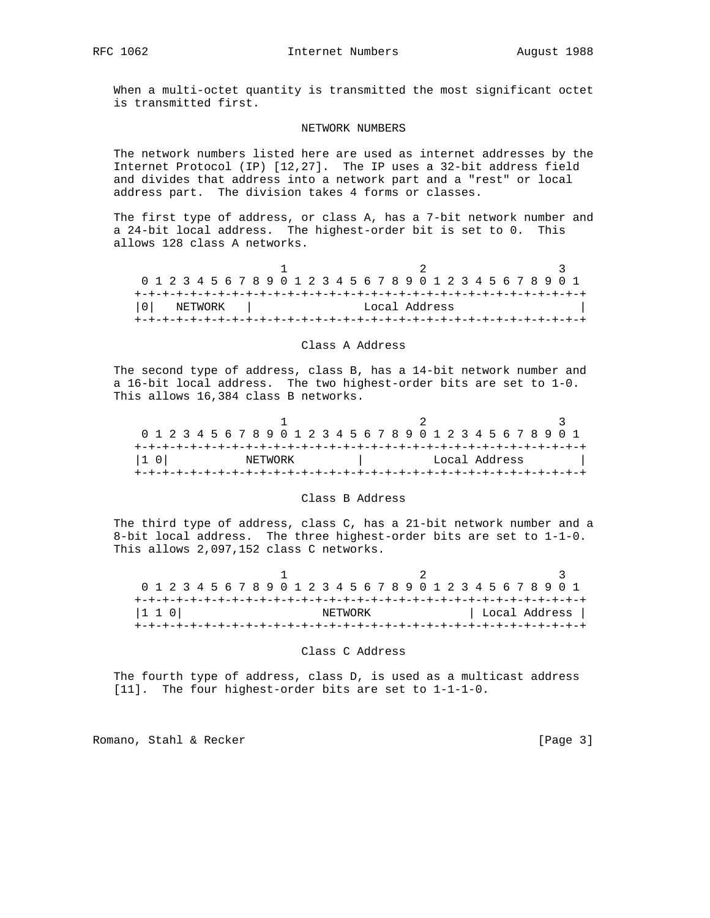When a multi-octet quantity is transmitted the most significant octet is transmitted first.

## NETWORK NUMBERS

The network numbers listed here are used as internet addresses by the Internet Protocol (IP) [12,27]. The IP uses a 32-bit address field and divides that address into a network part and a "rest" or local address part. The division takes 4 forms or classes.

The first type of address, or class A, has a 7-bit network number and a 24-bit local address. The highest-order bit is set to 0. This allows 128 class A networks.

```
                     1                   2                   3
 0 1 2 3 4 5 6 7 8 9 0 1 2 3 4 5 6 7 8 9 0 1 2 3 4 5 6 7 8 9 0 1
+-+-+-+-+-+-+-+-+-+-+-+-+-+-+-+-+-+-+-+-+-+-+-+-+-+-+-+-+-+-+-+-+
|0|   NETWORK   |                Local Address                  |
+-+-+-+-+-+-+-+-+-+-+-+-+-+-+-+-+-+-+-+-+-+-+-+-+-+-+-+-+-+-+-+-+
```

Class A Address

The second type of address, class B, has a 14-bit network number and a 16-bit local address. The two highest-order bits are set to 1-0. This allows 16,384 class B networks.

```
                     1                   2                   3
 0 1 2 3 4 5 6 7 8 9 0 1 2 3 4 5 6 7 8 9 0 1 2 3 4 5 6 7 8 9 0 1
+-+-+-+-+-+-+-+-+-+-+-+-+-+-+-+-+-+-+-+-+-+-+-+-+-+-+-+-+-+-+-+-+
|1 0|           NETWORK         |          Local Address        |
+-+-+-+-+-+-+-+-+-+-+-+-+-+-+-+-+-+-+-+-+-+-+-+-+-+-+-+-+-+-+-+-+
```

Class B Address

The third type of address, class C, has a 21-bit network number and a 8-bit local address. The three highest-order bits are set to 1-1-0. This allows 2,097,152 class C networks.

```
                     1                   2                   3
 0 1 2 3 4 5 6 7 8 9 0 1 2 3 4 5 6 7 8 9 0 1 2 3 4 5 6 7 8 9 0 1
+-+-+-+-+-+-+-+-+-+-+-+-+-+-+-+-+-+-+-+-+-+-+-+-+-+-+-+-+-+-+-+-+
|1 1 0|                    NETWORK              | Local Address |
+-+-+-+-+-+-+-+-+-+-+-+-+-+-+-+-+-+-+-+-+-+-+-+-+-+-+-+-+-+-+-+-+
```

Class C Address

The fourth type of address, class D, is used as a multicast address [11]. The four highest-order bits are set to 1-1-1-0.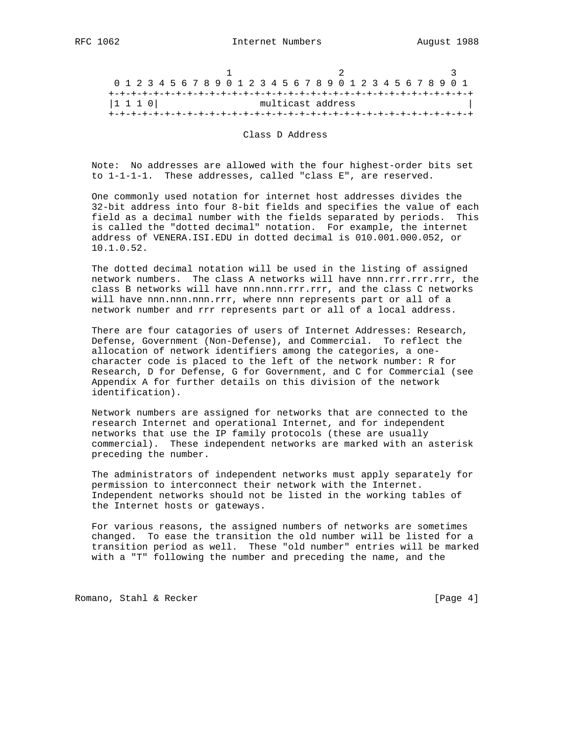```
                        1                   2                   3
    0 1 2 3 4 5 6 7 8 9 0 1 2 3 4 5 6 7 8 9 0 1 2 3 4 5 6 7 8 9 0 1
   +-+-+-+-+-+-+-+-+-+-+-+-+-+-+-+-+-+-+-+-+-+-+-+-+-+-+-+-+-+-+-+-+
   |1 1 1 0|                 multicast address                       |
   +-+-+-+-+-+-+-+-+-+-+-+-+-+-+-+-+-+-+-+-+-+-+-+-+-+-+-+-+-+-+-+-+
```

Class D Address

Note: No addresses are allowed with the four highest-order bits set to 1-1-1-1. These addresses, called "class E", are reserved.

One commonly used notation for internet host addresses divides the 32-bit address into four 8-bit fields and specifies the value of each field as a decimal number with the fields separated by periods. This is called the "dotted decimal" notation. For example, the internet address of VENERA.ISI.EDU in dotted decimal is 010.001.000.052, or 10.1.0.52.

The dotted decimal notation will be used in the listing of assigned network numbers. The class A networks will have nnn.rrr.rrr.rrr, the class B networks will have nnn.nnn.rrr.rrr, and the class C networks will have nnn.nnn.nnn.rrr, where nnn represents part or all of a network number and rrr represents part or all of a local address.

There are four catagories of users of Internet Addresses: Research, Defense, Government (Non-Defense), and Commercial. To reflect the allocation of network identifiers among the categories, a one-character code is placed to the left of the network number: R for Research, D for Defense, G for Government, and C for Commercial (see Appendix A for further details on this division of the network identification).

Network numbers are assigned for networks that are connected to the research Internet and operational Internet, and for independent networks that use the IP family protocols (these are usually commercial). These independent networks are marked with an asterisk preceding the number.

The administrators of independent networks must apply separately for permission to interconnect their network with the Internet. Independent networks should not be listed in the working tables of the Internet hosts or gateways.

For various reasons, the assigned numbers of networks are sometimes changed. To ease the transition the old number will be listed for a transition period as well. These "old number" entries will be marked with a "T" following the number and preceding the name, and the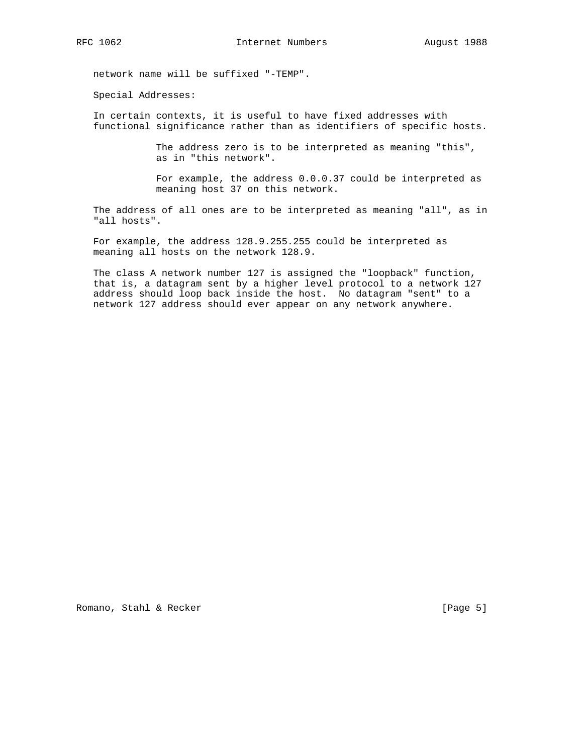network name will be suffixed "-TEMP".

Special Addresses:

In certain contexts, it is useful to have fixed addresses with functional significance rather than as identifiers of specific hosts.

> The address zero is to be interpreted as meaning "this", as in "this network".
>
> For example, the address 0.0.0.37 could be interpreted as meaning host 37 on this network.

The address of all ones are to be interpreted as meaning "all", as in "all hosts".

For example, the address 128.9.255.255 could be interpreted as meaning all hosts on the network 128.9.

The class A network number 127 is assigned the "loopback" function, that is, a datagram sent by a higher level protocol to a network 127 address should loop back inside the host. No datagram "sent" to a network 127 address should ever appear on any network anywhere.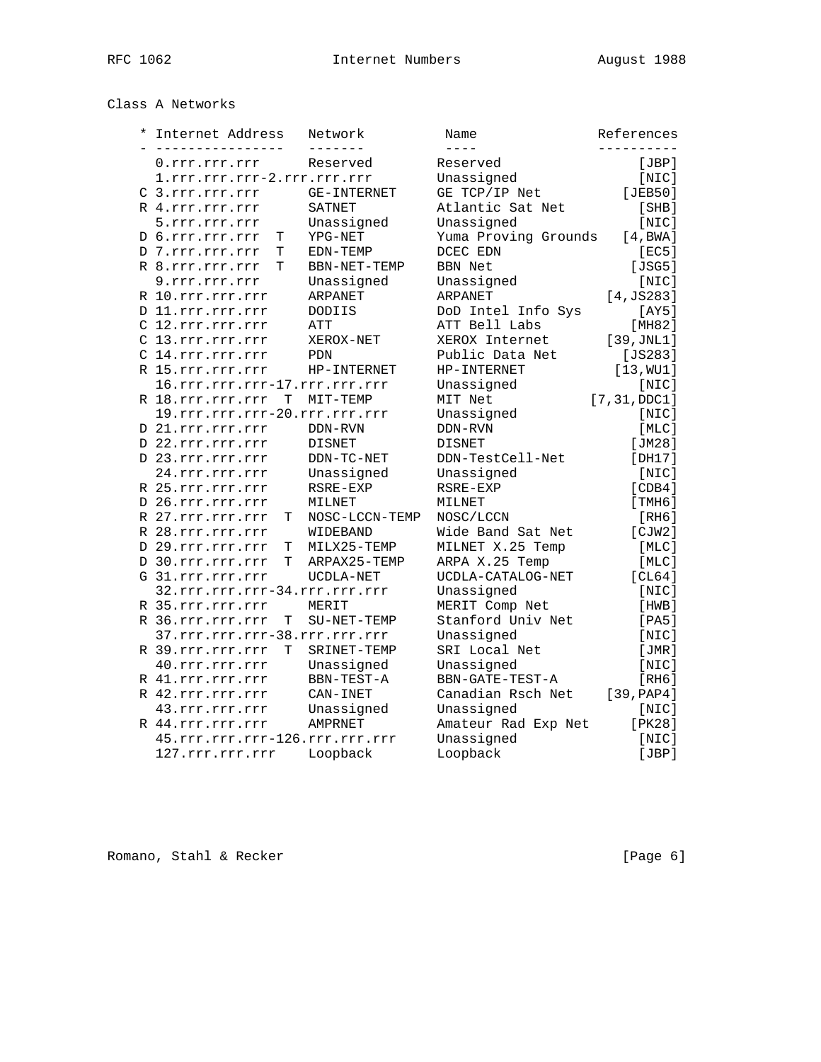Class A Networks

| * | Internet Address | | Network | Name | References |
|---|---|---|---|---|---|
| | 0.rrr.rrr.rrr | | Reserved | Reserved | [JBP] |
| | 1.rrr.rrr.rrr-2.rrr.rrr.rrr | | | Unassigned | [NIC] |
| C | 3.rrr.rrr.rrr | | GE-INTERNET | GE TCP/IP Net | [JEB50] |
| R | 4.rrr.rrr.rrr | | SATNET | Atlantic Sat Net | [SHB] |
| | 5.rrr.rrr.rrr | | Unassigned | Unassigned | [NIC] |
| D | 6.rrr.rrr.rrr | T | YPG-NET | Yuma Proving Grounds | [4,BWA] |
| D | 7.rrr.rrr.rrr | T | EDN-TEMP | DCEC EDN | [EC5] |
| R | 8.rrr.rrr.rrr | T | BBN-NET-TEMP | BBN Net | [JSG5] |
| | 9.rrr.rrr.rrr | | Unassigned | Unassigned | [NIC] |
| R | 10.rrr.rrr.rrr | | ARPANET | ARPANET | [4,JS283] |
| D | 11.rrr.rrr.rrr | | DODIIS | DoD Intel Info Sys | [AY5] |
| C | 12.rrr.rrr.rrr | | ATT | ATT Bell Labs | [MH82] |
| C | 13.rrr.rrr.rrr | | XEROX-NET | XEROX Internet | [39,JNL1] |
| C | 14.rrr.rrr.rrr | | PDN | Public Data Net | [JS283] |
| R | 15.rrr.rrr.rrr | | HP-INTERNET | HP-INTERNET | [13,WU1] |
| | 16.rrr.rrr.rrr-17.rrr.rrr.rrr | | | Unassigned | [NIC] |
| R | 18.rrr.rrr.rrr | T | MIT-TEMP | MIT Net | [7,31,DDC1] |
| | 19.rrr.rrr.rrr-20.rrr.rrr.rrr | | | Unassigned | [NIC] |
| D | 21.rrr.rrr.rrr | | DDN-RVN | DDN-RVN | [MLC] |
| D | 22.rrr.rrr.rrr | | DISNET | DISNET | [JM28] |
| D | 23.rrr.rrr.rrr | | DDN-TC-NET | DDN-TestCell-Net | [DH17] |
| | 24.rrr.rrr.rrr | | Unassigned | Unassigned | [NIC] |
| R | 25.rrr.rrr.rrr | | RSRE-EXP | RSRE-EXP | [CDB4] |
| D | 26.rrr.rrr.rrr | | MILNET | MILNET | [TMH6] |
| R | 27.rrr.rrr.rrr | T | NOSC-LCCN-TEMP | NOSC/LCCN | [RH6] |
| R | 28.rrr.rrr.rrr | | WIDEBAND | Wide Band Sat Net | [CJW2] |
| D | 29.rrr.rrr.rrr | T | MILX25-TEMP | MILNET X.25 Temp | [MLC] |
| D | 30.rrr.rrr.rrr | T | ARPAX25-TEMP | ARPA X.25 Temp | [MLC] |
| G | 31.rrr.rrr.rrr | | UCDLA-NET | UCDLA-CATALOG-NET | [CL64] |
| | 32.rrr.rrr.rrr-34.rrr.rrr.rrr | | | Unassigned | [NIC] |
| R | 35.rrr.rrr.rrr | | MERIT | MERIT Comp Net | [HWB] |
| R | 36.rrr.rrr.rrr | T | SU-NET-TEMP | Stanford Univ Net | [PA5] |
| | 37.rrr.rrr.rrr-38.rrr.rrr.rrr | | | Unassigned | [NIC] |
| R | 39.rrr.rrr.rrr | T | SRINET-TEMP | SRI Local Net | [JMR] |
| | 40.rrr.rrr.rrr | | Unassigned | Unassigned | [NIC] |
| R | 41.rrr.rrr.rrr | | BBN-TEST-A | BBN-GATE-TEST-A | [RH6] |
| R | 42.rrr.rrr.rrr | | CAN-INET | Canadian Rsch Net | [39,PAP4] |
| | 43.rrr.rrr.rrr | | Unassigned | Unassigned | [NIC] |
| R | 44.rrr.rrr.rrr | | AMPRNET | Amateur Rad Exp Net | [PK28] |
| | 45.rrr.rrr.rrr-126.rrr.rrr.rrr | | | Unassigned | [NIC] |
| | 127.rrr.rrr.rrr | | Loopback | Loopback | [JBP] |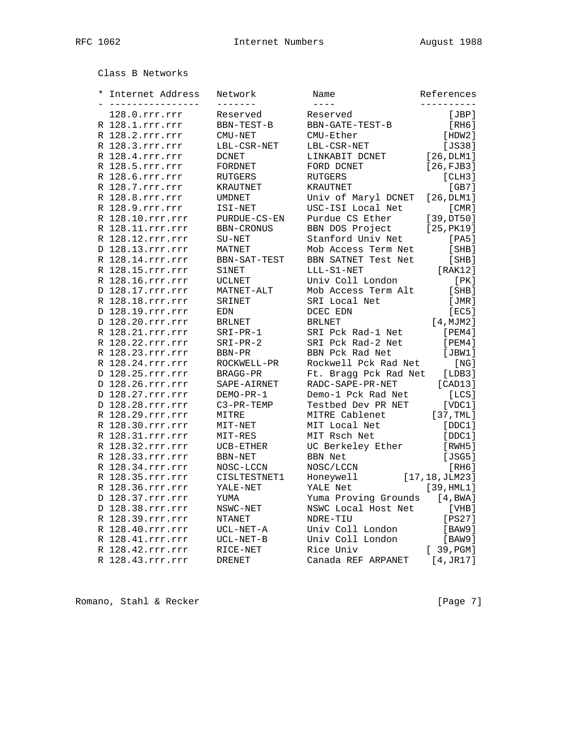Class B Networks

| * | Internet Address | Network | Name | References |
| --- | --- | --- | --- | --- |
| | 128.0.rrr.rrr | Reserved | Reserved | [JBP] |
| R | 128.1.rrr.rrr | BBN-TEST-B | BBN-GATE-TEST-B | [RH6] |
| R | 128.2.rrr.rrr | CMU-NET | CMU-Ether | [HDW2] |
| R | 128.3.rrr.rrr | LBL-CSR-NET | LBL-CSR-NET | [JS38] |
| R | 128.4.rrr.rrr | DCNET | LINKABIT DCNET | [26,DLM1] |
| R | 128.5.rrr.rrr | FORDNET | FORD DCNET | [26,FJB3] |
| R | 128.6.rrr.rrr | RUTGERS | RUTGERS | [CLH3] |
| R | 128.7.rrr.rrr | KRAUTNET | KRAUTNET | [GB7] |
| R | 128.8.rrr.rrr | UMDNET | Univ of Maryl DCNET | [26,DLM1] |
| R | 128.9.rrr.rrr | ISI-NET | USC-ISI Local Net | [CMR] |
| R | 128.10.rrr.rrr | PURDUE-CS-EN | Purdue CS Ether | [39,DT50] |
| R | 128.11.rrr.rrr | BBN-CRONUS | BBN DOS Project | [25,PK19] |
| R | 128.12.rrr.rrr | SU-NET | Stanford Univ Net | [PA5] |
| D | 128.13.rrr.rrr | MATNET | Mob Access Term Net | [SHB] |
| R | 128.14.rrr.rrr | BBN-SAT-TEST | BBN SATNET Test Net | [SHB] |
| R | 128.15.rrr.rrr | S1NET | LLL-S1-NET | [RAK12] |
| R | 128.16.rrr.rrr | UCLNET | Univ Coll London | [PK] |
| D | 128.17.rrr.rrr | MATNET-ALT | Mob Access Term Alt | [SHB] |
| R | 128.18.rrr.rrr | SRINET | SRI Local Net | [JMR] |
| D | 128.19.rrr.rrr | EDN | DCEC EDN | [EC5] |
| D | 128.20.rrr.rrr | BRLNET | BRLNET | [4,MJM2] |
| R | 128.21.rrr.rrr | SRI-PR-1 | SRI Pck Rad-1 Net | [PEM4] |
| R | 128.22.rrr.rrr | SRI-PR-2 | SRI Pck Rad-2 Net | [PEM4] |
| R | 128.23.rrr.rrr | BBN-PR | BBN Pck Rad Net | [JBW1] |
| R | 128.24.rrr.rrr | ROCKWELL-PR | Rockwell Pck Rad Net | [NG] |
| D | 128.25.rrr.rrr | BRAGG-PR | Ft. Bragg Pck Rad Net | [LDB3] |
| D | 128.26.rrr.rrr | SAPE-AIRNET | RADC-SAPE-PR-NET | [CAD13] |
| D | 128.27.rrr.rrr | DEMO-PR-1 | Demo-1 Pck Rad Net | [LCS] |
| D | 128.28.rrr.rrr | C3-PR-TEMP | Testbed Dev PR NET | [VDC1] |
| R | 128.29.rrr.rrr | MITRE | MITRE Cablenet | [37,TML] |
| R | 128.30.rrr.rrr | MIT-NET | MIT Local Net | [DDC1] |
| R | 128.31.rrr.rrr | MIT-RES | MIT Rsch Net | [DDC1] |
| R | 128.32.rrr.rrr | UCB-ETHER | UC Berkeley Ether | [RWH5] |
| R | 128.33.rrr.rrr | BBN-NET | BBN Net | [JSG5] |
| R | 128.34.rrr.rrr | NOSC-LCCN | NOSC/LCCN | [RH6] |
| R | 128.35.rrr.rrr | CISLTESTNET1 | Honeywell | [17,18,JLM23] |
| R | 128.36.rrr.rrr | YALE-NET | YALE Net | [39,HML1] |
| D | 128.37.rrr.rrr | YUMA | Yuma Proving Grounds | [4,BWA] |
| D | 128.38.rrr.rrr | NSWC-NET | NSWC Local Host Net | [VHB] |
| R | 128.39.rrr.rrr | NTANET | NDRE-TIU | [PS27] |
| R | 128.40.rrr.rrr | UCL-NET-A | Univ Coll London | [BAW9] |
| R | 128.41.rrr.rrr | UCL-NET-B | Univ Coll London | [BAW9] |
| R | 128.42.rrr.rrr | RICE-NET | Rice Univ | [ 39,PGM] |
| R | 128.43.rrr.rrr | DRENET | Canada REF ARPANET | [4,JR17] |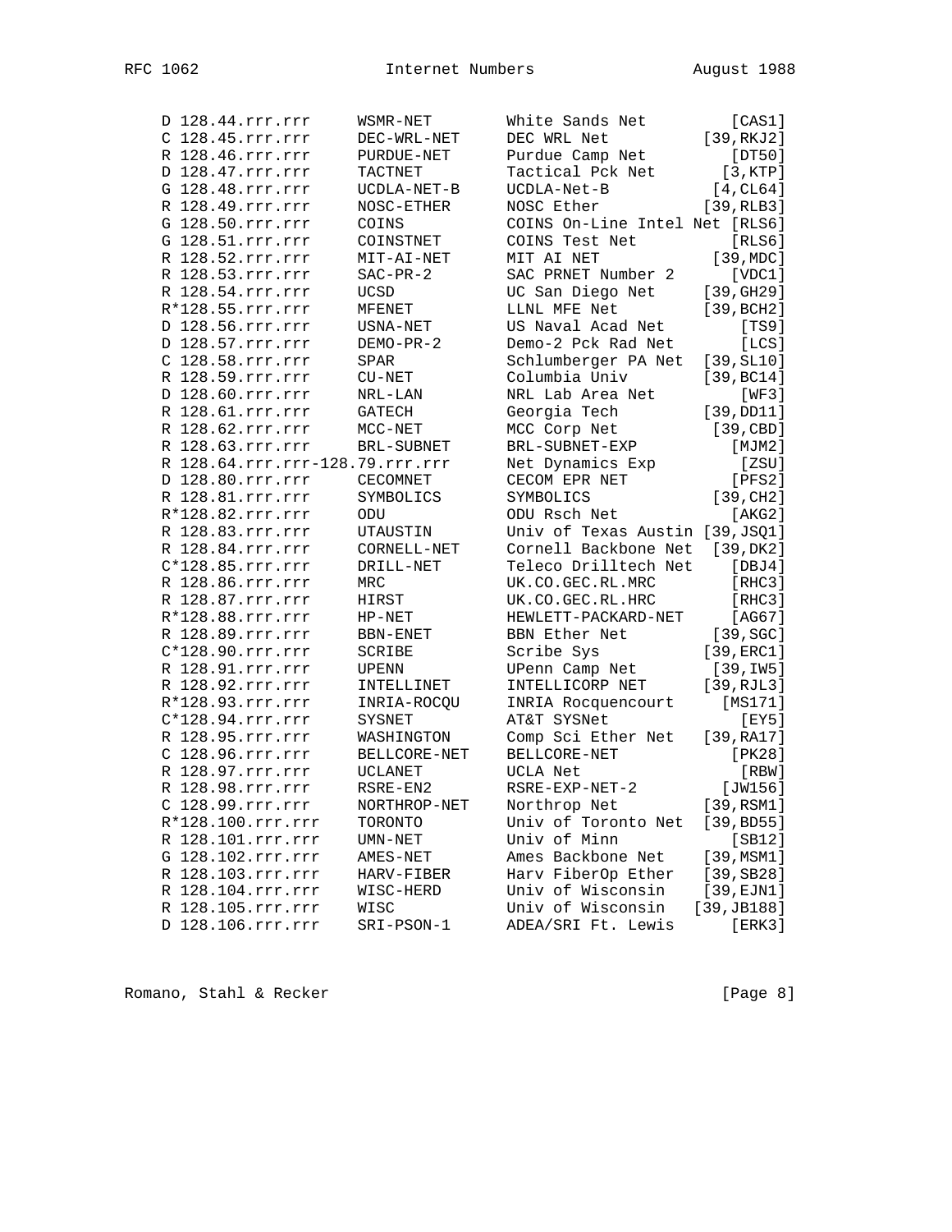```
D 128.44.rrr.rrr     WSMR-NET        White Sands Net         [CAS1]
C 128.45.rrr.rrr     DEC-WRL-NET     DEC WRL Net          [39,RKJ2]
R 128.46.rrr.rrr     PURDUE-NET      Purdue Camp Net         [DT50]
D 128.47.rrr.rrr     TACTNET         Tactical Pck Net       [3,KTP]
G 128.48.rrr.rrr     UCDLA-NET-B     UCDLA-Net-B           [4,CL64]
R 128.49.rrr.rrr     NOSC-ETHER      NOSC Ether           [39,RLB3]
G 128.50.rrr.rrr     COINS           COINS On-Line Intel Net [RLS6]
G 128.51.rrr.rrr     COINSTNET       COINS Test Net          [RLS6]
R 128.52.rrr.rrr     MIT-AI-NET      MIT AI NET            [39,MDC]
R 128.53.rrr.rrr     SAC-PR-2        SAC PRNET Number 2      [VDC1]
R 128.54.rrr.rrr     UCSD            UC San Diego Net     [39,GH29]
R*128.55.rrr.rrr     MFENET          LLNL MFE Net         [39,BCH2]
D 128.56.rrr.rrr     USNA-NET        US Naval Acad Net        [TS9]
D 128.57.rrr.rrr     DEMO-PR-2       Demo-2 Pck Rad Net       [LCS]
C 128.58.rrr.rrr     SPAR            Schlumberger PA Net  [39,SL10]
R 128.59.rrr.rrr     CU-NET          Columbia Univ        [39,BC14]
D 128.60.rrr.rrr     NRL-LAN         NRL Lab Area Net         [WF3]
R 128.61.rrr.rrr     GATECH          Georgia Tech         [39,DD11]
R 128.62.rrr.rrr     MCC-NET         MCC Corp Net          [39,CBD]
R 128.63.rrr.rrr     BRL-SUBNET      BRL-SUBNET-EXP          [MJM2]
R 128.64.rrr.rrr-128.79.rrr.rrr      Net Dynamics Exp         [ZSU]
D 128.80.rrr.rrr     CECOMNET        CECOM EPR NET           [PFS2]
R 128.81.rrr.rrr     SYMBOLICS       SYMBOLICS              [39,CH2]
R*128.82.rrr.rrr     ODU             ODU Rsch Net            [AKG2]
R 128.83.rrr.rrr     UTAUSTIN        Univ of Texas Austin [39,JSQ1]
R 128.84.rrr.rrr     CORNELL-NET     Cornell Backbone Net  [39,DK2]
C*128.85.rrr.rrr     DRILL-NET       Teleco Drilltech Net    [DBJ4]
R 128.86.rrr.rrr     MRC             UK.CO.GEC.RL.MRC        [RHC3]
R 128.87.rrr.rrr     HIRST           UK.CO.GEC.RL.HRC        [RHC3]
R*128.88.rrr.rrr     HP-NET          HEWLETT-PACKARD-NET     [AG67]
R 128.89.rrr.rrr     BBN-ENET        BBN Ether Net         [39,SGC]
C*128.90.rrr.rrr     SCRIBE          Scribe Sys           [39,ERC1]
R 128.91.rrr.rrr     UPENN           UPenn Camp Net        [39,IW5]
R 128.92.rrr.rrr     INTELLINET      INTELLICORP NET      [39,RJL3]
R*128.93.rrr.rrr     INRIA-ROCQU     INRIA Rocquencourt     [MS171]
C*128.94.rrr.rrr     SYSNET          AT&T SYSNet              [EY5]
R 128.95.rrr.rrr     WASHINGTON      Comp Sci Ether Net   [39,RA17]
C 128.96.rrr.rrr     BELLCORE-NET    BELLCORE-NET            [PK28]
R 128.97.rrr.rrr     UCLANET         UCLA Net                 [RBW]
R 128.98.rrr.rrr     RSRE-EN2        RSRE-EXP-NET-2         [JW156]
C 128.99.rrr.rrr     NORTHROP-NET    Northrop Net         [39,RSM1]
R*128.100.rrr.rrr    TORONTO         Univ of Toronto Net  [39,BD55]
R 128.101.rrr.rrr    UMN-NET         Univ of Minn            [SB12]
G 128.102.rrr.rrr    AMES-NET        Ames Backbone Net    [39,MSM1]
R 128.103.rrr.rrr    HARV-FIBER      Harv FiberOp Ether   [39,SB28]
R 128.104.rrr.rrr    WISC-HERD       Univ of Wisconsin    [39,EJN1]
R 128.105.rrr.rrr    WISC            Univ of Wisconsin   [39,JB188]
D 128.106.rrr.rrr    SRI-PSON-1      ADEA/SRI Ft. Lewis      [ERK3]
```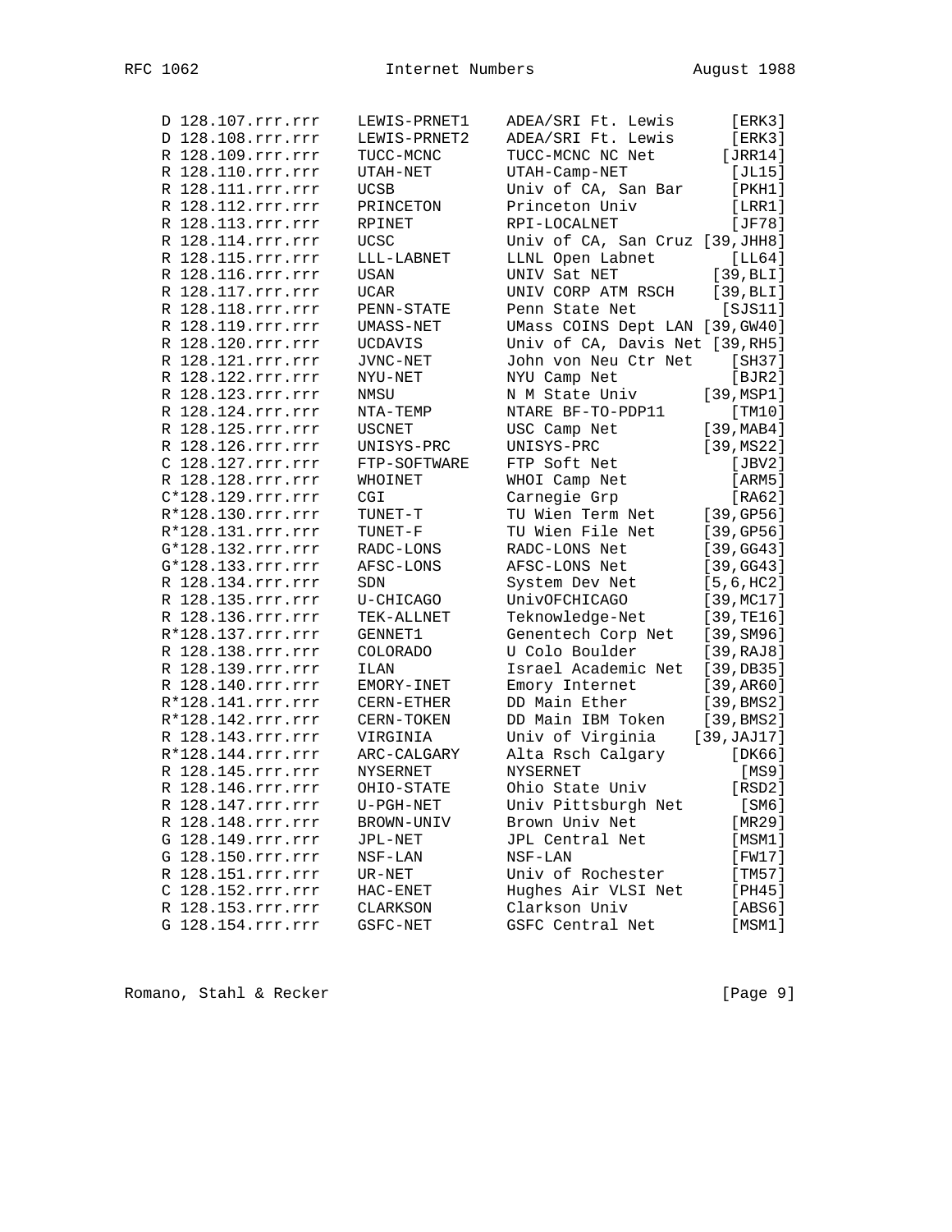```
D 128.107.rrr.rrr    LEWIS-PRNET1    ADEA/SRI Ft. Lewis        [ERK3]
D 128.108.rrr.rrr    LEWIS-PRNET2    ADEA/SRI Ft. Lewis        [ERK3]
R 128.109.rrr.rrr    TUCC-MCNC       TUCC-MCNC NC Net         [JRR14]
R 128.110.rrr.rrr    UTAH-NET        UTAH-Camp-NET             [JL15]
R 128.111.rrr.rrr    UCSB            Univ of CA, San Bar       [PKH1]
R 128.112.rrr.rrr    PRINCETON       Princeton Univ            [LRR1]
R 128.113.rrr.rrr    RPINET          RPI-LOCALNET              [JF78]
R 128.114.rrr.rrr    UCSC            Univ of CA, San Cruz [39,JHH8]
R 128.115.rrr.rrr    LLL-LABNET      LLNL Open Labnet          [LL64]
R 128.116.rrr.rrr    USAN            UNIV Sat NET            [39,BLI]
R 128.117.rrr.rrr    UCAR            UNIV CORP ATM RSCH      [39,BLI]
R 128.118.rrr.rrr    PENN-STATE      Penn State Net           [SJS11]
R 128.119.rrr.rrr    UMASS-NET       UMass COINS Dept LAN [39,GW40]
R 128.120.rrr.rrr    UCDAVIS         Univ of CA, Davis Net [39,RH5]
R 128.121.rrr.rrr    JVNC-NET        John von Neu Ctr Net      [SH37]
R 128.122.rrr.rrr    NYU-NET         NYU Camp Net              [BJR2]
R 128.123.rrr.rrr    NMSU            N M State Univ         [39,MSP1]
R 128.124.rrr.rrr    NTA-TEMP        NTARE BF-TO-PDP11         [TM10]
R 128.125.rrr.rrr    USCNET          USC Camp Net           [39,MAB4]
R 128.126.rrr.rrr    UNISYS-PRC      UNISYS-PRC             [39,MS22]
C 128.127.rrr.rrr    FTP-SOFTWARE    FTP Soft Net              [JBV2]
R 128.128.rrr.rrr    WHOINET         WHOI Camp Net             [ARM5]
C*128.129.rrr.rrr    CGI             Carnegie Grp              [RA62]
R*128.130.rrr.rrr    TUNET-T         TU Wien Term Net       [39,GP56]
R*128.131.rrr.rrr    TUNET-F         TU Wien File Net       [39,GP56]
G*128.132.rrr.rrr    RADC-LONS       RADC-LONS Net          [39,GG43]
G*128.133.rrr.rrr    AFSC-LONS       AFSC-LONS Net          [39,GG43]
R 128.134.rrr.rrr    SDN             System Dev Net         [5,6,HC2]
R 128.135.rrr.rrr    U-CHICAGO       UnivOFCHICAGO          [39,MC17]
R 128.136.rrr.rrr    TEK-ALLNET      Teknowledge-Net        [39,TE16]
R*128.137.rrr.rrr    GENNET1         Genentech Corp Net     [39,SM96]
R 128.138.rrr.rrr    COLORADO        U Colo Boulder         [39,RAJ8]
R 128.139.rrr.rrr    ILAN            Israel Academic Net    [39,DB35]
R 128.140.rrr.rrr    EMORY-INET      Emory Internet         [39,AR60]
R*128.141.rrr.rrr    CERN-ETHER      DD Main Ether          [39,BMS2]
R*128.142.rrr.rrr    CERN-TOKEN      DD Main IBM Token      [39,BMS2]
R 128.143.rrr.rrr    VIRGINIA        Univ of Virginia      [39,JAJ17]
R*128.144.rrr.rrr    ARC-CALGARY     Alta Rsch Calgary         [DK66]
R 128.145.rrr.rrr    NYSERNET        NYSERNET                   [MS9]
R 128.146.rrr.rrr    OHIO-STATE      Ohio State Univ           [RSD2]
R 128.147.rrr.rrr    U-PGH-NET       Univ Pittsburgh Net        [SM6]
R 128.148.rrr.rrr    BROWN-UNIV      Brown Univ Net            [MR29]
G 128.149.rrr.rrr    JPL-NET         JPL Central Net           [MSM1]
G 128.150.rrr.rrr    NSF-LAN         NSF-LAN                   [FW17]
R 128.151.rrr.rrr    UR-NET          Univ of Rochester         [TM57]
C 128.152.rrr.rrr    HAC-ENET        Hughes Air VLSI Net       [PH45]
R 128.153.rrr.rrr    CLARKSON        Clarkson Univ             [ABS6]
G 128.154.rrr.rrr    GSFC-NET        GSFC Central Net          [MSM1]
```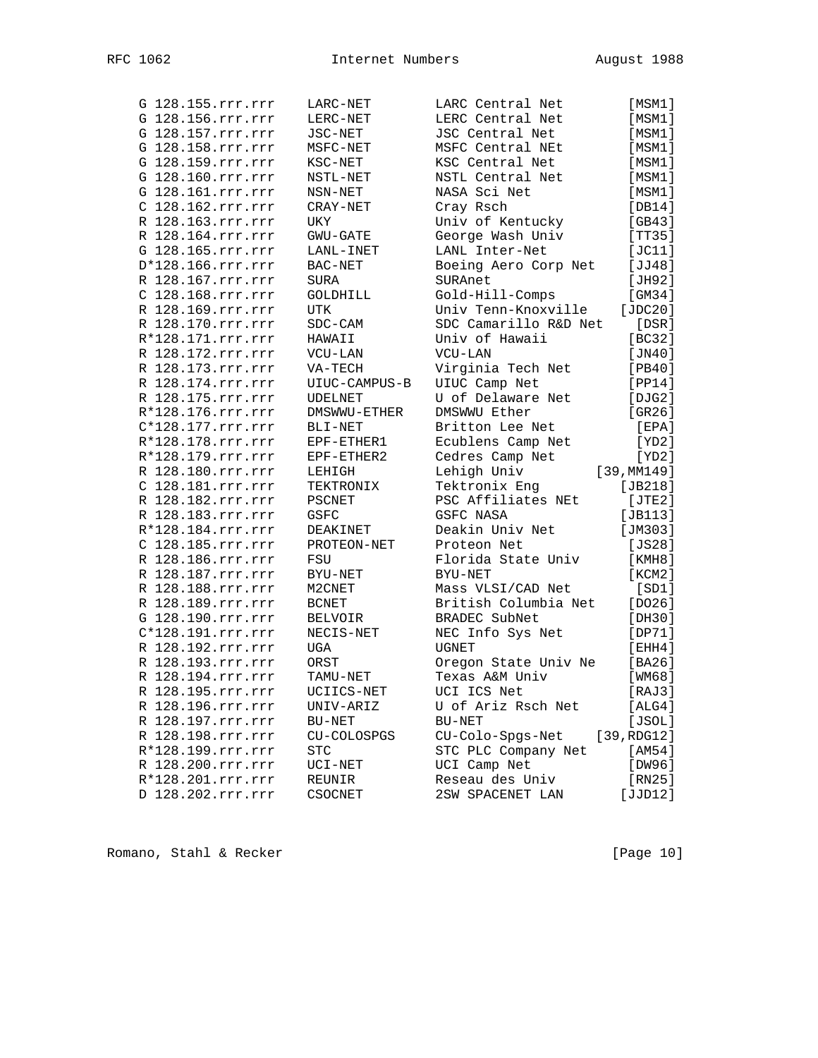```
G 128.155.rrr.rrr    LARC-NET        LARC Central Net        [MSM1]
G 128.156.rrr.rrr    LERC-NET        LERC Central Net        [MSM1]
G 128.157.rrr.rrr    JSC-NET         JSC Central Net         [MSM1]
G 128.158.rrr.rrr    MSFC-NET        MSFC Central NEt        [MSM1]
G 128.159.rrr.rrr    KSC-NET         KSC Central Net         [MSM1]
G 128.160.rrr.rrr    NSTL-NET        NSTL Central Net        [MSM1]
G 128.161.rrr.rrr    NSN-NET         NASA Sci Net            [MSM1]
C 128.162.rrr.rrr    CRAY-NET        Cray Rsch               [DB14]
R 128.163.rrr.rrr    UKY             Univ of Kentucky        [GB43]
R 128.164.rrr.rrr    GWU-GATE        George Wash Univ        [TT35]
G 128.165.rrr.rrr    LANL-INET       LANL Inter-Net          [JC11]
D*128.166.rrr.rrr    BAC-NET         Boeing Aero Corp Net    [JJ48]
R 128.167.rrr.rrr    SURA            SURAnet                 [JH92]
C 128.168.rrr.rrr    GOLDHILL        Gold-Hill-Comps         [GM34]
R 128.169.rrr.rrr    UTK             Univ Tenn-Knoxville    [JDC20]
R 128.170.rrr.rrr    SDC-CAM         SDC Camarillo R&D Net    [DSR]
R*128.171.rrr.rrr    HAWAII          Univ of Hawaii          [BC32]
R 128.172.rrr.rrr    VCU-LAN         VCU-LAN                 [JN40]
R 128.173.rrr.rrr    VA-TECH         Virginia Tech Net       [PB40]
R 128.174.rrr.rrr    UIUC-CAMPUS-B   UIUC Camp Net           [PP14]
R 128.175.rrr.rrr    UDELNET         U of Delaware Net       [DJG2]
R*128.176.rrr.rrr    DMSWWU-ETHER    DMSWWU Ether            [GR26]
C*128.177.rrr.rrr    BLI-NET         Britton Lee Net          [EPA]
R*128.178.rrr.rrr    EPF-ETHER1      Ecublens Camp Net        [YD2]
R*128.179.rrr.rrr    EPF-ETHER2      Cedres Camp Net          [YD2]
R 128.180.rrr.rrr    LEHIGH          Lehigh Univ         [39,MM149]
C 128.181.rrr.rrr    TEKTRONIX       Tektronix Eng          [JB218]
R 128.182.rrr.rrr    PSCNET          PSC Affiliates NEt      [JTE2]
R 128.183.rrr.rrr    GSFC            GSFC NASA              [JB113]
R*128.184.rrr.rrr    DEAKINET        Deakin Univ Net        [JM303]
C 128.185.rrr.rrr    PROTEON-NET     Proteon Net             [JS28]
R 128.186.rrr.rrr    FSU             Florida State Univ      [KMH8]
R 128.187.rrr.rrr    BYU-NET         BYU-NET                 [KCM2]
R 128.188.rrr.rrr    M2CNET          Mass VLSI/CAD Net        [SD1]
R 128.189.rrr.rrr    BCNET           British Columbia Net    [DO26]
G 128.190.rrr.rrr    BELVOIR         BRADEC SubNet           [DH30]
C*128.191.rrr.rrr    NECIS-NET       NEC Info Sys Net        [DP71]
R 128.192.rrr.rrr    UGA             UGNET                   [EHH4]
R 128.193.rrr.rrr    ORST            Oregon State Univ Ne    [BA26]
R 128.194.rrr.rrr    TAMU-NET        Texas A&M Univ          [WM68]
R 128.195.rrr.rrr    UCIICS-NET      UCI ICS Net             [RAJ3]
R 128.196.rrr.rrr    UNIV-ARIZ       U of Ariz Rsch Net      [ALG4]
R 128.197.rrr.rrr    BU-NET          BU-NET                  [JSOL]
R 128.198.rrr.rrr    CU-COLOSPGS     CU-Colo-Spgs-Net    [39,RDG12]
R*128.199.rrr.rrr    STC             STC PLC Company Net     [AM54]
R 128.200.rrr.rrr    UCI-NET         UCI Camp Net            [DW96]
R*128.201.rrr.rrr    REUNIR          Reseau des Univ         [RN25]
D 128.202.rrr.rrr    CSOCNET         2SW SPACENET LAN       [JJD12]
```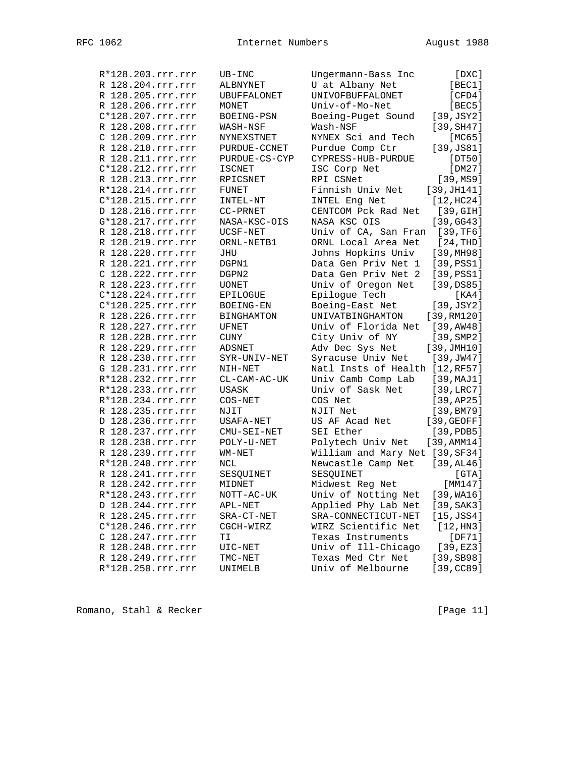```
R*128.203.rrr.rrr    UB-INC          Ungermann-Bass Inc        [DXC]
R 128.204.rrr.rrr    ALBNYNET        U at Albany Net          [BEC1]
R 128.205.rrr.rrr    UBUFFALONET     UNIVOFBUFFALONET         [CFD4]
R 128.206.rrr.rrr    MONET           Univ-of-Mo-Net           [BEC5]
C*128.207.rrr.rrr    BOEING-PSN      Boeing-Puget Sound    [39,JSY2]
R 128.208.rrr.rrr    WASH-NSF        Wash-NSF              [39,SH47]
C 128.209.rrr.rrr    NYNEXSTNET      NYNEX Sci and Tech       [MC65]
R 128.210.rrr.rrr    PURDUE-CCNET    Purdue Comp Ctr       [39,JS81]
R 128.211.rrr.rrr    PURDUE-CS-CYP   CYPRESS-HUB-PURDUE       [DT50]
C*128.212.rrr.rrr    ISCNET          ISC Corp Net             [DM27]
R 128.213.rrr.rrr    RPICSNET        RPI CSNet              [39,MS9]
R*128.214.rrr.rrr    FUNET           Finnish Univ Net     [39,JH141]
C*128.215.rrr.rrr    INTEL-NT        INTEL Eng Net         [12,HC24]
D 128.216.rrr.rrr    CC-PRNET        CENTCOM Pck Rad Net    [39,GIH]
G*128.217.rrr.rrr    NASA-KSC-OIS    NASA KSC OIS          [39,GG43]
R 128.218.rrr.rrr    UCSF-NET        Univ of CA, San Fran   [39,TF6]
R 128.219.rrr.rrr    ORNL-NETB1      ORNL Local Area Net    [24,THD]
R 128.220.rrr.rrr    JHU             Johns Hopkins Univ    [39,MH98]
R 128.221.rrr.rrr    DGPN1           Data Gen Priv Net 1   [39,PSS1]
C 128.222.rrr.rrr    DGPN2           Data Gen Priv Net 2   [39,PSS1]
R 128.223.rrr.rrr    UONET           Univ of Oregon Net    [39,DS85]
C*128.224.rrr.rrr    EPILOGUE        Epilogue Tech             [KA4]
C*128.225.rrr.rrr    BOEING-EN       Boeing-East Net       [39,JSY2]
R 128.226.rrr.rrr    BINGHAMTON      UNIVATBINGHAMTON     [39,RM120]
R 128.227.rrr.rrr    UFNET           Univ of Florida Net   [39,AW48]
R 128.228.rrr.rrr    CUNY            City Univ of NY       [39,SMP2]
R 128.229.rrr.rrr    ADSNET          Adv Dec Sys Net      [39,JMH10]
R 128.230.rrr.rrr    SYR-UNIV-NET    Syracuse Univ Net     [39,JW47]
G 128.231.rrr.rrr    NIH-NET         Natl Insts of Health [12,RF57]
R*128.232.rrr.rrr    CL-CAM-AC-UK    Univ Camb Comp Lab    [39,MAJ1]
R*128.233.rrr.rrr    USASK           Univ of Sask Net      [39,LRC7]
R*128.234.rrr.rrr    COS-NET         COS Net               [39,AP25]
R 128.235.rrr.rrr    NJIT            NJIT Net              [39,BM79]
D 128.236.rrr.rrr    USAFA-NET       US AF Acad Net       [39,GEOFF]
R 128.237.rrr.rrr    CMU-SEI-NET     SEI Ether             [39,PDB5]
R 128.238.rrr.rrr    POLY-U-NET      Polytech Univ Net    [39,AMM14]
R 128.239.rrr.rrr    WM-NET          William and Mary Net [39,SF34]
R*128.240.rrr.rrr    NCL             Newcastle Camp Net    [39,AL46]
R 128.241.rrr.rrr    SESQUINET       SESQUINET                 [GTA]
R 128.242.rrr.rrr    MIDNET          Midwest Reg Net         [MM147]
R*128.243.rrr.rrr    NOTT-AC-UK      Univ of Notting Net   [39,WA16]
D 128.244.rrr.rrr    APL-NET         Applied Phy Lab Net   [39,SAK3]
R 128.245.rrr.rrr    SRA-CT-NET      SRA-CONNECTICUT-NET   [15,JSS4]
C*128.246.rrr.rrr    CGCH-WIRZ       WIRZ Scientific Net    [12,HN3]
C 128.247.rrr.rrr    TI              Texas Instruments        [DF71]
R 128.248.rrr.rrr    UIC-NET         Univ of Ill-Chicago    [39,EZ3]
R 128.249.rrr.rrr    TMC-NET         Texas Med Ctr Net     [39,SB98]
R*128.250.rrr.rrr    UNIMELB         Univ of Melbourne     [39,CC89]
```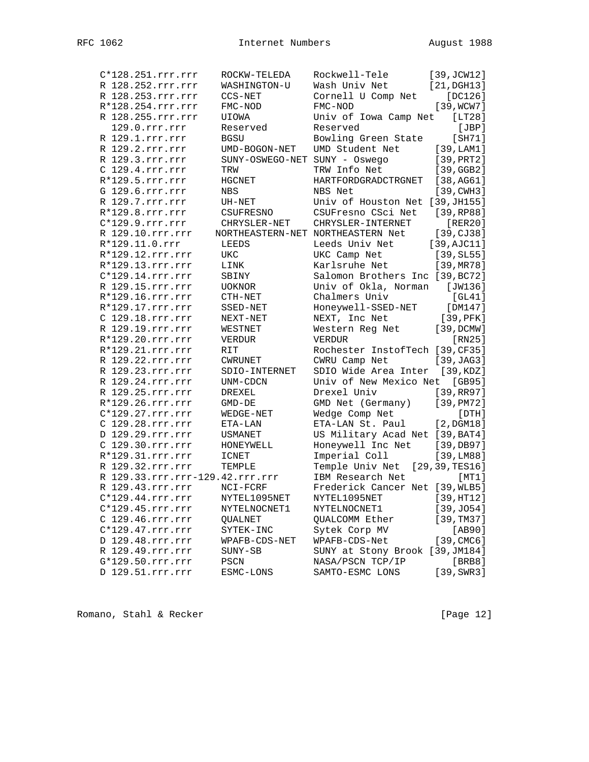```
    C*128.251.rrr.rrr    ROCKW-TELEDA    Rockwell-Tele         [39,JCW12]
    R 128.252.rrr.rrr    WASHINGTON-U    Wash Univ Net         [21,DGH13]
    R 128.253.rrr.rrr    CCS-NET         Cornell U Comp Net        [DC126]
    R*128.254.rrr.rrr    FMC-NOD         FMC-NOD                [39,WCW7]
    R 128.255.rrr.rrr    UIOWA           Univ of Iowa Camp Net     [LT28]
      129.0.rrr.rrr      Reserved        Reserved                   [JBP]
    R 129.1.rrr.rrr      BGSU            Bowling Green State       [SH71]
    R 129.2.rrr.rrr      UMD-BOGON-NET   UMD Student Net        [39,LAM1]
    R 129.3.rrr.rrr      SUNY-OSWEGO-NET SUNY - Oswego          [39,PRT2]
    C 129.4.rrr.rrr      TRW             TRW Info Net           [39,GGB2]
    R*129.5.rrr.rrr      HGCNET          HARTFORDGRADCTRGNET    [38,AG61]
    G 129.6.rrr.rrr      NBS             NBS Net                [39,CWH3]
    R 129.7.rrr.rrr      UH-NET          Univ of Houston Net [39,JH155]
    R*129.8.rrr.rrr      CSUFRESNO       CSUFresno CSci Net     [39,RP88]
    C*129.9.rrr.rrr      CHRYSLER-NET    CHRYSLER-INTERNET         [RER20]
    R 129.10.rrr.rrr    NORTHEASTERN-NET NORTHEASTERN Net       [39,CJ38]
    R*129.11.0.rrr       LEEDS           Leeds Univ Net        [39,AJC11]
    R*129.12.rrr.rrr     UKC             UKC Camp Net           [39,SL55]
    R*129.13.rrr.rrr     LINK            Karlsruhe Net          [39,MR78]
    C*129.14.rrr.rrr     SBINY           Salomon Brothers Inc [39,BC72]
    R 129.15.rrr.rrr     UOKNOR          Univ of Okla, Norman     [JW136]
    R*129.16.rrr.rrr     CTH-NET         Chalmers Univ              [GL41]
    R*129.17.rrr.rrr     SSED-NET        Honeywell-SSED-NET        [DM147]
    C 129.18.rrr.rrr     NEXT-NET        NEXT, Inc Net            [39,PFK]
    R 129.19.rrr.rrr     WESTNET         Western Reg Net        [39,DCMW]
    R*129.20.rrr.rrr     VERDUR          VERDUR                     [RN25]
    R*129.21.rrr.rrr     RIT             Rochester InstofTech [39,CF35]
    R 129.22.rrr.rrr     CWRUNET         CWRU Camp Net          [39,JAG3]
    R 129.23.rrr.rrr     SDIO-INTERNET   SDIO Wide Area Inter   [39,KDZ]
    R 129.24.rrr.rrr     UNM-CDCN        Univ of New Mexico Net  [GB95]
    R 129.25.rrr.rrr     DREXEL          Drexel Univ            [39,RR97]
    R*129.26.rrr.rrr     GMD-DE          GMD Net (Germany)      [39,PM72]
    C*129.27.rrr.rrr     WEDGE-NET       Wedge Comp Net              [DTH]
    C 129.28.rrr.rrr     ETA-LAN         ETA-LAN St. Paul        [2,DGM18]
    D 129.29.rrr.rrr     USMANET         US Military Acad Net [39,BAT4]
    C 129.30.rrr.rrr     HONEYWELL       Honeywell Inc Net      [39,DB97]
    R*129.31.rrr.rrr     ICNET           Imperial Coll          [39,LM88]
    R 129.32.rrr.rrr     TEMPLE          Temple Univ Net  [29,39,TES16]
    R 129.33.rrr.rrr-129.42.rrr.rrr      IBM Research Net           [MT1]
    R 129.43.rrr.rrr     NCI-FCRF        Frederick Cancer Net [39,WLB5]
    C*129.44.rrr.rrr     NYTEL1095NET    NYTEL1095NET           [39,HT12]
    C*129.45.rrr.rrr     NYTELNOCNET1    NYTELNOCNET1           [39,JO54]
    C 129.46.rrr.rrr     QUALNET         QUALCOMM Ether         [39,TM37]
    C*129.47.rrr.rrr     SYTEK-INC       Sytek Corp MV              [AB90]
    D 129.48.rrr.rrr     WPAFB-CDS-NET   WPAFB-CDS-Net          [39,CMC6]
    R 129.49.rrr.rrr     SUNY-SB         SUNY at Stony Brook [39,JM184]
    G*129.50.rrr.rrr     PSCN            NASA/PSCN TCP/IP           [BRB8]
    D 129.51.rrr.rrr     ESMC-LONS       SAMTO-ESMC LONS        [39,SWR3]
```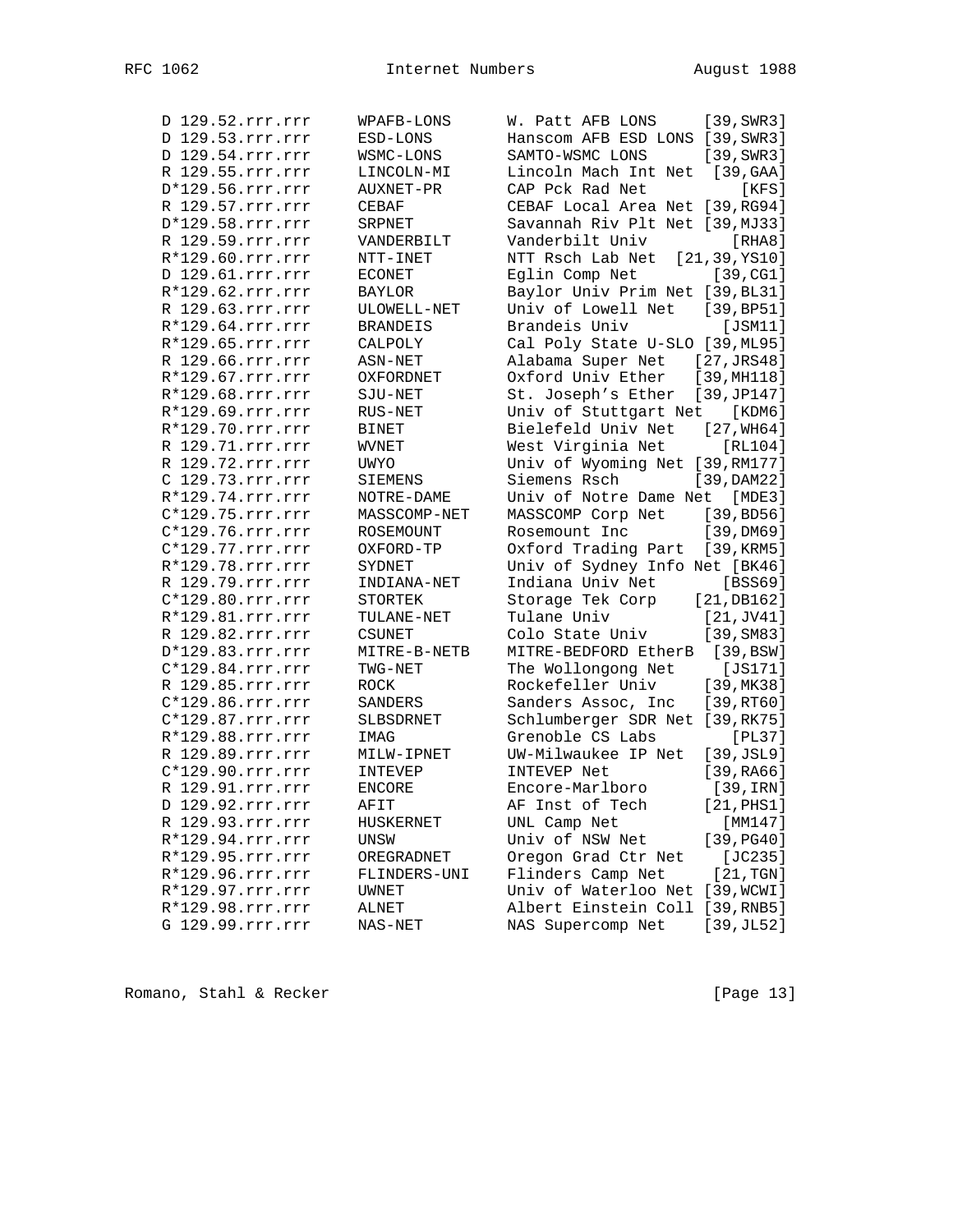```
 D 129.52.rrr.rrr     WPAFB-LONS       W. Patt AFB LONS     [39,SWR3]
 D 129.53.rrr.rrr     ESD-LONS         Hanscom AFB ESD LONS [39,SWR3]
 D 129.54.rrr.rrr     WSMC-LONS        SAMTO-WSMC LONS      [39,SWR3]
 R 129.55.rrr.rrr     LINCOLN-MI       Lincoln Mach Int Net  [39,GAA]
 D*129.56.rrr.rrr     AUXNET-PR        CAP Pck Rad Net           [KFS]
 R 129.57.rrr.rrr     CEBAF            CEBAF Local Area Net [39,RG94]
 D*129.58.rrr.rrr     SRPNET           Savannah Riv Plt Net [39,MJ33]
 R 129.59.rrr.rrr     VANDERBILT       Vanderbilt Univ          [RHA8]
 R*129.60.rrr.rrr     NTT-INET         NTT Rsch Lab Net  [21,39,YS10]
 D 129.61.rrr.rrr     ECONET           Eglin Comp Net          [39,CG1]
 R*129.62.rrr.rrr     BAYLOR           Baylor Univ Prim Net [39,BL31]
 R 129.63.rrr.rrr     ULOWELL-NET      Univ of Lowell Net   [39,BP51]
 R*129.64.rrr.rrr     BRANDEIS         Brandeis Univ           [JSM11]
 R*129.65.rrr.rrr     CALPOLY          Cal Poly State U-SLO [39,ML95]
 R 129.66.rrr.rrr     ASN-NET          Alabama Super Net   [27,JRS48]
 R*129.67.rrr.rrr     OXFORDNET        Oxford Univ Ether   [39,MH118]
 R*129.68.rrr.rrr     SJU-NET          St. Joseph's Ether  [39,JP147]
 R*129.69.rrr.rrr     RUS-NET          Univ of Stuttgart Net   [KDM6]
 R*129.70.rrr.rrr     BINET            Bielefeld Univ Net   [27,WH64]
 R 129.71.rrr.rrr     WVNET            West Virginia Net       [RL104]
 R 129.72.rrr.rrr     UWYO             Univ of Wyoming Net [39,RM177]
 C 129.73.rrr.rrr     SIEMENS          Siemens Rsch        [39,DAM22]
 R*129.74.rrr.rrr     NOTRE-DAME       Univ of Notre Dame Net  [MDE3]
 C*129.75.rrr.rrr     MASSCOMP-NET     MASSCOMP Corp Net    [39,BD56]
 C*129.76.rrr.rrr     ROSEMOUNT        Rosemount Inc        [39,DM69]
 C*129.77.rrr.rrr     OXFORD-TP        Oxford Trading Part  [39,KRM5]
 R*129.78.rrr.rrr     SYDNET           Univ of Sydney Info Net [BK46]
 R 129.79.rrr.rrr     INDIANA-NET      Indiana Univ Net        [BSS69]
 C*129.80.rrr.rrr     STORTEK          Storage Tek Corp    [21,DB162]
 R*129.81.rrr.rrr     TULANE-NET       Tulane Univ            [21,JV41]
 R 129.82.rrr.rrr     CSUNET           Colo State Univ      [39,SM83]
 D*129.83.rrr.rrr     MITRE-B-NETB     MITRE-BEDFORD EtherB  [39,BSW]
 C*129.84.rrr.rrr     TWG-NET          The Wollongong Net      [JS171]
 R 129.85.rrr.rrr     ROCK             Rockefeller Univ     [39,MK38]
 C*129.86.rrr.rrr     SANDERS          Sanders Assoc, Inc   [39,RT60]
 C*129.87.rrr.rrr     SLBSDRNET        Schlumberger SDR Net [39,RK75]
 R*129.88.rrr.rrr     IMAG             Grenoble CS Labs          [PL37]
 R 129.89.rrr.rrr     MILW-IPNET       UW-Milwaukee IP Net  [39,JSL9]
 C*129.90.rrr.rrr     INTEVEP          INTEVEP Net          [39,RA66]
 R 129.91.rrr.rrr     ENCORE           Encore-Marlboro        [39,IRN]
 D 129.92.rrr.rrr     AFIT             AF Inst of Tech      [21,PHS1]
 R 129.93.rrr.rrr     HUSKERNET        UNL Camp Net             [MM147]
 R*129.94.rrr.rrr     UNSW             Univ of NSW Net      [39,PG40]
 R*129.95.rrr.rrr     OREGRADNET       Oregon Grad Ctr Net     [JC235]
 R*129.96.rrr.rrr     FLINDERS-UNI     Flinders Camp Net      [21,TGN]
 R*129.97.rrr.rrr     UWNET            Univ of Waterloo Net [39,WCWI]
 R*129.98.rrr.rrr     ALNET            Albert Einstein Coll [39,RNB5]
 G 129.99.rrr.rrr     NAS-NET          NAS Supercomp Net    [39,JL52]
```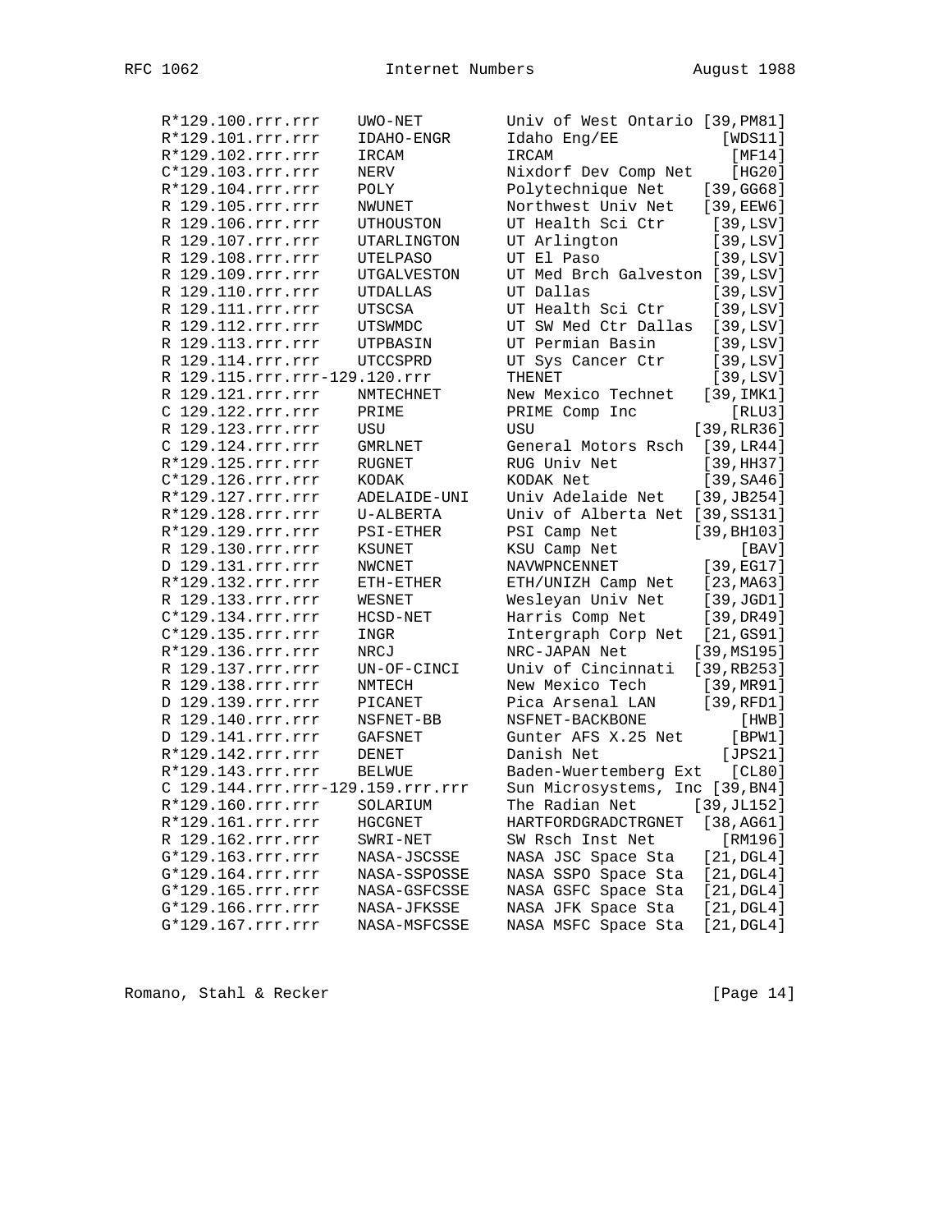```
R*129.100.rrr.rrr    UWO-NET          Univ of West Ontario [39,PM81]
R*129.101.rrr.rrr    IDAHO-ENGR       Idaho Eng/EE             [WDS11]
R*129.102.rrr.rrr    IRCAM            IRCAM                     [MF14]
C*129.103.rrr.rrr    NERV             Nixdorf Dev Comp Net      [HG20]
R*129.104.rrr.rrr    POLY             Polytechnique Net      [39,GG68]
R 129.105.rrr.rrr    NWUNET           Northwest Univ Net     [39,EEW6]
R 129.106.rrr.rrr    UTHOUSTON        UT Health Sci Ctr       [39,LSV]
R 129.107.rrr.rrr    UTARLINGTON      UT Arlington            [39,LSV]
R 129.108.rrr.rrr    UTELPASO         UT El Paso              [39,LSV]
R 129.109.rrr.rrr    UTGALVESTON      UT Med Brch Galveston   [39,LSV]
R 129.110.rrr.rrr    UTDALLAS         UT Dallas               [39,LSV]
R 129.111.rrr.rrr    UTSCSA           UT Health Sci Ctr       [39,LSV]
R 129.112.rrr.rrr    UTSWMDC          UT SW Med Ctr Dallas    [39,LSV]
R 129.113.rrr.rrr    UTPBASIN         UT Permian Basin        [39,LSV]
R 129.114.rrr.rrr    UTCCSPRD         UT Sys Cancer Ctr       [39,LSV]
R 129.115.rrr.rrr-129.120.rrr         THENET                  [39,LSV]
R 129.121.rrr.rrr    NMTECHNET        New Mexico Technet     [39,IMK1]
C 129.122.rrr.rrr    PRIME            PRIME Comp Inc            [RLU3]
R 129.123.rrr.rrr    USU              USU                   [39,RLR36]
C 129.124.rrr.rrr    GMRLNET          General Motors Rsch    [39,LR44]
R*129.125.rrr.rrr    RUGNET           RUG Univ Net           [39,HH37]
C*129.126.rrr.rrr    KODAK            KODAK Net              [39,SA46]
R*129.127.rrr.rrr    ADELAIDE-UNI     Univ Adelaide Net     [39,JB254]
R*129.128.rrr.rrr    U-ALBERTA        Univ of Alberta Net   [39,SS131]
R*129.129.rrr.rrr    PSI-ETHER        PSI Camp Net          [39,BH103]
R 129.130.rrr.rrr    KSUNET           KSU Camp Net               [BAV]
D 129.131.rrr.rrr    NWCNET           NAVWPNCENNET           [39,EG17]
R*129.132.rrr.rrr    ETH-ETHER        ETH/UNIZH Camp Net     [23,MA63]
R 129.133.rrr.rrr    WESNET           Wesleyan Univ Net      [39,JGD1]
C*129.134.rrr.rrr    HCSD-NET         Harris Comp Net        [39,DR49]
C*129.135.rrr.rrr    INGR             Intergraph Corp Net    [21,GS91]
R*129.136.rrr.rrr    NRCJ             NRC-JAPAN Net         [39,MS195]
R 129.137.rrr.rrr    UN-OF-CINCI      Univ of Cincinnati    [39,RB253]
R 129.138.rrr.rrr    NMTECH           New Mexico Tech        [39,MR91]
D 129.139.rrr.rrr    PICANET          Pica Arsenal LAN       [39,RFD1]
R 129.140.rrr.rrr    NSFNET-BB        NSFNET-BACKBONE            [HWB]
D 129.141.rrr.rrr    GAFSNET          Gunter AFS X.25 Net       [BPW1]
R*129.142.rrr.rrr    DENET            Danish Net               [JPS21]
R*129.143.rrr.rrr    BELWUE           Baden-Wuertemberg Ext     [CL80]
C 129.144.rrr.rrr-129.159.rrr.rrr     Sun Microsystems, Inc [39,BN4]
R*129.160.rrr.rrr    SOLARIUM         The Radian Net        [39,JL152]
R*129.161.rrr.rrr    HGCGNET          HARTFORDGRADCTRGNET    [38,AG61]
R 129.162.rrr.rrr    SWRI-NET         SW Rsch Inst Net         [RM196]
G*129.163.rrr.rrr    NASA-JSCSSE      NASA JSC Space Sta     [21,DGL4]
G*129.164.rrr.rrr    NASA-SSPOSSE     NASA SSPO Space Sta    [21,DGL4]
G*129.165.rrr.rrr    NASA-GSFCSSE     NASA GSFC Space Sta    [21,DGL4]
G*129.166.rrr.rrr    NASA-JFKSSE      NASA JFK Space Sta     [21,DGL4]
G*129.167.rrr.rrr    NASA-MSFCSSE     NASA MSFC Space Sta    [21,DGL4]
```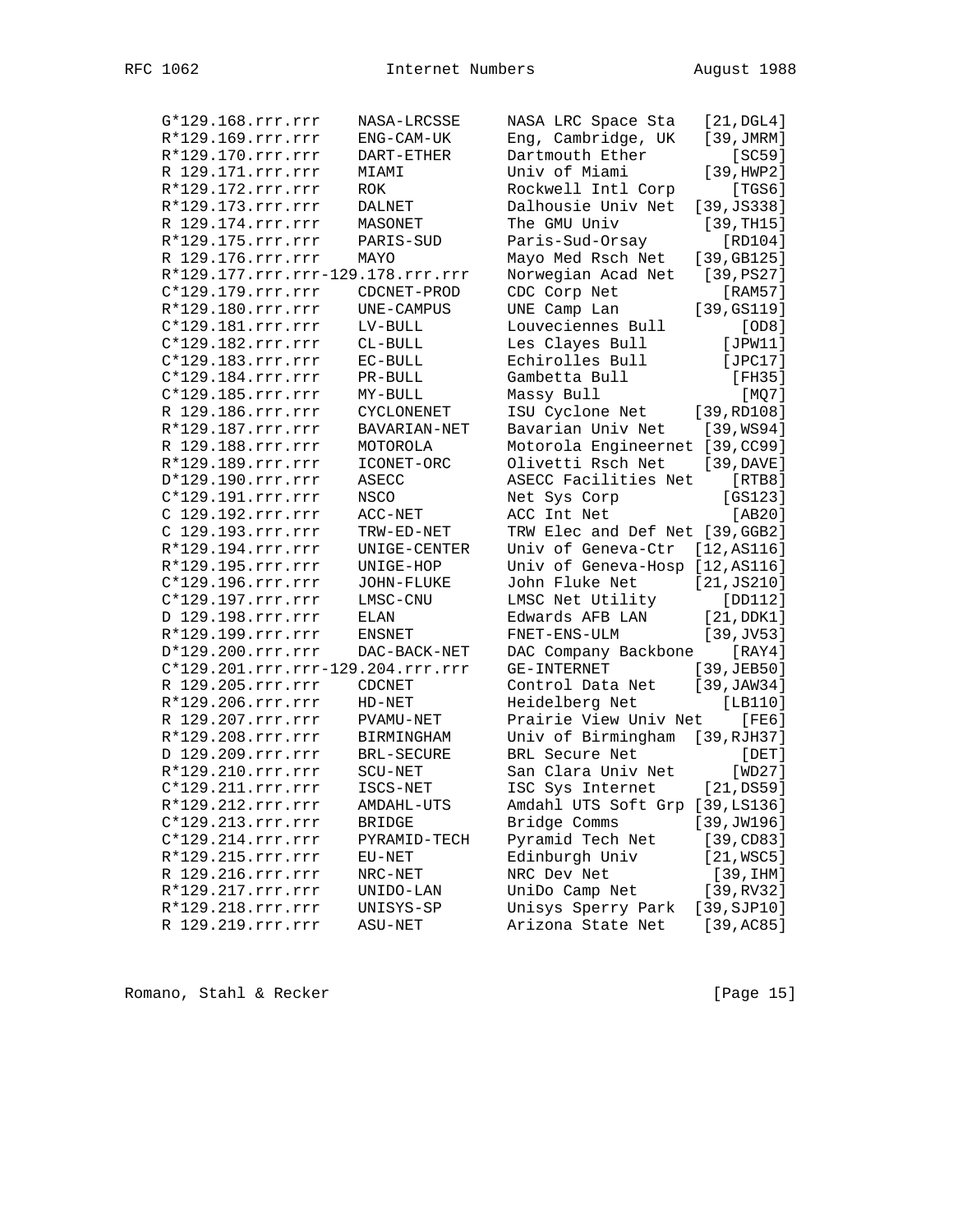```
    G*129.168.rrr.rrr    NASA-LRCSSE     NASA LRC Space Sta   [21,DGL4]
    R*129.169.rrr.rrr    ENG-CAM-UK      Eng, Cambridge, UK   [39,JMRM]
    R*129.170.rrr.rrr    DART-ETHER      Dartmouth Ether          [SC59]
    R 129.171.rrr.rrr    MIAMI           Univ of Miami         [39,HWP2]
    R*129.172.rrr.rrr    ROK             Rockwell Intl Corp       [TGS6]
    R*129.173.rrr.rrr    DALNET          Dalhousie Univ Net  [39,JS338]
    R 129.174.rrr.rrr    MASONET         The GMU Univ          [39,TH15]
    R*129.175.rrr.rrr    PARIS-SUD       Paris-Sud-Orsay         [RD104]
    R 129.176.rrr.rrr    MAYO            Mayo Med Rsch Net   [39,GB125]
    R*129.177.rrr.rrr-129.178.rrr.rrr    Norwegian Acad Net   [39,PS27]
    C*129.179.rrr.rrr    CDCNET-PROD     CDC Corp Net            [RAM57]
    R*129.180.rrr.rrr    UNE-CAMPUS      UNE Camp Lan        [39,GS119]
    C*129.181.rrr.rrr    LV-BULL         Louveciennes Bull         [OD8]
    C*129.182.rrr.rrr    CL-BULL         Les Clayes Bull         [JPW11]
    C*129.183.rrr.rrr    EC-BULL         Echirolles Bull         [JPC17]
    C*129.184.rrr.rrr    PR-BULL         Gambetta Bull            [FH35]
    C*129.185.rrr.rrr    MY-BULL         Massy Bull                [MQ7]
    R 129.186.rrr.rrr    CYCLONENET      ISU Cyclone Net     [39,RD108]
    R*129.187.rrr.rrr    BAVARIAN-NET    Bavarian Univ Net    [39,WS94]
    R 129.188.rrr.rrr    MOTOROLA        Motorola Engineernet [39,CC99]
    R*129.189.rrr.rrr    ICONET-ORC      Olivetti Rsch Net    [39,DAVE]
    D*129.190.rrr.rrr    ASECC           ASECC Facilities Net     [RTB8]
    C*129.191.rrr.rrr    NSCO            Net Sys Corp            [GS123]
    C 129.192.rrr.rrr    ACC-NET         ACC Int Net              [AB20]
    C 129.193.rrr.rrr    TRW-ED-NET      TRW Elec and Def Net [39,GGB2]
    R*129.194.rrr.rrr    UNIGE-CENTER    Univ of Geneva-Ctr  [12,AS116]
    R*129.195.rrr.rrr    UNIGE-HOP       Univ of Geneva-Hosp [12,AS116]
    C*129.196.rrr.rrr    JOHN-FLUKE      John Fluke Net      [21,JS210]
    C*129.197.rrr.rrr    LMSC-CNU        LMSC Net Utility        [DD112]
    D 129.198.rrr.rrr    ELAN            Edwards AFB LAN       [21,DDK1]
    R*129.199.rrr.rrr    ENSNET          FNET-ENS-ULM          [39,JV53]
    D*129.200.rrr.rrr    DAC-BACK-NET    DAC Company Backbone     [RAY4]
    C*129.201.rrr.rrr-129.204.rrr.rrr    GE-INTERNET         [39,JEB50]
    R 129.205.rrr.rrr    CDCNET          Control Data Net    [39,JAW34]
    R*129.206.rrr.rrr    HD-NET          Heidelberg Net          [LB110]
    R 129.207.rrr.rrr    PVAMU-NET       Prairie View Univ Net     [FE6]
    R*129.208.rrr.rrr    BIRMINGHAM      Univ of Birmingham  [39,RJH37]
    D 129.209.rrr.rrr    BRL-SECURE      BRL Secure Net            [DET]
    R*129.210.rrr.rrr    SCU-NET         San Clara Univ Net       [WD27]
    C*129.211.rrr.rrr    ISCS-NET        ISC Sys Internet      [21,DS59]
    R*129.212.rrr.rrr    AMDAHL-UTS      Amdahl UTS Soft Grp [39,LS136]
    C*129.213.rrr.rrr    BRIDGE          Bridge Comms        [39,JW196]
    C*129.214.rrr.rrr    PYRAMID-TECH    Pyramid Tech Net      [39,CD83]
    R*129.215.rrr.rrr    EU-NET          Edinburgh Univ        [21,WSC5]
    R 129.216.rrr.rrr    NRC-NET         NRC Dev Net            [39,IHM]
    R*129.217.rrr.rrr    UNIDO-LAN       UniDo Camp Net        [39,RV32]
    R*129.218.rrr.rrr    UNISYS-SP       Unisys Sperry Park  [39,SJP10]
    R 129.219.rrr.rrr    ASU-NET         Arizona State Net     [39,AC85]
```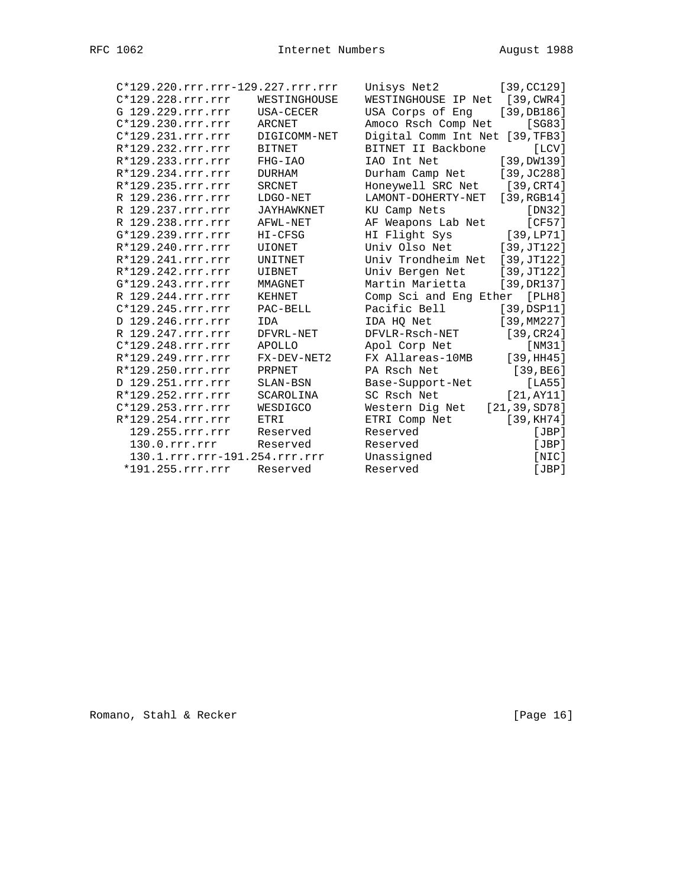```
 C*129.220.rrr.rrr-129.227.rrr.rrr   Unisys Net2         [39,CC129]
 C*129.228.rrr.rrr    WESTINGHOUSE    WESTINGHOUSE IP Net  [39,CWR4]
 G 129.229.rrr.rrr    USA-CECER       USA Corps of Eng    [39,DB186]
 C*129.230.rrr.rrr    ARCNET          Amoco Rsch Comp Net      [SG83]
 C*129.231.rrr.rrr    DIGICOMM-NET    Digital Comm Int Net [39,TFB3]
 R*129.232.rrr.rrr    BITNET          BITNET II Backbone        [LCV]
 R*129.233.rrr.rrr    FHG-IAO         IAO Int Net         [39,DW139]
 R*129.234.rrr.rrr    DURHAM          Durham Camp Net     [39,JC288]
 R*129.235.rrr.rrr    SRCNET          Honeywell SRC Net    [39,CRT4]
 R 129.236.rrr.rrr    LDGO-NET        LAMONT-DOHERTY-NET  [39,RGB14]
 R 129.237.rrr.rrr    JAYHAWKNET      KU Camp Nets             [DN32]
 R 129.238.rrr.rrr    AFWL-NET        AF Weapons Lab Net       [CF57]
 G*129.239.rrr.rrr    HI-CFSG         HI Flight Sys        [39,LP71]
 R*129.240.rrr.rrr    UIONET          Univ Olso Net       [39,JT122]
 R*129.241.rrr.rrr    UNITNET         Univ Trondheim Net  [39,JT122]
 R*129.242.rrr.rrr    UIBNET          Univ Bergen Net     [39,JT122]
 G*129.243.rrr.rrr    MMAGNET         Martin Marietta     [39,DR137]
 R 129.244.rrr.rrr    KEHNET          Comp Sci and Eng Ether  [PLH8]
 C*129.245.rrr.rrr    PAC-BELL        Pacific Bell        [39,DSP11]
 D 129.246.rrr.rrr    IDA             IDA HQ Net          [39,MM227]
 R 129.247.rrr.rrr    DFVRL-NET       DFVLR-Rsch-NET       [39,CR24]
 C*129.248.rrr.rrr    APOLLO          Apol Corp Net            [NM31]
 R*129.249.rrr.rrr    FX-DEV-NET2     FX Allareas-10MB     [39,HH45]
 R*129.250.rrr.rrr    PRPNET          PA Rsch Net           [39,BE6]
 D 129.251.rrr.rrr    SLAN-BSN        Base-Support-Net         [LA55]
 R*129.252.rrr.rrr    SCAROLINA       SC Rsch Net          [21,AY11]
 C*129.253.rrr.rrr    WESDIGCO        Western Dig Net   [21,39,SD78]
 R*129.254.rrr.rrr    ETRI            ETRI Comp Net        [39,KH74]
   129.255.rrr.rrr    Reserved        Reserved                  [JBP]
   130.0.rrr.rrr      Reserved        Reserved                  [JBP]
   130.1.rrr.rrr-191.254.rrr.rrr      Unassigned                [NIC]
  *191.255.rrr.rrr    Reserved        Reserved                  [JBP]
```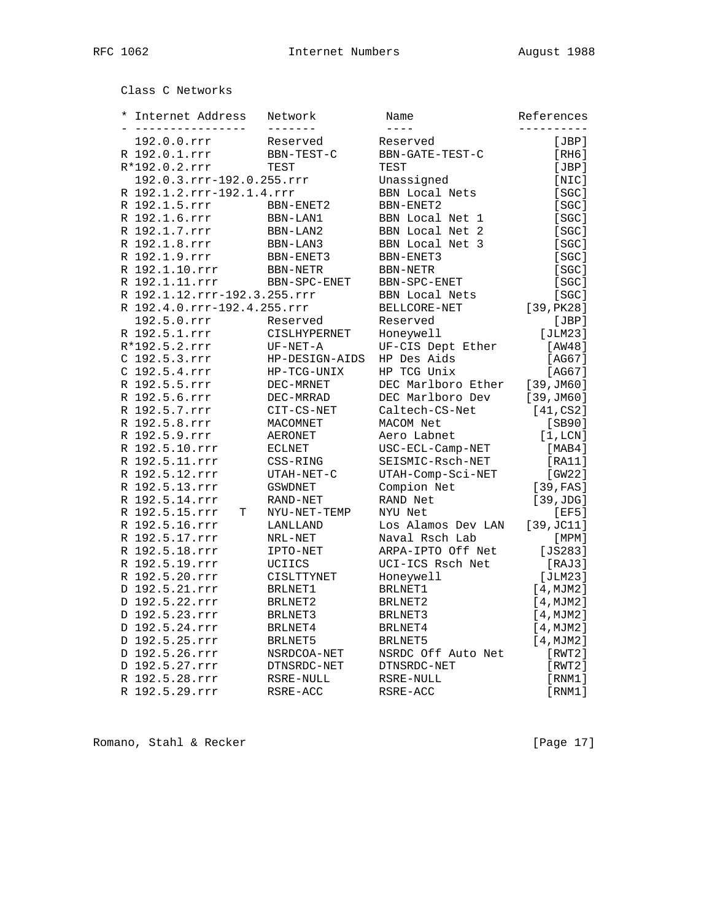Class C Networks

| * | Internet Address | Network | Name | References |
|---|---|---|---|---|
| - | ---------------- | ------- | ---- | ---------- |
| | 192.0.0.rrr | Reserved | Reserved | [JBP] |
| R | 192.0.1.rrr | BBN-TEST-C | BBN-GATE-TEST-C | [RH6] |
| R* | 192.0.2.rrr | TEST | TEST | [JBP] |
| | 192.0.3.rrr-192.0.255.rrr | | Unassigned | [NIC] |
| R | 192.1.2.rrr-192.1.4.rrr | | BBN Local Nets | [SGC] |
| R | 192.1.5.rrr | BBN-ENET2 | BBN-ENET2 | [SGC] |
| R | 192.1.6.rrr | BBN-LAN1 | BBN Local Net 1 | [SGC] |
| R | 192.1.7.rrr | BBN-LAN2 | BBN Local Net 2 | [SGC] |
| R | 192.1.8.rrr | BBN-LAN3 | BBN Local Net 3 | [SGC] |
| R | 192.1.9.rrr | BBN-ENET3 | BBN-ENET3 | [SGC] |
| R | 192.1.10.rrr | BBN-NETR | BBN-NETR | [SGC] |
| R | 192.1.11.rrr | BBN-SPC-ENET | BBN-SPC-ENET | [SGC] |
| R | 192.1.12.rrr-192.3.255.rrr | | BBN Local Nets | [SGC] |
| R | 192.4.0.rrr-192.4.255.rrr | | BELLCORE-NET | [39,PK28] |
| | 192.5.0.rrr | Reserved | Reserved | [JBP] |
| R | 192.5.1.rrr | CISLHYPERNET | Honeywell | [JLM23] |
| R* | 192.5.2.rrr | UF-NET-A | UF-CIS Dept Ether | [AW48] |
| C | 192.5.3.rrr | HP-DESIGN-AIDS | HP Des Aids | [AG67] |
| C | 192.5.4.rrr | HP-TCG-UNIX | HP TCG Unix | [AG67] |
| R | 192.5.5.rrr | DEC-MRNET | DEC Marlboro Ether | [39,JM60] |
| R | 192.5.6.rrr | DEC-MRRAD | DEC Marlboro Dev | [39,JM60] |
| R | 192.5.7.rrr | CIT-CS-NET | Caltech-CS-Net | [41,CS2] |
| R | 192.5.8.rrr | MACOMNET | MACOM Net | [SB90] |
| R | 192.5.9.rrr | AERONET | Aero Labnet | [1,LCN] |
| R | 192.5.10.rrr | ECLNET | USC-ECL-Camp-NET | [MAB4] |
| R | 192.5.11.rrr | CSS-RING | SEISMIC-Rsch-NET | [RA11] |
| R | 192.5.12.rrr | UTAH-NET-C | UTAH-Comp-Sci-NET | [GW22] |
| R | 192.5.13.rrr | GSWDNET | Compion Net | [39,FAS] |
| R | 192.5.14.rrr | RAND-NET | RAND Net | [39,JDG] |
| R | 192.5.15.rrr T | NYU-NET-TEMP | NYU Net | [EF5] |
| R | 192.5.16.rrr | LANLLAND | Los Alamos Dev LAN | [39,JC11] |
| R | 192.5.17.rrr | NRL-NET | Naval Rsch Lab | [MPM] |
| R | 192.5.18.rrr | IPTO-NET | ARPA-IPTO Off Net | [JS283] |
| R | 192.5.19.rrr | UCIICS | UCI-ICS Rsch Net | [RAJ3] |
| R | 192.5.20.rrr | CISLTTYNET | Honeywell | [JLM23] |
| D | 192.5.21.rrr | BRLNET1 | BRLNET1 | [4,MJM2] |
| D | 192.5.22.rrr | BRLNET2 | BRLNET2 | [4,MJM2] |
| D | 192.5.23.rrr | BRLNET3 | BRLNET3 | [4,MJM2] |
| D | 192.5.24.rrr | BRLNET4 | BRLNET4 | [4,MJM2] |
| D | 192.5.25.rrr | BRLNET5 | BRLNET5 | [4,MJM2] |
| D | 192.5.26.rrr | NSRDCOA-NET | NSRDC Off Auto Net | [RWT2] |
| D | 192.5.27.rrr | DTNSRDC-NET | DTNSRDC-NET | [RWT2] |
| R | 192.5.28.rrr | RSRE-NULL | RSRE-NULL | [RNM1] |
| R | 192.5.29.rrr | RSRE-ACC | RSRE-ACC | [RNM1] |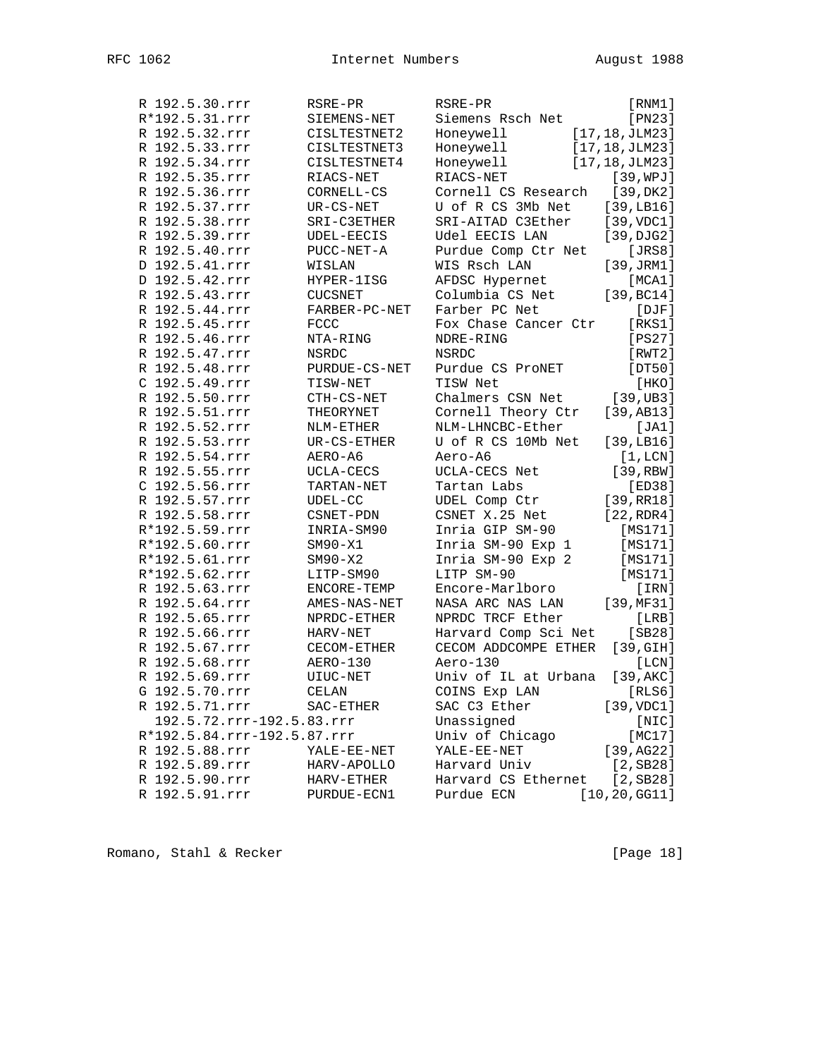```
    R 192.5.30.rrr        RSRE-PR         RSRE-PR                 [RNM1]
    R*192.5.31.rrr        SIEMENS-NET     Siemens Rsch Net        [PN23]
    R 192.5.32.rrr        CISLTESTNET2    Honeywell        [17,18,JLM23]
    R 192.5.33.rrr        CISLTESTNET3    Honeywell        [17,18,JLM23]
    R 192.5.34.rrr        CISLTESTNET4    Honeywell        [17,18,JLM23]
    R 192.5.35.rrr        RIACS-NET       RIACS-NET             [39,WPJ]
    R 192.5.36.rrr        CORNELL-CS      Cornell CS Research   [39,DK2]
    R 192.5.37.rrr        UR-CS-NET       U of R CS 3Mb Net    [39,LB16]
    R 192.5.38.rrr        SRI-C3ETHER     SRI-AITAD C3Ether    [39,VDC1]
    R 192.5.39.rrr        UDEL-EECIS      Udel EECIS LAN       [39,DJG2]
    R 192.5.40.rrr        PUCC-NET-A      Purdue Comp Ctr Net     [JRS8]
    D 192.5.41.rrr        WISLAN          WIS Rsch LAN         [39,JRM1]
    D 192.5.42.rrr        HYPER-1ISG      AFDSC Hypernet          [MCA1]
    R 192.5.43.rrr        CUCSNET         Columbia CS Net      [39,BC14]
    R 192.5.44.rrr        FARBER-PC-NET   Farber PC Net            [DJF]
    R 192.5.45.rrr        FCCC            Fox Chase Cancer Ctr    [RKS1]
    R 192.5.46.rrr        NTA-RING        NDRE-RING               [PS27]
    R 192.5.47.rrr        NSRDC           NSRDC                   [RWT2]
    R 192.5.48.rrr        PURDUE-CS-NET   Purdue CS ProNET        [DT50]
    C 192.5.49.rrr        TISW-NET        TISW Net                 [HKO]
    R 192.5.50.rrr        CTH-CS-NET      Chalmers CSN Net      [39,UB3]
    R 192.5.51.rrr        THEORYNET       Cornell Theory Ctr   [39,AB13]
    R 192.5.52.rrr        NLM-ETHER       NLM-LHNCBC-Ether         [JA1]
    R 192.5.53.rrr        UR-CS-ETHER     U of R CS 10Mb Net   [39,LB16]
    R 192.5.54.rrr        AERO-A6         Aero-A6                [1,LCN]
    R 192.5.55.rrr        UCLA-CECS       UCLA-CECS Net         [39,RBW]
    C 192.5.56.rrr        TARTAN-NET      Tartan Labs             [ED38]
    R 192.5.57.rrr        UDEL-CC         UDEL Comp Ctr        [39,RR18]
    R 192.5.58.rrr        CSNET-PDN       CSNET X.25 Net       [22,RDR4]
    R*192.5.59.rrr        INRIA-SM90      Inria GIP SM-90        [MS171]
    R*192.5.60.rrr        SM90-X1         Inria SM-90 Exp 1      [MS171]
    R*192.5.61.rrr        SM90-X2         Inria SM-90 Exp 2      [MS171]
    R*192.5.62.rrr        LITP-SM90       LITP SM-90             [MS171]
    R 192.5.63.rrr        ENCORE-TEMP     Encore-Marlboro          [IRN]
    R 192.5.64.rrr        AMES-NAS-NET    NASA ARC NAS LAN     [39,MF31]
    R 192.5.65.rrr        NPRDC-ETHER     NPRDC TRCF Ether         [LRB]
    R 192.5.66.rrr        HARV-NET        Harvard Comp Sci Net    [SB28]
    R 192.5.67.rrr        CECOM-ETHER     CECOM ADDCOMPE ETHER  [39,GIH]
    R 192.5.68.rrr        AERO-130        Aero-130                 [LCN]
    R 192.5.69.rrr        UIUC-NET        Univ of IL at Urbana  [39,AKC]
    G 192.5.70.rrr        CELAN           COINS Exp LAN           [RLS6]
    R 192.5.71.rrr        SAC-ETHER       SAC C3 Ether         [39,VDC1]
      192.5.72.rrr-192.5.83.rrr           Unassigned               [NIC]
    R*192.5.84.rrr-192.5.87.rrr           Univ of Chicago         [MC17]
    R 192.5.88.rrr        YALE-EE-NET     YALE-EE-NET          [39,AG22]
    R 192.5.89.rrr        HARV-APOLLO     Harvard Univ          [2,SB28]
    R 192.5.90.rrr        HARV-ETHER      Harvard CS Ethernet   [2,SB28]
    R 192.5.91.rrr        PURDUE-ECN1     Purdue ECN         [10,20,GG11]
```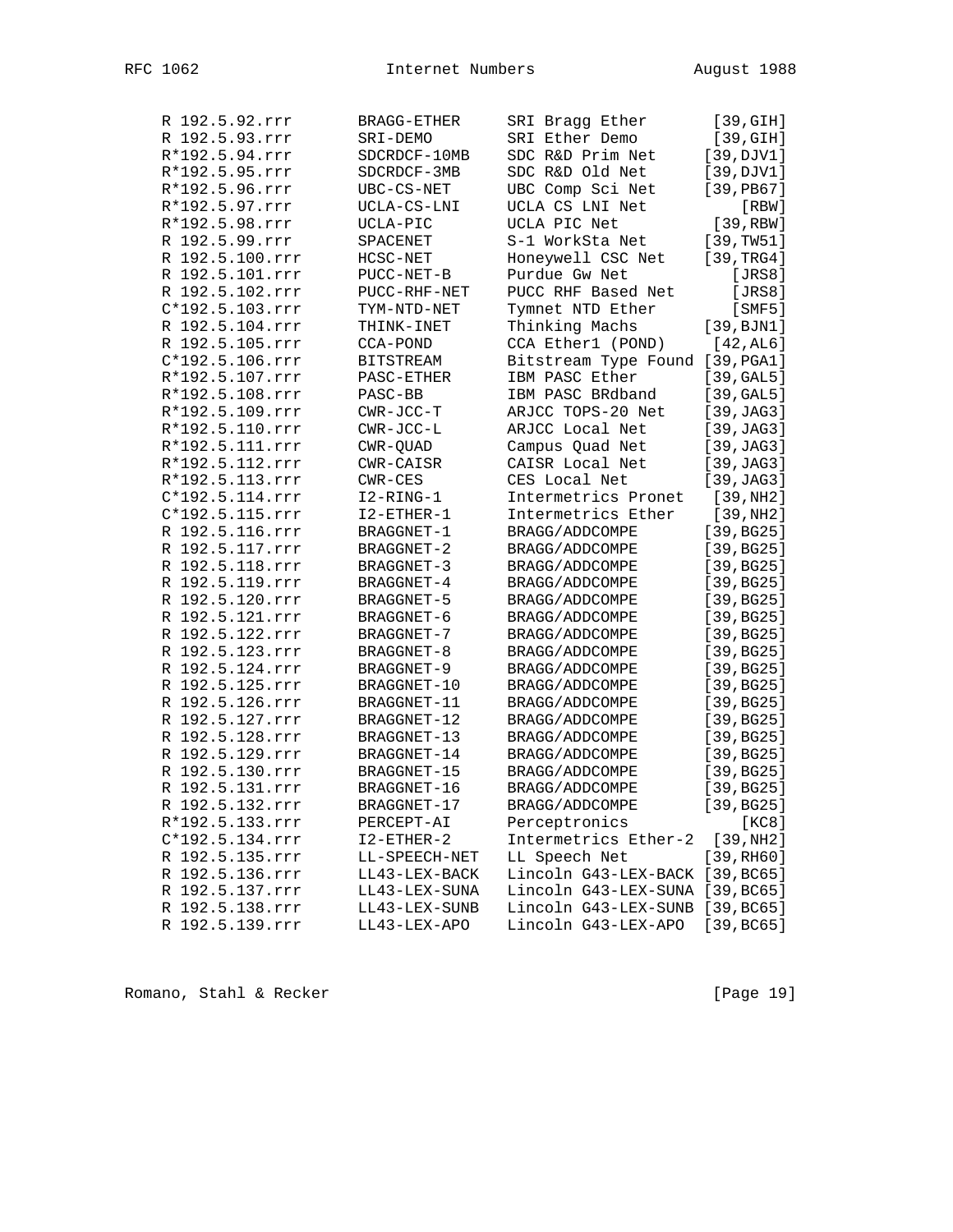```
R 192.5.92.rrr      BRAGG-ETHER     SRI Bragg Ether        [39,GIH]
R 192.5.93.rrr      SRI-DEMO        SRI Ether Demo         [39,GIH]
R*192.5.94.rrr      SDCRDCF-10MB    SDC R&D Prim Net      [39,DJV1]
R*192.5.95.rrr      SDCRDCF-3MB     SDC R&D Old Net       [39,DJV1]
R*192.5.96.rrr      UBC-CS-NET      UBC Comp Sci Net      [39,PB67]
R*192.5.97.rrr      UCLA-CS-LNI     UCLA CS LNI Net          [RBW]
R*192.5.98.rrr      UCLA-PIC        UCLA PIC Net          [39,RBW]
R 192.5.99.rrr      SPACENET        S-1 WorkSta Net       [39,TW51]
R 192.5.100.rrr     HCSC-NET        Honeywell CSC Net     [39,TRG4]
R 192.5.101.rrr     PUCC-NET-B      Purdue Gw Net            [JRS8]
R 192.5.102.rrr     PUCC-RHF-NET    PUCC RHF Based Net       [JRS8]
C*192.5.103.rrr     TYM-NTD-NET     Tymnet NTD Ether         [SMF5]
R 192.5.104.rrr     THINK-INET      Thinking Machs        [39,BJN1]
R 192.5.105.rrr     CCA-POND        CCA Ether1 (POND)      [42,AL6]
C*192.5.106.rrr     BITSTREAM       Bitstream Type Found [39,PGA1]
R*192.5.107.rrr     PASC-ETHER      IBM PASC Ether        [39,GAL5]
R*192.5.108.rrr     PASC-BB         IBM PASC BRdband      [39,GAL5]
R*192.5.109.rrr     CWR-JCC-T       ARJCC TOPS-20 Net     [39,JAG3]
R*192.5.110.rrr     CWR-JCC-L       ARJCC Local Net       [39,JAG3]
R*192.5.111.rrr     CWR-QUAD        Campus Quad Net       [39,JAG3]
R*192.5.112.rrr     CWR-CAISR       CAISR Local Net       [39,JAG3]
R*192.5.113.rrr     CWR-CES         CES Local Net         [39,JAG3]
C*192.5.114.rrr     I2-RING-1       Intermetrics Pronet    [39,NH2]
C*192.5.115.rrr     I2-ETHER-1      Intermetrics Ether     [39,NH2]
R 192.5.116.rrr     BRAGGNET-1      BRAGG/ADDCOMPE        [39,BG25]
R 192.5.117.rrr     BRAGGNET-2      BRAGG/ADDCOMPE        [39,BG25]
R 192.5.118.rrr     BRAGGNET-3      BRAGG/ADDCOMPE        [39,BG25]
R 192.5.119.rrr     BRAGGNET-4      BRAGG/ADDCOMPE        [39,BG25]
R 192.5.120.rrr     BRAGGNET-5      BRAGG/ADDCOMPE        [39,BG25]
R 192.5.121.rrr     BRAGGNET-6      BRAGG/ADDCOMPE        [39,BG25]
R 192.5.122.rrr     BRAGGNET-7      BRAGG/ADDCOMPE        [39,BG25]
R 192.5.123.rrr     BRAGGNET-8      BRAGG/ADDCOMPE        [39,BG25]
R 192.5.124.rrr     BRAGGNET-9      BRAGG/ADDCOMPE        [39,BG25]
R 192.5.125.rrr     BRAGGNET-10     BRAGG/ADDCOMPE        [39,BG25]
R 192.5.126.rrr     BRAGGNET-11     BRAGG/ADDCOMPE        [39,BG25]
R 192.5.127.rrr     BRAGGNET-12     BRAGG/ADDCOMPE        [39,BG25]
R 192.5.128.rrr     BRAGGNET-13     BRAGG/ADDCOMPE        [39,BG25]
R 192.5.129.rrr     BRAGGNET-14     BRAGG/ADDCOMPE        [39,BG25]
R 192.5.130.rrr     BRAGGNET-15     BRAGG/ADDCOMPE        [39,BG25]
R 192.5.131.rrr     BRAGGNET-16     BRAGG/ADDCOMPE        [39,BG25]
R 192.5.132.rrr     BRAGGNET-17     BRAGG/ADDCOMPE        [39,BG25]
R*192.5.133.rrr     PERCEPT-AI      Perceptronics             [KC8]
C*192.5.134.rrr     I2-ETHER-2      Intermetrics Ether-2   [39,NH2]
R 192.5.135.rrr     LL-SPEECH-NET   LL Speech Net         [39,RH60]
R 192.5.136.rrr     LL43-LEX-BACK   Lincoln G43-LEX-BACK [39,BC65]
R 192.5.137.rrr     LL43-LEX-SUNA   Lincoln G43-LEX-SUNA [39,BC65]
R 192.5.138.rrr     LL43-LEX-SUNB   Lincoln G43-LEX-SUNB [39,BC65]
R 192.5.139.rrr     LL43-LEX-APO    Lincoln G43-LEX-APO   [39,BC65]
```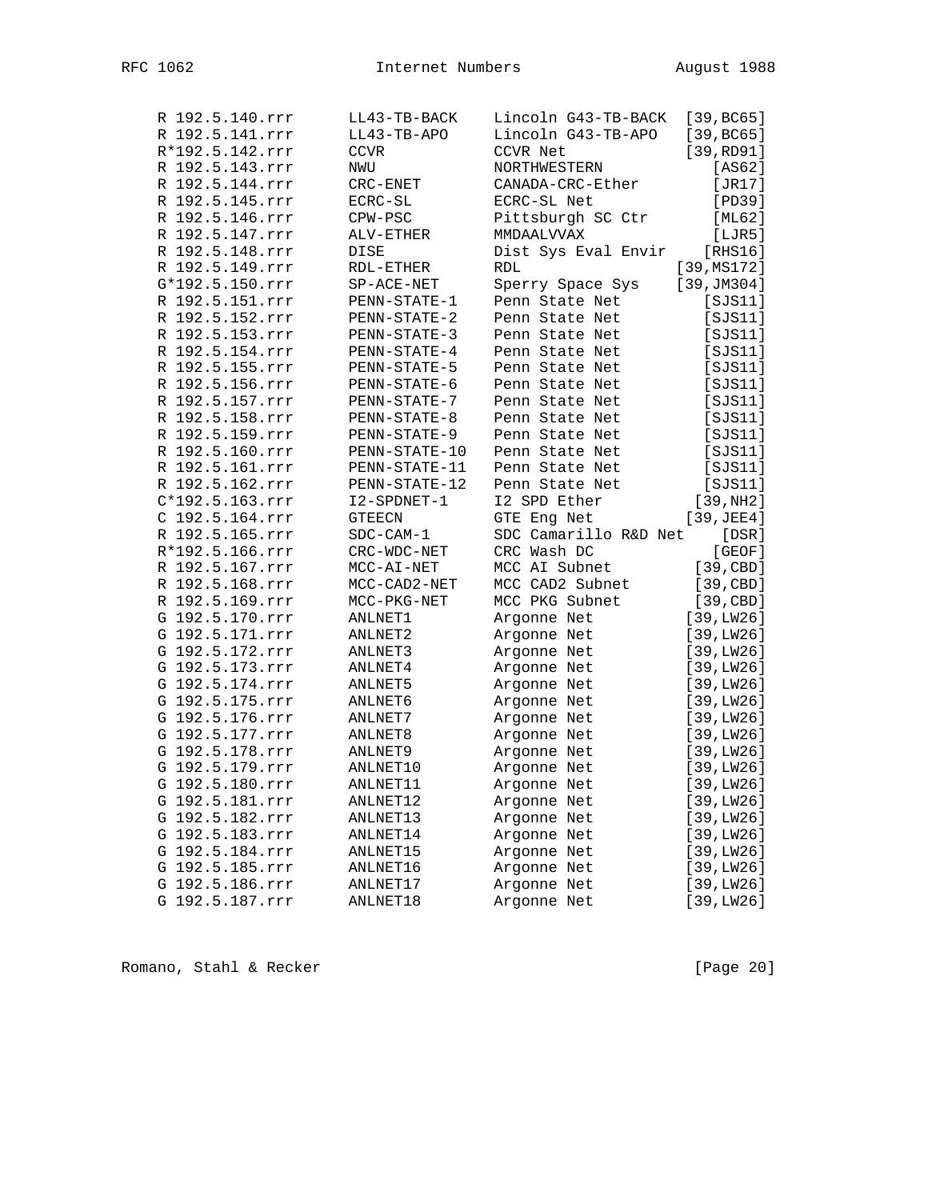```
R 192.5.140.rrr     LL43-TB-BACK   Lincoln G43-TB-BACK  [39,BC65]
R 192.5.141.rrr     LL43-TB-APO    Lincoln G43-TB-APO   [39,BC65]
R*192.5.142.rrr     CCVR           CCVR Net             [39,RD91]
R 192.5.143.rrr     NWU            NORTHWESTERN             [AS62]
R 192.5.144.rrr     CRC-ENET       CANADA-CRC-Ether         [JR17]
R 192.5.145.rrr     ECRC-SL        ECRC-SL Net              [PD39]
R 192.5.146.rrr     CPW-PSC        Pittsburgh SC Ctr        [ML62]
R 192.5.147.rrr     ALV-ETHER      MMDAALVVAX               [LJR5]
R 192.5.148.rrr     DISE           Dist Sys Eval Envir     [RHS16]
R 192.5.149.rrr     RDL-ETHER      RDL                 [39,MS172]
G*192.5.150.rrr     SP-ACE-NET     Sperry Space Sys    [39,JM304]
R 192.5.151.rrr     PENN-STATE-1   Penn State Net          [SJS11]
R 192.5.152.rrr     PENN-STATE-2   Penn State Net          [SJS11]
R 192.5.153.rrr     PENN-STATE-3   Penn State Net          [SJS11]
R 192.5.154.rrr     PENN-STATE-4   Penn State Net          [SJS11]
R 192.5.155.rrr     PENN-STATE-5   Penn State Net          [SJS11]
R 192.5.156.rrr     PENN-STATE-6   Penn State Net          [SJS11]
R 192.5.157.rrr     PENN-STATE-7   Penn State Net          [SJS11]
R 192.5.158.rrr     PENN-STATE-8   Penn State Net          [SJS11]
R 192.5.159.rrr     PENN-STATE-9   Penn State Net          [SJS11]
R 192.5.160.rrr     PENN-STATE-10  Penn State Net          [SJS11]
R 192.5.161.rrr     PENN-STATE-11  Penn State Net          [SJS11]
R 192.5.162.rrr     PENN-STATE-12  Penn State Net          [SJS11]
C*192.5.163.rrr     I2-SPDNET-1    I2 SPD Ether           [39,NH2]
C 192.5.164.rrr     GTEECN         GTE Eng Net           [39,JEE4]
R 192.5.165.rrr     SDC-CAM-1      SDC Camarillo R&D Net     [DSR]
R*192.5.166.rrr     CRC-WDC-NET    CRC Wash DC              [GEOF]
R 192.5.167.rrr     MCC-AI-NET     MCC AI Subnet          [39,CBD]
R 192.5.168.rrr     MCC-CAD2-NET   MCC CAD2 Subnet        [39,CBD]
R 192.5.169.rrr     MCC-PKG-NET    MCC PKG Subnet         [39,CBD]
G 192.5.170.rrr     ANLNET1        Argonne Net           [39,LW26]
G 192.5.171.rrr     ANLNET2        Argonne Net           [39,LW26]
G 192.5.172.rrr     ANLNET3        Argonne Net           [39,LW26]
G 192.5.173.rrr     ANLNET4        Argonne Net           [39,LW26]
G 192.5.174.rrr     ANLNET5        Argonne Net           [39,LW26]
G 192.5.175.rrr     ANLNET6        Argonne Net           [39,LW26]
G 192.5.176.rrr     ANLNET7        Argonne Net           [39,LW26]
G 192.5.177.rrr     ANLNET8        Argonne Net           [39,LW26]
G 192.5.178.rrr     ANLNET9        Argonne Net           [39,LW26]
G 192.5.179.rrr     ANLNET10       Argonne Net           [39,LW26]
G 192.5.180.rrr     ANLNET11       Argonne Net           [39,LW26]
G 192.5.181.rrr     ANLNET12       Argonne Net           [39,LW26]
G 192.5.182.rrr     ANLNET13       Argonne Net           [39,LW26]
G 192.5.183.rrr     ANLNET14       Argonne Net           [39,LW26]
G 192.5.184.rrr     ANLNET15       Argonne Net           [39,LW26]
G 192.5.185.rrr     ANLNET16       Argonne Net           [39,LW26]
G 192.5.186.rrr     ANLNET17       Argonne Net           [39,LW26]
G 192.5.187.rrr     ANLNET18       Argonne Net           [39,LW26]
```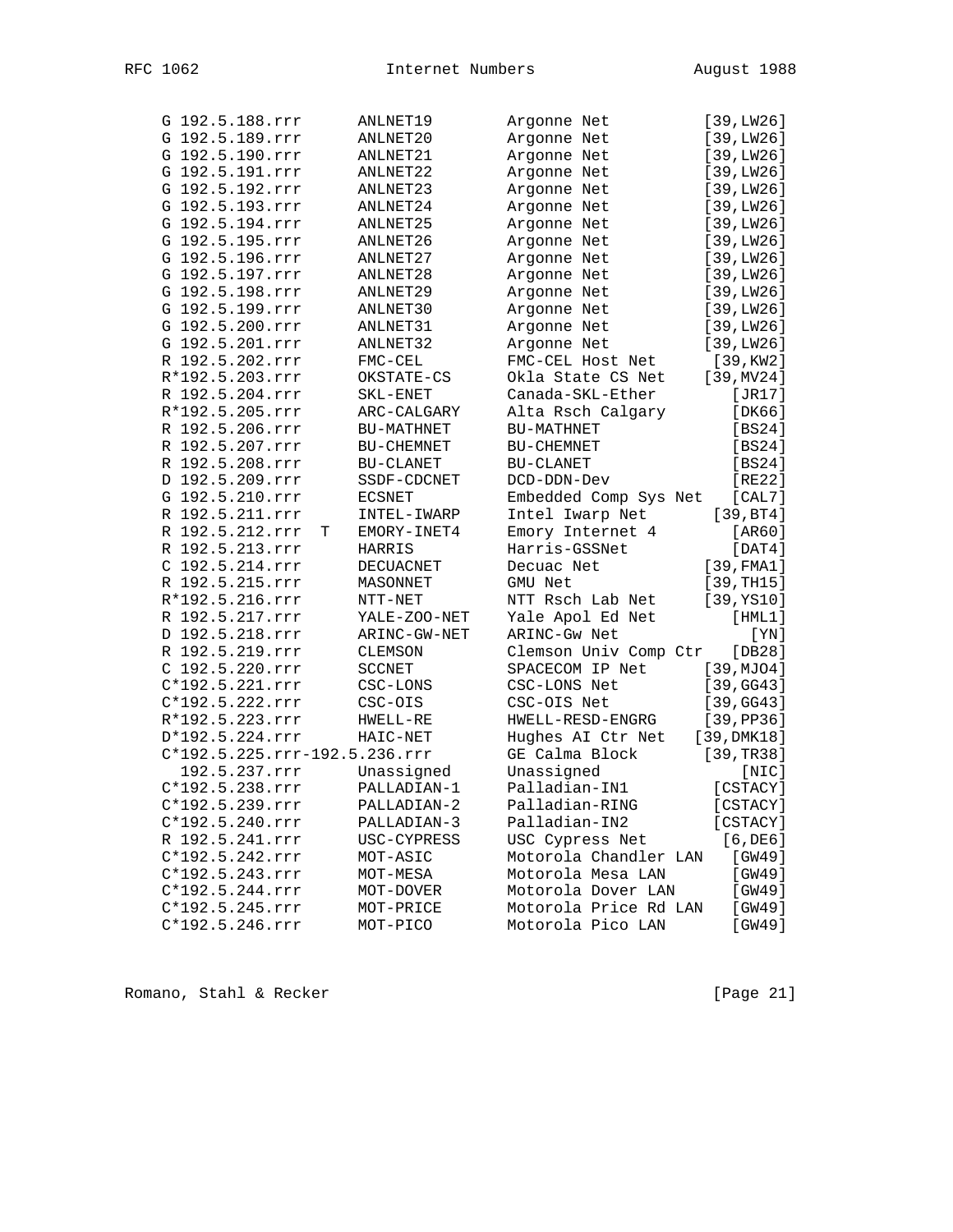```
G 192.5.188.rrr      ANLNET19       Argonne Net          [39,LW26]
G 192.5.189.rrr      ANLNET20       Argonne Net          [39,LW26]
G 192.5.190.rrr      ANLNET21       Argonne Net          [39,LW26]
G 192.5.191.rrr      ANLNET22       Argonne Net          [39,LW26]
G 192.5.192.rrr      ANLNET23       Argonne Net          [39,LW26]
G 192.5.193.rrr      ANLNET24       Argonne Net          [39,LW26]
G 192.5.194.rrr      ANLNET25       Argonne Net          [39,LW26]
G 192.5.195.rrr      ANLNET26       Argonne Net          [39,LW26]
G 192.5.196.rrr      ANLNET27       Argonne Net          [39,LW26]
G 192.5.197.rrr      ANLNET28       Argonne Net          [39,LW26]
G 192.5.198.rrr      ANLNET29       Argonne Net          [39,LW26]
G 192.5.199.rrr      ANLNET30       Argonne Net          [39,LW26]
G 192.5.200.rrr      ANLNET31       Argonne Net          [39,LW26]
G 192.5.201.rrr      ANLNET32       Argonne Net          [39,LW26]
R 192.5.202.rrr      FMC-CEL        FMC-CEL Host Net      [39,KW2]
R*192.5.203.rrr      OKSTATE-CS     Okla State CS Net    [39,MV24]
R 192.5.204.rrr      SKL-ENET       Canada-SKL-Ether         [JR17]
R*192.5.205.rrr      ARC-CALGARY    Alta Rsch Calgary        [DK66]
R 192.5.206.rrr      BU-MATHNET     BU-MATHNET               [BS24]
R 192.5.207.rrr      BU-CHEMNET     BU-CHEMNET               [BS24]
R 192.5.208.rrr      BU-CLANET      BU-CLANET                [BS24]
D 192.5.209.rrr      SSDF-CDCNET    DCD-DDN-Dev              [RE22]
G 192.5.210.rrr      ECSNET         Embedded Comp Sys Net    [CAL7]
R 192.5.211.rrr      INTEL-IWARP    Intel Iwarp Net       [39,BT4]
R 192.5.212.rrr  T   EMORY-INET4    Emory Internet 4         [AR60]
R 192.5.213.rrr      HARRIS         Harris-GSSNet            [DAT4]
C 192.5.214.rrr      DECUACNET      Decuac Net           [39,FMA1]
R 192.5.215.rrr      MASONNET       GMU Net              [39,TH15]
R*192.5.216.rrr      NTT-NET        NTT Rsch Lab Net     [39,YS10]
R 192.5.217.rrr      YALE-ZOO-NET   Yale Apol Ed Net         [HML1]
D 192.5.218.rrr      ARINC-GW-NET   ARINC-Gw Net               [YN]
R 192.5.219.rrr      CLEMSON        Clemson Univ Comp Ctr    [DB28]
C 192.5.220.rrr      SCCNET         SPACECOM IP Net      [39,MJO4]
C*192.5.221.rrr      CSC-LONS       CSC-LONS Net         [39,GG43]
C*192.5.222.rrr      CSC-OIS        CSC-OIS Net          [39,GG43]
R*192.5.223.rrr      HWELL-RE       HWELL-RESD-ENGRG     [39,PP36]
D*192.5.224.rrr      HAIC-NET       Hughes AI Ctr Net   [39,DMK18]
C*192.5.225.rrr-192.5.236.rrr       GE Calma Block       [39,TR38]
  192.5.237.rrr      Unassigned     Unassigned              [NIC]
C*192.5.238.rrr      PALLADIAN-1    Palladian-IN1         [CSTACY]
C*192.5.239.rrr      PALLADIAN-2    Palladian-RING        [CSTACY]
C*192.5.240.rrr      PALLADIAN-3    Palladian-IN2         [CSTACY]
R 192.5.241.rrr      USC-CYPRESS    USC Cypress Net         [6,DE6]
C*192.5.242.rrr      MOT-ASIC       Motorola Chandler LAN    [GW49]
C*192.5.243.rrr      MOT-MESA       Motorola Mesa LAN        [GW49]
C*192.5.244.rrr      MOT-DOVER      Motorola Dover LAN       [GW49]
C*192.5.245.rrr      MOT-PRICE      Motorola Price Rd LAN    [GW49]
C*192.5.246.rrr      MOT-PICO       Motorola Pico LAN        [GW49]
```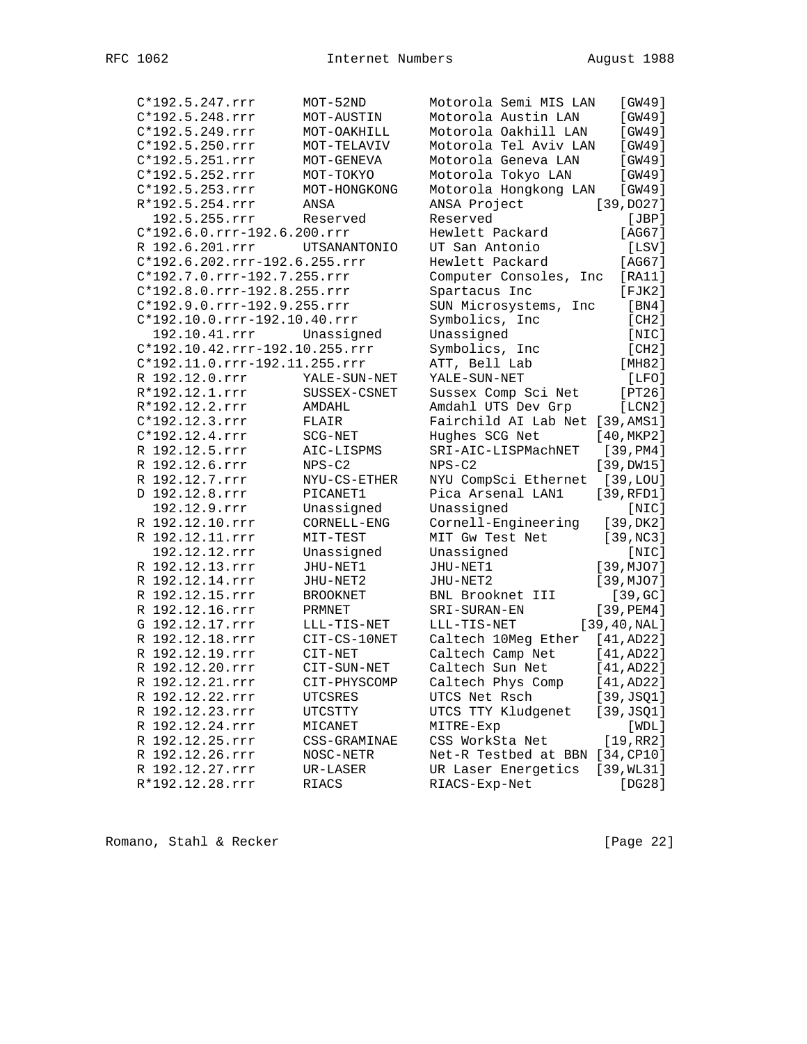```
    C*192.5.247.rrr      MOT-52ND        Motorola Semi MIS LAN   [GW49]
    C*192.5.248.rrr      MOT-AUSTIN      Motorola Austin LAN     [GW49]
    C*192.5.249.rrr      MOT-OAKHILL     Motorola Oakhill LAN    [GW49]
    C*192.5.250.rrr      MOT-TELAVIV     Motorola Tel Aviv LAN   [GW49]
    C*192.5.251.rrr      MOT-GENEVA      Motorola Geneva LAN     [GW49]
    C*192.5.252.rrr      MOT-TOKYO       Motorola Tokyo LAN      [GW49]
    C*192.5.253.rrr      MOT-HONGKONG    Motorola Hongkong LAN   [GW49]
    R*192.5.254.rrr      ANSA            ANSA Project         [39,DO27]
      192.5.255.rrr      Reserved        Reserved                 [JBP]
    C*192.6.0.rrr-192.6.200.rrr          Hewlett Packard         [AG67]
    R 192.6.201.rrr      UTSANANTONIO    UT San Antonio           [LSV]
    C*192.6.202.rrr-192.6.255.rrr        Hewlett Packard         [AG67]
    C*192.7.0.rrr-192.7.255.rrr          Computer Consoles, Inc  [RA11]
    C*192.8.0.rrr-192.8.255.rrr          Spartacus Inc           [FJK2]
    C*192.9.0.rrr-192.9.255.rrr          SUN Microsystems, Inc    [BN4]
    C*192.10.0.rrr-192.10.40.rrr         Symbolics, Inc           [CH2]
      192.10.41.rrr      Unassigned      Unassigned               [NIC]
    C*192.10.42.rrr-192.10.255.rrr       Symbolics, Inc           [CH2]
    C*192.11.0.rrr-192.11.255.rrr        ATT, Bell Lab           [MH82]
    R 192.12.0.rrr       YALE-SUN-NET    YALE-SUN-NET             [LFO]
    R*192.12.1.rrr       SUSSEX-CSNET    Sussex Comp Sci Net     [PT26]
    R*192.12.2.rrr       AMDAHL          Amdahl UTS Dev Grp      [LCN2]
    C*192.12.3.rrr       FLAIR           Fairchild AI Lab Net [39,AMS1]
    C*192.12.4.rrr       SCG-NET         Hughes SCG Net       [40,MKP2]
    R 192.12.5.rrr       AIC-LISPMS      SRI-AIC-LISPMachNET   [39,PM4]
    R 192.12.6.rrr       NPS-C2          NPS-C2               [39,DW15]
    R 192.12.7.rrr       NYU-CS-ETHER    NYU CompSci Ethernet  [39,LOU]
    D 192.12.8.rrr       PICANET1        Pica Arsenal LAN1    [39,RFD1]
      192.12.9.rrr       Unassigned      Unassigned               [NIC]
    R 192.12.10.rrr      CORNELL-ENG     Cornell-Engineering   [39,DK2]
    R 192.12.11.rrr      MIT-TEST        MIT Gw Test Net       [39,NC3]
      192.12.12.rrr      Unassigned      Unassigned               [NIC]
    R 192.12.13.rrr      JHU-NET1        JHU-NET1             [39,MJO7]
    R 192.12.14.rrr      JHU-NET2        JHU-NET2             [39,MJO7]
    R 192.12.15.rrr      BROOKNET        BNL Brooknet III       [39,GC]
    R 192.12.16.rrr      PRMNET          SRI-SURAN-EN         [39,PEM4]
    G 192.12.17.rrr      LLL-TIS-NET     LLL-TIS-NET        [39,40,NAL]
    R 192.12.18.rrr      CIT-CS-10NET    Caltech 10Meg Ether  [41,AD22]
    R 192.12.19.rrr      CIT-NET         Caltech Camp Net     [41,AD22]
    R 192.12.20.rrr      CIT-SUN-NET     Caltech Sun Net      [41,AD22]
    R 192.12.21.rrr      CIT-PHYSCOMP    Caltech Phys Comp    [41,AD22]
    R 192.12.22.rrr      UTCSRES         UTCS Net Rsch        [39,JSQ1]
    R 192.12.23.rrr      UTCSTTY         UTCS TTY Kludgenet   [39,JSQ1]
    R 192.12.24.rrr      MICANET         MITRE-Exp                [WDL]
    R 192.12.25.rrr      CSS-GRAMINAE    CSS WorkSta Net       [19,RR2]
    R 192.12.26.rrr      NOSC-NETR       Net-R Testbed at BBN [34,CP10]
    R 192.12.27.rrr      UR-LASER        UR Laser Energetics  [39,WL31]
    R*192.12.28.rrr      RIACS           RIACS-Exp-Net           [DG28]
```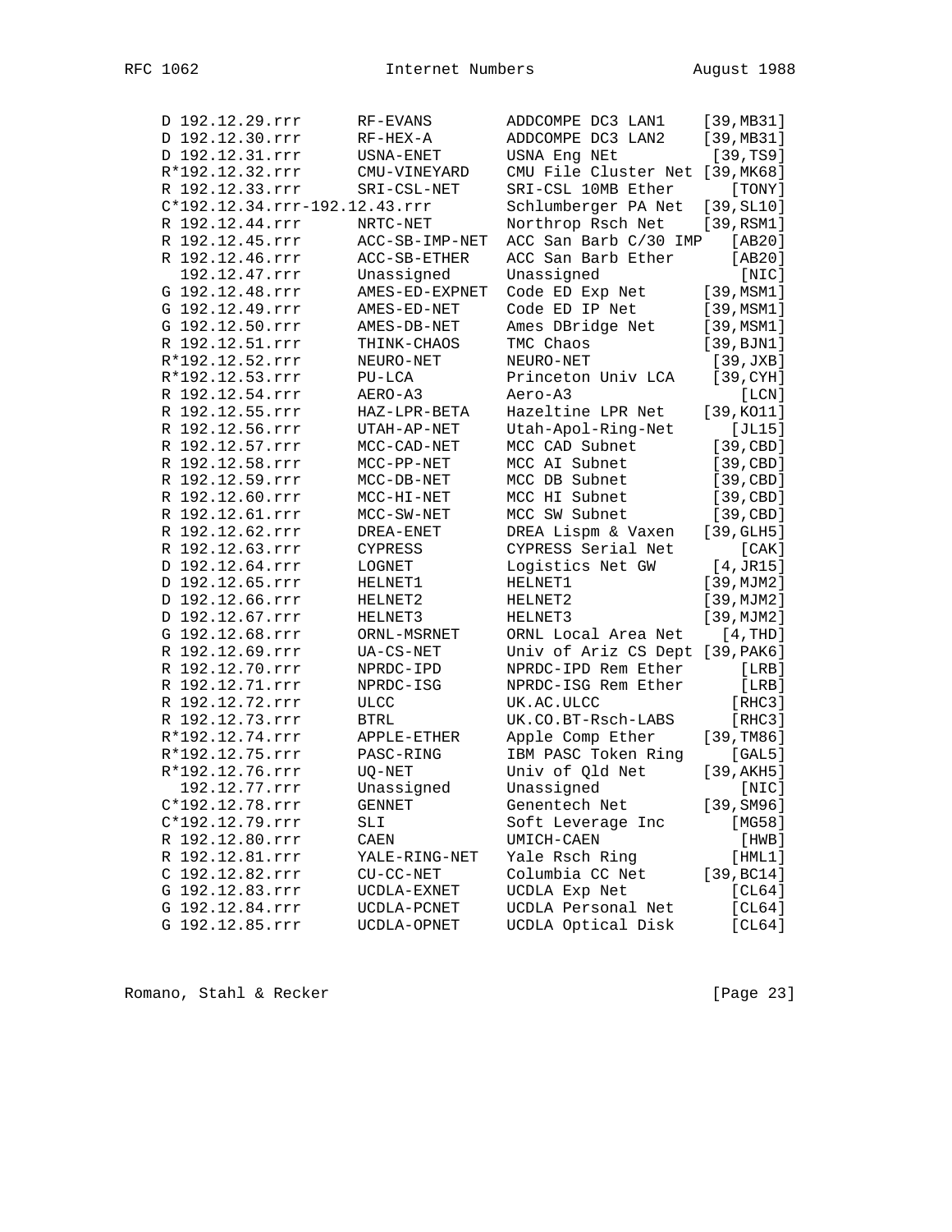```
    D 192.12.29.rrr      RF-EVANS         ADDCOMPE DC3 LAN1    [39,MB31]
    D 192.12.30.rrr      RF-HEX-A         ADDCOMPE DC3 LAN2    [39,MB31]
    D 192.12.31.rrr      USNA-ENET        USNA Eng NEt          [39,TS9]
    R*192.12.32.rrr      CMU-VINEYARD     CMU File Cluster Net [39,MK68]
    R 192.12.33.rrr      SRI-CSL-NET      SRI-CSL 10MB Ether      [TONY]
    C*192.12.34.rrr-192.12.43.rrr         Schlumberger PA Net  [39,SL10]
    R 192.12.44.rrr      NRTC-NET         Northrop Rsch Net    [39,RSM1]
    R 192.12.45.rrr      ACC-SB-IMP-NET   ACC San Barb C/30 IMP   [AB20]
    R 192.12.46.rrr      ACC-SB-ETHER     ACC San Barb Ether      [AB20]
      192.12.47.rrr      Unassigned       Unassigned               [NIC]
    G 192.12.48.rrr      AMES-ED-EXPNET   Code ED Exp Net      [39,MSM1]
    G 192.12.49.rrr      AMES-ED-NET      Code ED IP Net       [39,MSM1]
    G 192.12.50.rrr      AMES-DB-NET      Ames DBridge Net     [39,MSM1]
    R 192.12.51.rrr      THINK-CHAOS      TMC Chaos            [39,BJN1]
    R*192.12.52.rrr      NEURO-NET        NEURO-NET             [39,JXB]
    R*192.12.53.rrr      PU-LCA           Princeton Univ LCA    [39,CYH]
    R 192.12.54.rrr      AERO-A3          Aero-A3                  [LCN]
    R 192.12.55.rrr      HAZ-LPR-BETA     Hazeltine LPR Net    [39,KO11]
    R 192.12.56.rrr      UTAH-AP-NET      Utah-Apol-Ring-Net      [JL15]
    R 192.12.57.rrr      MCC-CAD-NET      MCC CAD Subnet        [39,CBD]
    R 192.12.58.rrr      MCC-PP-NET       MCC AI Subnet         [39,CBD]
    R 192.12.59.rrr      MCC-DB-NET       MCC DB Subnet         [39,CBD]
    R 192.12.60.rrr      MCC-HI-NET       MCC HI Subnet         [39,CBD]
    R 192.12.61.rrr      MCC-SW-NET       MCC SW Subnet         [39,CBD]
    R 192.12.62.rrr      DREA-ENET        DREA Lispm & Vaxen   [39,GLH5]
    R 192.12.63.rrr      CYPRESS          CYPRESS Serial Net       [CAK]
    D 192.12.64.rrr      LOGNET           Logistics Net GW      [4,JR15]
    D 192.12.65.rrr      HELNET1          HELNET1              [39,MJM2]
    D 192.12.66.rrr      HELNET2          HELNET2              [39,MJM2]
    D 192.12.67.rrr      HELNET3          HELNET3              [39,MJM2]
    G 192.12.68.rrr      ORNL-MSRNET      ORNL Local Area Net    [4,THD]
    R 192.12.69.rrr      UA-CS-NET        Univ of Ariz CS Dept [39,PAK6]
    R 192.12.70.rrr      NPRDC-IPD        NPRDC-IPD Rem Ether      [LRB]
    R 192.12.71.rrr      NPRDC-ISG        NPRDC-ISG Rem Ether      [LRB]
    R 192.12.72.rrr      ULCC             UK.AC.ULCC              [RHC3]
    R 192.12.73.rrr      BTRL             UK.CO.BT-Rsch-LABS      [RHC3]
    R*192.12.74.rrr      APPLE-ETHER      Apple Comp Ether     [39,TM86]
    R*192.12.75.rrr      PASC-RING        IBM PASC Token Ring     [GAL5]
    R*192.12.76.rrr      UQ-NET           Univ of Qld Net      [39,AKH5]
      192.12.77.rrr      Unassigned       Unassigned               [NIC]
    C*192.12.78.rrr      GENNET           Genentech Net        [39,SM96]
    C*192.12.79.rrr      SLI              Soft Leverage Inc       [MG58]
    R 192.12.80.rrr      CAEN             UMICH-CAEN               [HWB]
    R 192.12.81.rrr      YALE-RING-NET    Yale Rsch Ring          [HML1]
    C 192.12.82.rrr      CU-CC-NET        Columbia CC Net      [39,BC14]
    G 192.12.83.rrr      UCDLA-EXNET      UCDLA Exp Net           [CL64]
    G 192.12.84.rrr      UCDLA-PCNET      UCDLA Personal Net      [CL64]
    G 192.12.85.rrr      UCDLA-OPNET      UCDLA Optical Disk      [CL64]
```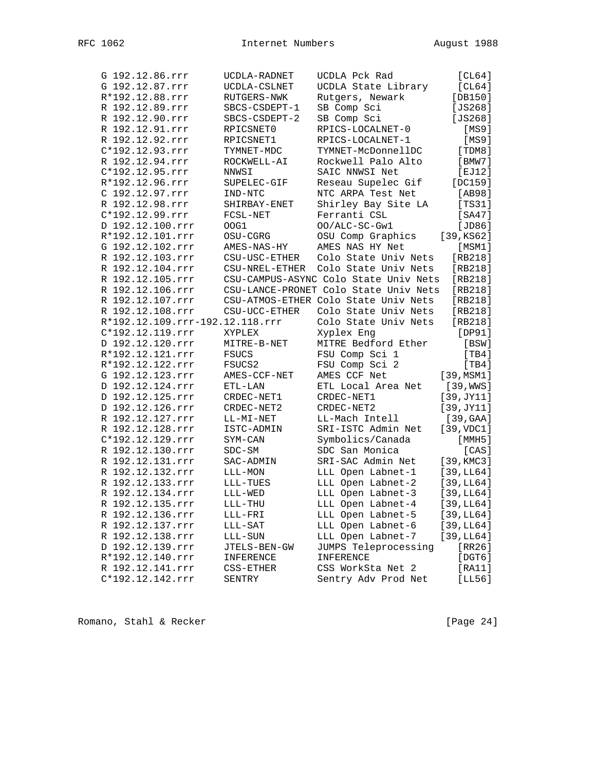```
G 192.12.86.rrr      UCDLA-RADNET    UCDLA Pck Rad            [CL64]
G 192.12.87.rrr      UCDLA-CSLNET    UCDLA State Library      [CL64]
R*192.12.88.rrr      RUTGERS-NWK     Rutgers, Newark         [DB150]
R 192.12.89.rrr      SBCS-CSDEPT-1   SB Comp Sci             [JS268]
R 192.12.90.rrr      SBCS-CSDEPT-2   SB Comp Sci             [JS268]
R 192.12.91.rrr      RPICSNET0       RPICS-LOCALNET-0          [MS9]
R 192.12.92.rrr      RPICSNET1       RPICS-LOCALNET-1          [MS9]
C*192.12.93.rrr      TYMNET-MDC      TYMNET-McDonnellDC       [TDM8]
R 192.12.94.rrr      ROCKWELL-AI     Rockwell Palo Alto       [BMW7]
C*192.12.95.rrr      NNWSI           SAIC NNWSI Net           [EJ12]
R*192.12.96.rrr      SUPELEC-GIF     Reseau Supelec Gif      [DC159]
C 192.12.97.rrr      IND-NTC         NTC ARPA Test Net        [AB98]
R 192.12.98.rrr      SHIRBAY-ENET    Shirley Bay Site LA      [TS31]
C*192.12.99.rrr      FCSL-NET        Ferranti CSL             [SA47]
D 192.12.100.rrr     OOG1            OO/ALC-SC-Gw1            [JD86]
R*192.12.101.rrr     OSU-CGRG        OSU Comp Graphics     [39,KS62]
G 192.12.102.rrr     AMES-NAS-HY     AMES NAS HY Net          [MSM1]
R 192.12.103.rrr     CSU-USC-ETHER   Colo State Univ Nets    [RB218]
R 192.12.104.rrr     CSU-NREL-ETHER  Colo State Univ Nets    [RB218]
R 192.12.105.rrr     CSU-CAMPUS-ASYNC Colo State Univ Nets   [RB218]
R 192.12.106.rrr     CSU-LANCE-PRONET Colo State Univ Nets   [RB218]
R 192.12.107.rrr     CSU-ATMOS-ETHER Colo State Univ Nets    [RB218]
R 192.12.108.rrr     CSU-UCC-ETHER   Colo State Univ Nets    [RB218]
R*192.12.109.rrr-192.12.118.rrr      Colo State Univ Nets    [RB218]
C*192.12.119.rrr     XYPLEX          Xyplex Eng               [DP91]
D 192.12.120.rrr     MITRE-B-NET     MITRE Bedford Ether       [BSW]
R*192.12.121.rrr     FSUCS           FSU Comp Sci 1            [TB4]
R*192.12.122.rrr     FSUCS2          FSU Comp Sci 2            [TB4]
G 192.12.123.rrr     AMES-CCF-NET    AMES CCF Net          [39,MSM1]
D 192.12.124.rrr     ETL-LAN         ETL Local Area Net     [39,WWS]
D 192.12.125.rrr     CRDEC-NET1      CRDEC-NET1            [39,JY11]
D 192.12.126.rrr     CRDEC-NET2      CRDEC-NET2            [39,JY11]
R 192.12.127.rrr     LL-MI-NET       LL-Mach Intell         [39,GAA]
R 192.12.128.rrr     ISTC-ADMIN      SRI-ISTC Admin Net    [39,VDC1]
C*192.12.129.rrr     SYM-CAN         Symbolics/Canada         [MMH5]
R 192.12.130.rrr     SDC-SM          SDC San Monica            [CAS]
R 192.12.131.rrr     SAC-ADMIN       SRI-SAC Admin Net     [39,KMC3]
R 192.12.132.rrr     LLL-MON         LLL Open Labnet-1     [39,LL64]
R 192.12.133.rrr     LLL-TUES        LLL Open Labnet-2     [39,LL64]
R 192.12.134.rrr     LLL-WED         LLL Open Labnet-3     [39,LL64]
R 192.12.135.rrr     LLL-THU         LLL Open Labnet-4     [39,LL64]
R 192.12.136.rrr     LLL-FRI         LLL Open Labnet-5     [39,LL64]
R 192.12.137.rrr     LLL-SAT         LLL Open Labnet-6     [39,LL64]
R 192.12.138.rrr     LLL-SUN         LLL Open Labnet-7     [39,LL64]
D 192.12.139.rrr     JTELS-BEN-GW    JUMPS Teleprocessing     [RR26]
R*192.12.140.rrr     INFERENCE       INFERENCE                [DGT6]
R 192.12.141.rrr     CSS-ETHER       CSS WorkSta Net 2        [RA11]
C*192.12.142.rrr     SENTRY          Sentry Adv Prod Net      [LL56]
```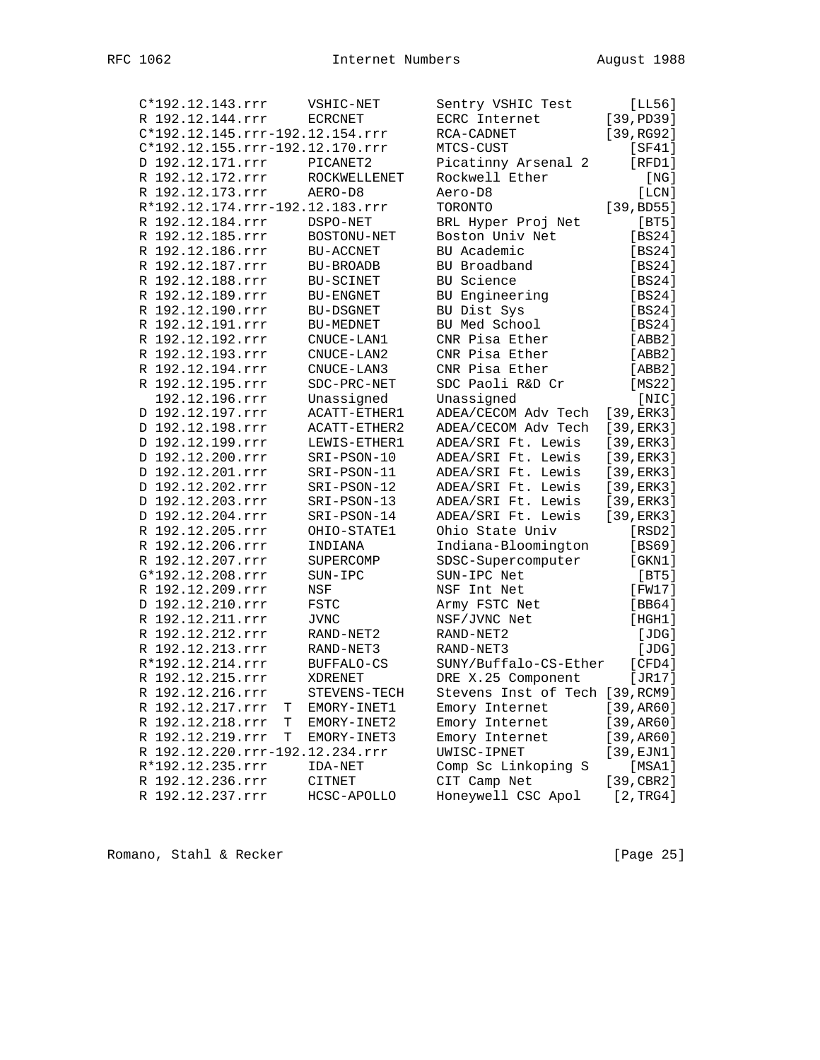```
C*192.12.143.rrr      VSHIC-NET        Sentry VSHIC Test        [LL56]
R 192.12.144.rrr      ECRCNET          ECRC Internet         [39,PD39]
C*192.12.145.rrr-192.12.154.rrr        RCA-CADNET            [39,RG92]
C*192.12.155.rrr-192.12.170.rrr        MTCS-CUST                [SF41]
D 192.12.171.rrr      PICANET2         Picatinny Arsenal 2      [RFD1]
R 192.12.172.rrr      ROCKWELLENET     Rockwell Ether             [NG]
R 192.12.173.rrr      AERO-D8          Aero-D8                   [LCN]
R*192.12.174.rrr-192.12.183.rrr        TORONTO               [39,BD55]
R 192.12.184.rrr      DSPO-NET         BRL Hyper Proj Net        [BT5]
R 192.12.185.rrr      BOSTONU-NET      Boston Univ Net          [BS24]
R 192.12.186.rrr      BU-ACCNET        BU Academic              [BS24]
R 192.12.187.rrr      BU-BROADB        BU Broadband             [BS24]
R 192.12.188.rrr      BU-SCINET        BU Science               [BS24]
R 192.12.189.rrr      BU-ENGNET        BU Engineering           [BS24]
R 192.12.190.rrr      BU-DSGNET        BU Dist Sys              [BS24]
R 192.12.191.rrr      BU-MEDNET        BU Med School            [BS24]
R 192.12.192.rrr      CNUCE-LAN1       CNR Pisa Ether           [ABB2]
R 192.12.193.rrr      CNUCE-LAN2       CNR Pisa Ether           [ABB2]
R 192.12.194.rrr      CNUCE-LAN3       CNR Pisa Ether           [ABB2]
R 192.12.195.rrr      SDC-PRC-NET      SDC Paoli R&D Cr         [MS22]
  192.12.196.rrr      Unassigned       Unassigned                [NIC]
D 192.12.197.rrr      ACATT-ETHER1     ADEA/CECOM Adv Tech  [39,ERK3]
D 192.12.198.rrr      ACATT-ETHER2     ADEA/CECOM Adv Tech  [39,ERK3]
D 192.12.199.rrr      LEWIS-ETHER1     ADEA/SRI Ft. Lewis   [39,ERK3]
D 192.12.200.rrr      SRI-PSON-10      ADEA/SRI Ft. Lewis   [39,ERK3]
D 192.12.201.rrr      SRI-PSON-11      ADEA/SRI Ft. Lewis   [39,ERK3]
D 192.12.202.rrr      SRI-PSON-12      ADEA/SRI Ft. Lewis   [39,ERK3]
D 192.12.203.rrr      SRI-PSON-13      ADEA/SRI Ft. Lewis   [39,ERK3]
D 192.12.204.rrr      SRI-PSON-14      ADEA/SRI Ft. Lewis   [39,ERK3]
R 192.12.205.rrr      OHIO-STATE1      Ohio State Univ          [RSD2]
R 192.12.206.rrr      INDIANA          Indiana-Bloomington      [BS69]
R 192.12.207.rrr      SUPERCOMP        SDSC-Supercomputer       [GKN1]
G*192.12.208.rrr      SUN-IPC          SUN-IPC Net               [BT5]
R 192.12.209.rrr      NSF              NSF Int Net              [FW17]
D 192.12.210.rrr      FSTC             Army FSTC Net            [BB64]
R 192.12.211.rrr      JVNC             NSF/JVNC Net             [HGH1]
R 192.12.212.rrr      RAND-NET2        RAND-NET2                 [JDG]
R 192.12.213.rrr      RAND-NET3        RAND-NET3                 [JDG]
R*192.12.214.rrr      BUFFALO-CS       SUNY/Buffalo-CS-Ether    [CFD4]
R 192.12.215.rrr      XDRENET          DRE X.25 Component       [JR17]
R 192.12.216.rrr      STEVENS-TECH     Stevens Inst of Tech [39,RCM9]
R 192.12.217.rrr  T   EMORY-INET1      Emory Internet       [39,AR60]
R 192.12.218.rrr  T   EMORY-INET2      Emory Internet       [39,AR60]
R 192.12.219.rrr  T   EMORY-INET3      Emory Internet       [39,AR60]
R 192.12.220.rrr-192.12.234.rrr        UWISC-IPNET          [39,EJN1]
R*192.12.235.rrr      IDA-NET          Comp Sc Linkoping S      [MSA1]
R 192.12.236.rrr      CITNET           CIT Camp Net         [39,CBR2]
R 192.12.237.rrr      HCSC-APOLLO      Honeywell CSC Apol     [2,TRG4]
```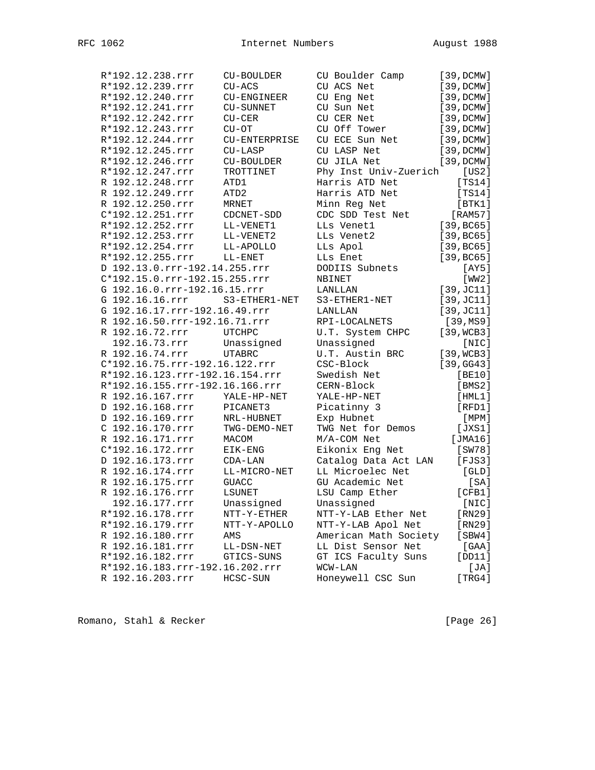```
R*192.12.238.rrr     CU-BOULDER      CU Boulder Camp      [39,DCMW]
R*192.12.239.rrr     CU-ACS          CU ACS Net           [39,DCMW]
R*192.12.240.rrr     CU-ENGINEER     CU Eng Net           [39,DCMW]
R*192.12.241.rrr     CU-SUNNET       CU Sun Net           [39,DCMW]
R*192.12.242.rrr     CU-CER          CU CER Net           [39,DCMW]
R*192.12.243.rrr     CU-OT           CU Off Tower         [39,DCMW]
R*192.12.244.rrr     CU-ENTERPRISE   CU ECE Sun Net       [39,DCMW]
R*192.12.245.rrr     CU-LASP         CU LASP Net          [39,DCMW]
R*192.12.246.rrr     CU-BOULDER      CU JILA Net          [39,DCMW]
R*192.12.247.rrr     TROTTINET       Phy Inst Univ-Zuerich    [US2]
R 192.12.248.rrr     ATD1            Harris ATD Net          [TS14]
R 192.12.249.rrr     ATD2            Harris ATD Net          [TS14]
R 192.12.250.rrr     MRNET           Minn Reg Net            [BTK1]
C*192.12.251.rrr     CDCNET-SDD      CDC SDD Test Net       [RAM57]
R*192.12.252.rrr     LL-VENET1       LLs Venet1           [39,BC65]
R*192.12.253.rrr     LL-VENET2       LLs Venet2           [39,BC65]
R*192.12.254.rrr     LL-APOLLO       LLs Apol             [39,BC65]
R*192.12.255.rrr     LL-ENET         LLs Enet             [39,BC65]
D 192.13.0.rrr-192.14.255.rrr        DODIIS Subnets            [AY5]
C*192.15.0.rrr-192.15.255.rrr        NBINET                    [WW2]
G 192.16.0.rrr-192.16.15.rrr         LANLLAN              [39,JC11]
G 192.16.16.rrr      S3-ETHER1-NET   S3-ETHER1-NET        [39,JC11]
G 192.16.17.rrr-192.16.49.rrr        LANLLAN              [39,JC11]
R 192.16.50.rrr-192.16.71.rrr        RPI-LOCALNETS         [39,MS9]
R 192.16.72.rrr      UTCHPC          U.T. System CHPC     [39,WCB3]
  192.16.73.rrr      Unassigned      Unassigned                [NIC]
R 192.16.74.rrr      UTABRC          U.T. Austin BRC      [39,WCB3]
C*192.16.75.rrr-192.16.122.rrr       CSC-Block            [39,GG43]
R*192.16.123.rrr-192.16.154.rrr      Swedish Net              [BE10]
R*192.16.155.rrr-192.16.166.rrr      CERN-Block               [BMS2]
R 192.16.167.rrr     YALE-HP-NET     YALE-HP-NET              [HML1]
D 192.16.168.rrr     PICANET3        Picatinny 3              [RFD1]
D 192.16.169.rrr     NRL-HUBNET      Exp Hubnet                [MPM]
C 192.16.170.rrr     TWG-DEMO-NET    TWG Net for Demos        [JXS1]
R 192.16.171.rrr     MACOM           M/A-COM Net             [JMA16]
C*192.16.172.rrr     EIK-ENG         Eikonix Eng Net          [SW78]
D 192.16.173.rrr     CDA-LAN         Catalog Data Act LAN     [FJS3]
R 192.16.174.rrr     LL-MICRO-NET    LL Microelec Net          [GLD]
R 192.16.175.rrr     GUACC           GU Academic Net            [SA]
R 192.16.176.rrr     LSUNET          LSU Camp Ether           [CFB1]
  192.16.177.rrr     Unassigned      Unassigned                [NIC]
R*192.16.178.rrr     NTT-Y-ETHER     NTT-Y-LAB Ether Net      [RN29]
R*192.16.179.rrr     NTT-Y-APOLLO    NTT-Y-LAB Apol Net       [RN29]
R 192.16.180.rrr     AMS             American Math Society    [SBW4]
R 192.16.181.rrr     LL-DSN-NET      LL Dist Sensor Net        [GAA]
R*192.16.182.rrr     GTICS-SUNS      GT ICS Faculty Suns      [DD11]
R*192.16.183.rrr-192.16.202.rrr      WCW-LAN                    [JA]
R 192.16.203.rrr     HCSC-SUN        Honeywell CSC Sun        [TRG4]
```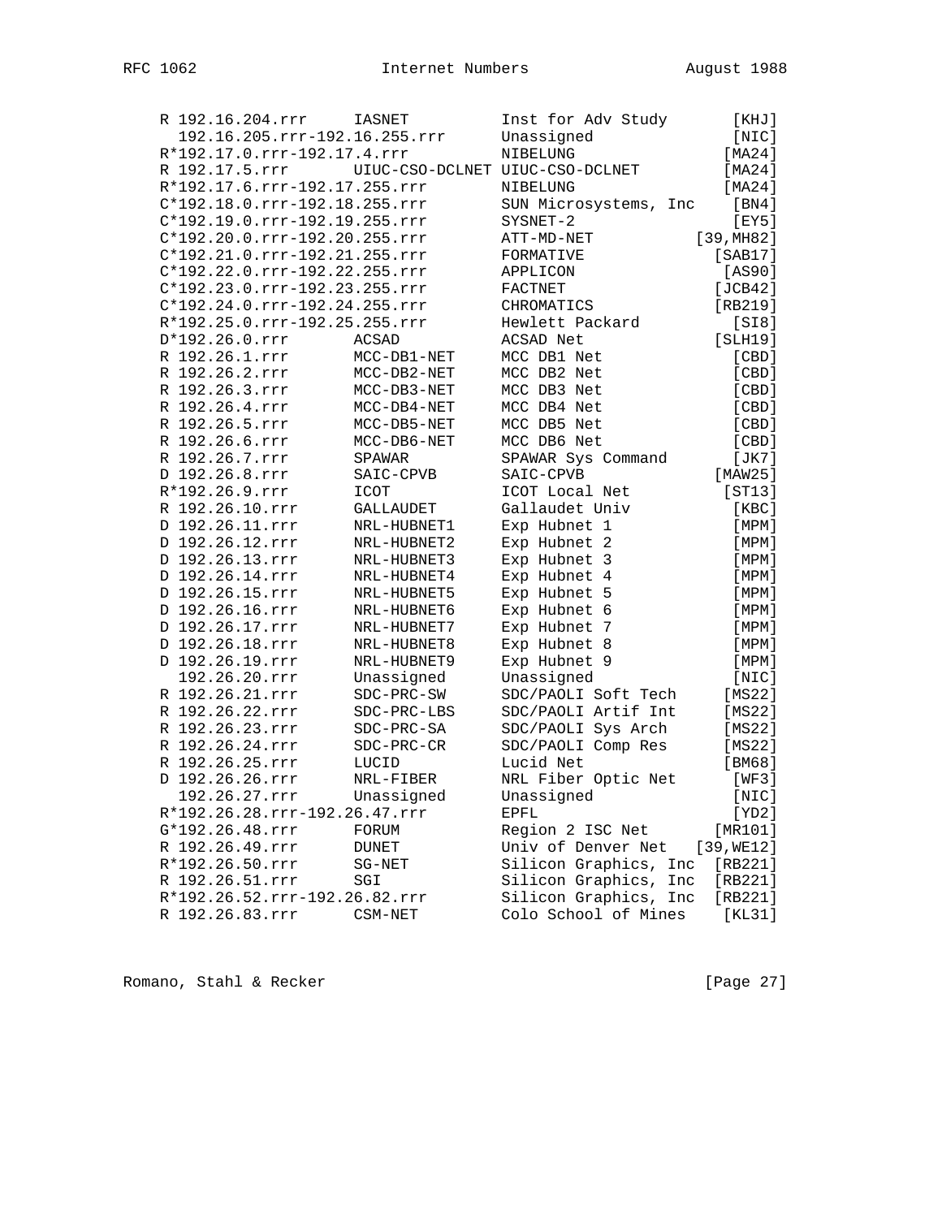```
 R 192.16.204.rrr      IASNET         Inst for Adv Study        [KHJ]
   192.16.205.rrr-192.16.255.rrr      Unassigned                [NIC]
 R*192.17.0.rrr-192.17.4.rrr          NIBELUNG                 [MA24]
 R 192.17.5.rrr      UIUC-CSO-DCLNET UIUC-CSO-DCLNET           [MA24]
 R*192.17.6.rrr-192.17.255.rrr        NIBELUNG                 [MA24]
 C*192.18.0.rrr-192.18.255.rrr        SUN Microsystems, Inc     [BN4]
 C*192.19.0.rrr-192.19.255.rrr        SYSNET-2                  [EY5]
 C*192.20.0.rrr-192.20.255.rrr        ATT-MD-NET            [39,MH82]
 C*192.21.0.rrr-192.21.255.rrr        FORMATIVE               [SAB17]
 C*192.22.0.rrr-192.22.255.rrr        APPLICON                 [AS90]
 C*192.23.0.rrr-192.23.255.rrr        FACTNET                 [JCB42]
 C*192.24.0.rrr-192.24.255.rrr        CHROMATICS              [RB219]
 R*192.25.0.rrr-192.25.255.rrr        Hewlett Packard           [SI8]
 D*192.26.0.rrr       ACSAD           ACSAD Net               [SLH19]
 R 192.26.1.rrr       MCC-DB1-NET     MCC DB1 Net               [CBD]
 R 192.26.2.rrr       MCC-DB2-NET     MCC DB2 Net               [CBD]
 R 192.26.3.rrr       MCC-DB3-NET     MCC DB3 Net               [CBD]
 R 192.26.4.rrr       MCC-DB4-NET     MCC DB4 Net               [CBD]
 R 192.26.5.rrr       MCC-DB5-NET     MCC DB5 Net               [CBD]
 R 192.26.6.rrr       MCC-DB6-NET     MCC DB6 Net               [CBD]
 R 192.26.7.rrr       SPAWAR          SPAWAR Sys Command        [JK7]
 D 192.26.8.rrr       SAIC-CPVB       SAIC-CPVB               [MAW25]
 R*192.26.9.rrr       ICOT            ICOT Local Net           [ST13]
 R 192.26.10.rrr      GALLAUDET       Gallaudet Univ            [KBC]
 D 192.26.11.rrr      NRL-HUBNET1     Exp Hubnet 1              [MPM]
 D 192.26.12.rrr      NRL-HUBNET2     Exp Hubnet 2              [MPM]
 D 192.26.13.rrr      NRL-HUBNET3     Exp Hubnet 3              [MPM]
 D 192.26.14.rrr      NRL-HUBNET4     Exp Hubnet 4              [MPM]
 D 192.26.15.rrr      NRL-HUBNET5     Exp Hubnet 5              [MPM]
 D 192.26.16.rrr      NRL-HUBNET6     Exp Hubnet 6              [MPM]
 D 192.26.17.rrr      NRL-HUBNET7     Exp Hubnet 7              [MPM]
 D 192.26.18.rrr      NRL-HUBNET8     Exp Hubnet 8              [MPM]
 D 192.26.19.rrr      NRL-HUBNET9     Exp Hubnet 9              [MPM]
   192.26.20.rrr      Unassigned      Unassigned                [NIC]
 R 192.26.21.rrr      SDC-PRC-SW      SDC/PAOLI Soft Tech      [MS22]
 R 192.26.22.rrr      SDC-PRC-LBS     SDC/PAOLI Artif Int      [MS22]
 R 192.26.23.rrr      SDC-PRC-SA      SDC/PAOLI Sys Arch       [MS22]
 R 192.26.24.rrr      SDC-PRC-CR      SDC/PAOLI Comp Res       [MS22]
 R 192.26.25.rrr      LUCID           Lucid Net                [BM68]
 D 192.26.26.rrr      NRL-FIBER       NRL Fiber Optic Net       [WF3]
   192.26.27.rrr      Unassigned      Unassigned                [NIC]
 R*192.26.28.rrr-192.26.47.rrr        EPFL                      [YD2]
 G*192.26.48.rrr      FORUM           Region 2 ISC Net        [MR101]
 R 192.26.49.rrr      DUNET           Univ of Denver Net   [39,WE12]
 R*192.26.50.rrr      SG-NET          Silicon Graphics, Inc  [RB221]
 R 192.26.51.rrr      SGI             Silicon Graphics, Inc  [RB221]
 R*192.26.52.rrr-192.26.82.rrr        Silicon Graphics, Inc  [RB221]
 R 192.26.83.rrr      CSM-NET         Colo School of Mines     [KL31]
```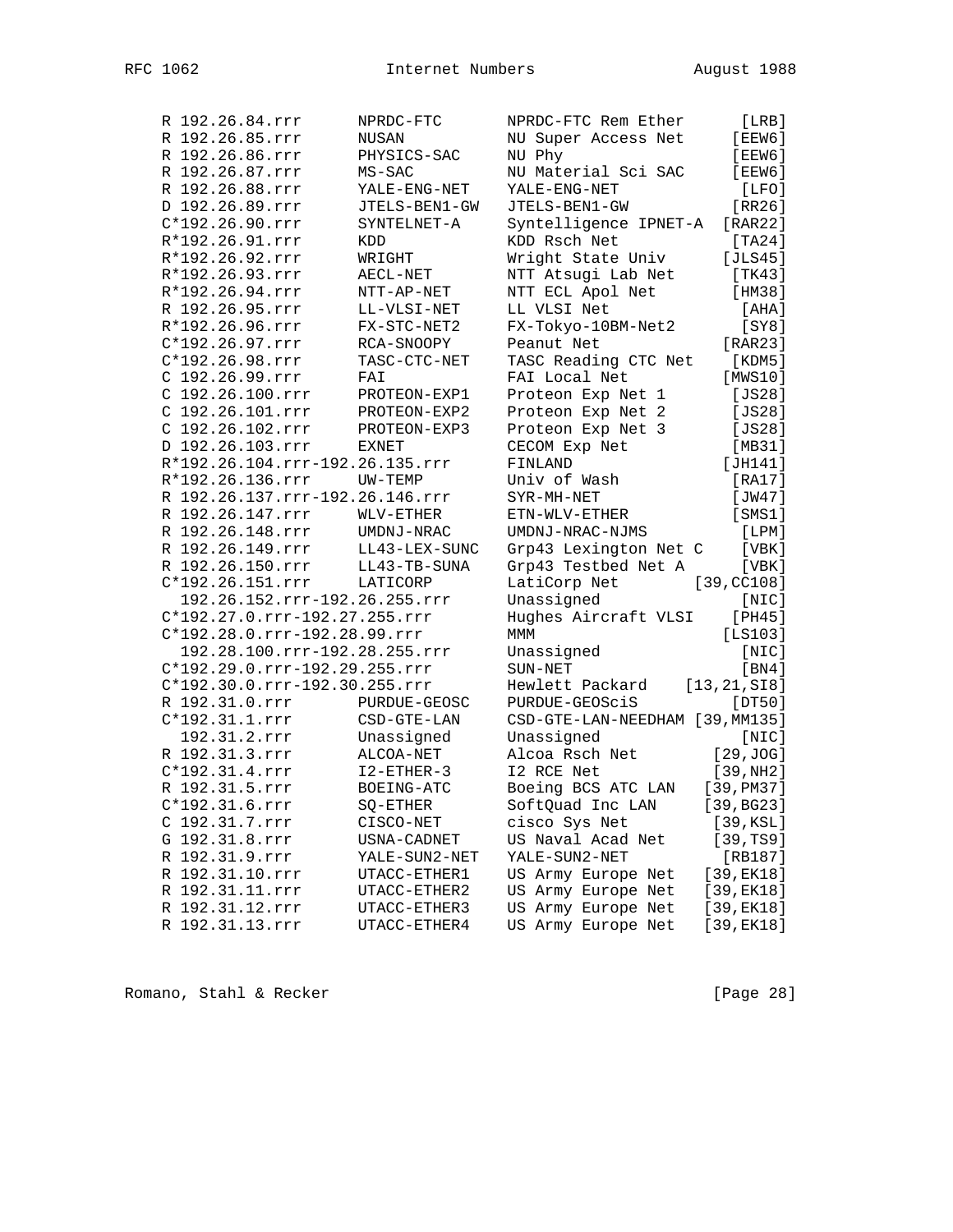```
R 192.26.84.rrr      NPRDC-FTC       NPRDC-FTC Rem Ether       [LRB]
R 192.26.85.rrr      NUSAN           NU Super Access Net      [EEW6]
R 192.26.86.rrr      PHYSICS-SAC     NU Phy                   [EEW6]
R 192.26.87.rrr      MS-SAC          NU Material Sci SAC      [EEW6]
R 192.26.88.rrr      YALE-ENG-NET    YALE-ENG-NET              [LFO]
D 192.26.89.rrr      JTELS-BEN1-GW   JTELS-BEN1-GW            [RR26]
C*192.26.90.rrr      SYNTELNET-A     Syntelligence IPNET-A  [RAR22]
R*192.26.91.rrr      KDD             KDD Rsch Net             [TA24]
R*192.26.92.rrr      WRIGHT          Wright State Univ      [JLS45]
R*192.26.93.rrr      AECL-NET        NTT Atsugi Lab Net       [TK43]
R*192.26.94.rrr      NTT-AP-NET      NTT ECL Apol Net         [HM38]
R 192.26.95.rrr      LL-VLSI-NET     LL VLSI Net               [AHA]
R*192.26.96.rrr      FX-STC-NET2     FX-Tokyo-10BM-Net2        [SY8]
C*192.26.97.rrr      RCA-SNOOPY      Peanut Net              [RAR23]
C*192.26.98.rrr      TASC-CTC-NET    TASC Reading CTC Net     [KDM5]
C 192.26.99.rrr      FAI             FAI Local Net           [MWS10]
C 192.26.100.rrr     PROTEON-EXP1    Proteon Exp Net 1        [JS28]
C 192.26.101.rrr     PROTEON-EXP2    Proteon Exp Net 2        [JS28]
C 192.26.102.rrr     PROTEON-EXP3    Proteon Exp Net 3        [JS28]
D 192.26.103.rrr     EXNET           CECOM Exp Net            [MB31]
R*192.26.104.rrr-192.26.135.rrr      FINLAND                 [JH141]
R*192.26.136.rrr     UW-TEMP         Univ of Wash             [RA17]
R 192.26.137.rrr-192.26.146.rrr      SYR-MH-NET               [JW47]
R 192.26.147.rrr     WLV-ETHER       ETN-WLV-ETHER            [SMS1]
R 192.26.148.rrr     UMDNJ-NRAC      UMDNJ-NRAC-NJMS           [LPM]
R 192.26.149.rrr     LL43-LEX-SUNC   Grp43 Lexington Net C     [VBK]
R 192.26.150.rrr     LL43-TB-SUNA    Grp43 Testbed Net A       [VBK]
C*192.26.151.rrr     LATICORP        LatiCorp Net         [39,CC108]
  192.26.152.rrr-192.26.255.rrr      Unassigned                [NIC]
C*192.27.0.rrr-192.27.255.rrr        Hughes Aircraft VLSI     [PH45]
C*192.28.0.rrr-192.28.99.rrr         MMM                     [LS103]
  192.28.100.rrr-192.28.255.rrr      Unassigned                [NIC]
C*192.29.0.rrr-192.29.255.rrr        SUN-NET                   [BN4]
C*192.30.0.rrr-192.30.255.rrr        Hewlett Packard    [13,21,SI8]
R 192.31.0.rrr       PURDUE-GEOSC    PURDUE-GEOSciS           [DT50]
C*192.31.1.rrr       CSD-GTE-LAN     CSD-GTE-LAN-NEEDHAM [39,MM135]
  192.31.2.rrr       Unassigned      Unassigned                [NIC]
R 192.31.3.rrr       ALCOA-NET       Alcoa Rsch Net         [29,JOG]
C*192.31.4.rrr       I2-ETHER-3      I2 RCE Net             [39,NH2]
R 192.31.5.rrr       BOEING-ATC      Boeing BCS ATC LAN    [39,PM37]
C*192.31.6.rrr       SQ-ETHER        SoftQuad Inc LAN      [39,BG23]
C 192.31.7.rrr       CISCO-NET       cisco Sys Net          [39,KSL]
G 192.31.8.rrr       USNA-CADNET     US Naval Acad Net      [39,TS9]
R 192.31.9.rrr       YALE-SUN2-NET   YALE-SUN2-NET           [RB187]
R 192.31.10.rrr      UTACC-ETHER1    US Army Europe Net    [39,EK18]
R 192.31.11.rrr      UTACC-ETHER2    US Army Europe Net    [39,EK18]
R 192.31.12.rrr      UTACC-ETHER3    US Army Europe Net    [39,EK18]
R 192.31.13.rrr      UTACC-ETHER4    US Army Europe Net    [39,EK18]
```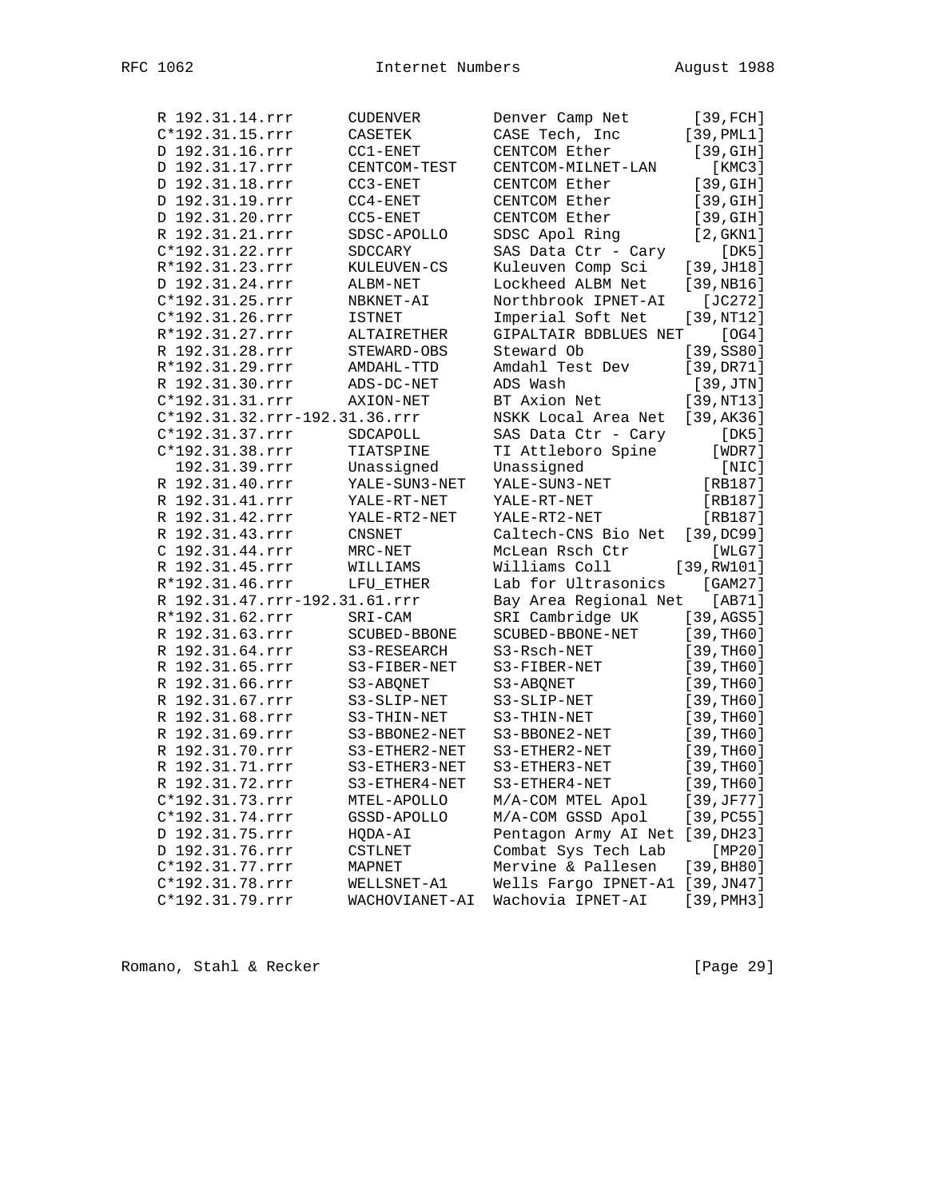```
R 192.31.14.rrr      CUDENVER        Denver Camp Net       [39,FCH]
C*192.31.15.rrr      CASETEK         CASE Tech, Inc       [39,PML1]
D 192.31.16.rrr      CC1-ENET        CENTCOM Ether         [39,GIH]
D 192.31.17.rrr      CENTCOM-TEST    CENTCOM-MILNET-LAN       [KMC3]
D 192.31.18.rrr      CC3-ENET        CENTCOM Ether         [39,GIH]
D 192.31.19.rrr      CC4-ENET        CENTCOM Ether         [39,GIH]
D 192.31.20.rrr      CC5-ENET        CENTCOM Ether         [39,GIH]
R 192.31.21.rrr      SDSC-APOLLO     SDSC Apol Ring        [2,GKN1]
C*192.31.22.rrr      SDCCARY         SAS Data Ctr - Cary      [DK5]
R*192.31.23.rrr      KULEUVEN-CS     Kuleuven Comp Sci    [39,JH18]
D 192.31.24.rrr      ALBM-NET        Lockheed ALBM Net    [39,NB16]
C*192.31.25.rrr      NBKNET-AI       Northbrook IPNET-AI    [JC272]
C*192.31.26.rrr      ISTNET          Imperial Soft Net    [39,NT12]
R*192.31.27.rrr      ALTAIRETHER     GIPALTAIR BDBLUES NET    [OG4]
R 192.31.28.rrr      STEWARD-OBS     Steward Ob           [39,SS80]
R*192.31.29.rrr      AMDAHL-TTD      Amdahl Test Dev      [39,DR71]
R 192.31.30.rrr      ADS-DC-NET      ADS Wash              [39,JTN]
C*192.31.31.rrr      AXION-NET       BT Axion Net         [39,NT13]
C*192.31.32.rrr-192.31.36.rrr        NSKK Local Area Net  [39,AK36]
C*192.31.37.rrr      SDCAPOLL        SAS Data Ctr - Cary      [DK5]
C*192.31.38.rrr      TIATSPINE       TI Attleboro Spine      [WDR7]
  192.31.39.rrr      Unassigned      Unassigned               [NIC]
R 192.31.40.rrr      YALE-SUN3-NET   YALE-SUN3-NET          [RB187]
R 192.31.41.rrr      YALE-RT-NET     YALE-RT-NET            [RB187]
R 192.31.42.rrr      YALE-RT2-NET    YALE-RT2-NET           [RB187]
R 192.31.43.rrr      CNSNET          Caltech-CNS Bio Net  [39,DC99]
C 192.31.44.rrr      MRC-NET         McLean Rsch Ctr         [WLG7]
R 192.31.45.rrr      WILLIAMS        Williams Coll       [39,RW101]
R*192.31.46.rrr      LFU_ETHER       Lab for Ultrasonics    [GAM27]
R 192.31.47.rrr-192.31.61.rrr        Bay Area Regional Net   [AB71]
R*192.31.62.rrr      SRI-CAM         SRI Cambridge UK     [39,AGS5]
R 192.31.63.rrr      SCUBED-BBONE    SCUBED-BBONE-NET     [39,TH60]
R 192.31.64.rrr      S3-RESEARCH     S3-Rsch-NET          [39,TH60]
R 192.31.65.rrr      S3-FIBER-NET    S3-FIBER-NET         [39,TH60]
R 192.31.66.rrr      S3-ABQNET       S3-ABQNET            [39,TH60]
R 192.31.67.rrr      S3-SLIP-NET     S3-SLIP-NET          [39,TH60]
R 192.31.68.rrr      S3-THIN-NET     S3-THIN-NET          [39,TH60]
R 192.31.69.rrr      S3-BBONE2-NET   S3-BBONE2-NET        [39,TH60]
R 192.31.70.rrr      S3-ETHER2-NET   S3-ETHER2-NET        [39,TH60]
R 192.31.71.rrr      S3-ETHER3-NET   S3-ETHER3-NET        [39,TH60]
R 192.31.72.rrr      S3-ETHER4-NET   S3-ETHER4-NET        [39,TH60]
C*192.31.73.rrr      MTEL-APOLLO     M/A-COM MTEL Apol    [39,JF77]
C*192.31.74.rrr      GSSD-APOLLO     M/A-COM GSSD Apol    [39,PC55]
D 192.31.75.rrr      HQDA-AI         Pentagon Army AI Net [39,DH23]
D 192.31.76.rrr      CSTLNET         Combat Sys Tech Lab     [MP20]
C*192.31.77.rrr      MAPNET          Mervine & Pallesen   [39,BH80]
C*192.31.78.rrr      WELLSNET-A1     Wells Fargo IPNET-A1 [39,JN47]
C*192.31.79.rrr      WACHOVIANET-AI  Wachovia IPNET-AI    [39,PMH3]
```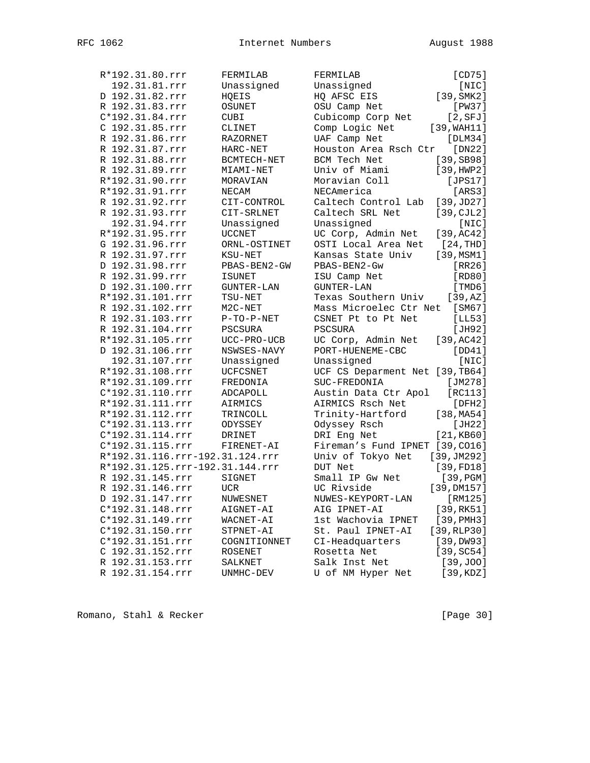```
R*192.31.80.rrr      FERMILAB       FERMILAB                  [CD75]
  192.31.81.rrr      Unassigned     Unassigned                 [NIC]
D 192.31.82.rrr      HQEIS          HQ AFSC EIS           [39,SMK2]
R 192.31.83.rrr      OSUNET         OSU Camp Net              [PW37]
C*192.31.84.rrr      CUBI           Cubicomp Corp Net         [2,SFJ]
C 192.31.85.rrr      CLINET         Comp Logic Net       [39,WAH11]
R 192.31.86.rrr      RAZORNET       UAF Camp Net             [DLM34]
R 192.31.87.rrr      HARC-NET       Houston Area Rsch Ctr   [DN22]
R 192.31.88.rrr      BCMTECH-NET    BCM Tech Net          [39,SB98]
R 192.31.89.rrr      MIAMI-NET      Univ of Miami         [39,HWP2]
R*192.31.90.rrr      MORAVIAN       Moravian Coll            [JPS17]
R*192.31.91.rrr      NECAM          NECAmerica                [ARS3]
R 192.31.92.rrr      CIT-CONTROL    Caltech Control Lab  [39,JD27]
R 192.31.93.rrr      CIT-SRLNET     Caltech SRL Net       [39,CJL2]
  192.31.94.rrr      Unassigned     Unassigned                 [NIC]
R*192.31.95.rrr      UCCNET         UC Corp, Admin Net   [39,AC42]
G 192.31.96.rrr      ORNL-OSTINET   OSTI Local Area Net    [24,THD]
R 192.31.97.rrr      KSU-NET        Kansas State Univ     [39,MSM1]
D 192.31.98.rrr      PBAS-BEN2-GW   PBAS-BEN2-Gw              [RR26]
R 192.31.99.rrr      ISUNET         ISU Camp Net              [RD80]
D 192.31.100.rrr     GUNTER-LAN     GUNTER-LAN                [TMD6]
R*192.31.101.rrr     TSU-NET        Texas Southern Univ     [39,AZ]
R 192.31.102.rrr     M2C-NET        Mass Microelec Ctr Net  [SM67]
R 192.31.103.rrr     P-TO-P-NET     CSNET Pt to Pt Net        [LL53]
R 192.31.104.rrr     PSCSURA        PSCSURA                   [JH92]
R*192.31.105.rrr     UCC-PRO-UCB    UC Corp, Admin Net   [39,AC42]
D 192.31.106.rrr     NSWSES-NAVY    PORT-HUENEME-CBC          [DD41]
  192.31.107.rrr     Unassigned     Unassigned                 [NIC]
R*192.31.108.rrr     UCFCSNET       UCF CS Deparment Net [39,TB64]
R*192.31.109.rrr     FREDONIA       SUC-FREDONIA             [JM278]
C*192.31.110.rrr     ADCAPOLL       Austin Data Ctr Apol    [RC113]
R*192.31.111.rrr     AIRMICS        AIRMICS Rsch Net          [DFH2]
R*192.31.112.rrr     TRINCOLL       Trinity-Hartford      [38,MA54]
C*192.31.113.rrr     ODYSSEY        Odyssey Rsch              [JH22]
C*192.31.114.rrr     DRINET         DRI Eng Net           [21,KB60]
C*192.31.115.rrr     FIRENET-AI     Fireman's Fund IPNET [39,CO16]
R*192.31.116.rrr-192.31.124.rrr     Univ of Tokyo Net   [39,JM292]
R*192.31.125.rrr-192.31.144.rrr     DUT Net               [39,FD18]
R 192.31.145.rrr     SIGNET         Small IP Gw Net         [39,PGM]
R 192.31.146.rrr     UCR            UC Rivside           [39,DM157]
D 192.31.147.rrr     NUWESNET       NUWES-KEYPORT-LAN        [RM125]
C*192.31.148.rrr     AIGNET-AI      AIG IPNET-AI          [39,RK51]
C*192.31.149.rrr     WACNET-AI      1st Wachovia IPNET    [39,PMH3]
C*192.31.150.rrr     STPNET-AI      St. Paul IPNET-AI    [39,RLP30]
C*192.31.151.rrr     COGNITIONNET   CI-Headquarters       [39,DW93]
C 192.31.152.rrr     ROSENET        Rosetta Net           [39,SC54]
R 192.31.153.rrr     SALKNET        Salk Inst Net          [39,JOO]
R 192.31.154.rrr     UNMHC-DEV      U of NM Hyper Net      [39,KDZ]
```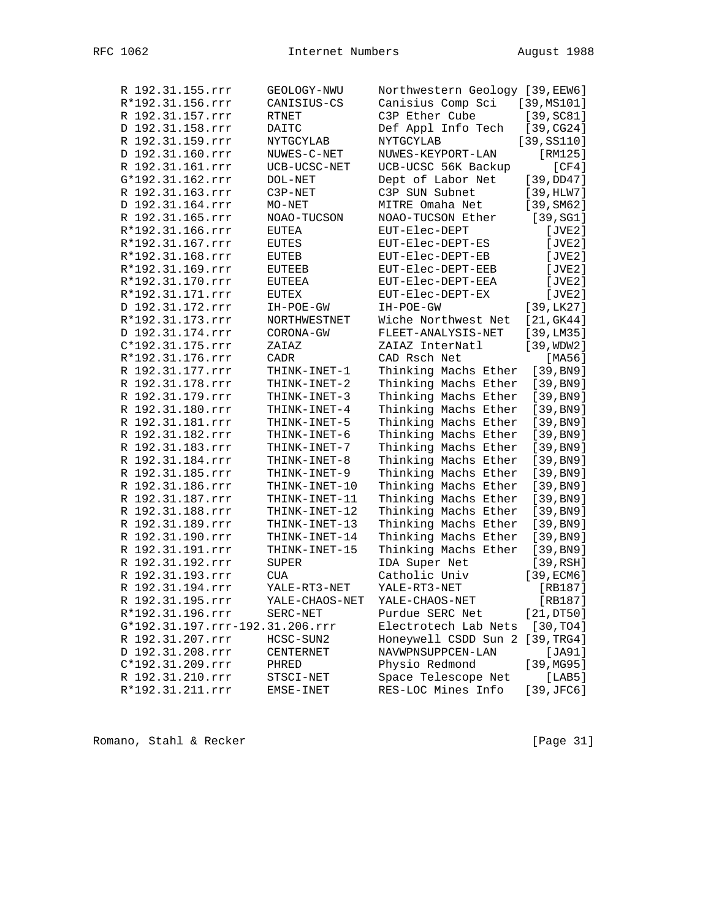```
R 192.31.155.rrr     GEOLOGY-NWU      Northwestern Geology [39,EEW6]
R*192.31.156.rrr     CANISIUS-CS      Canisius Comp Sci   [39,MS101]
R 192.31.157.rrr     RTNET            C3P Ether Cube        [39,SC81]
D 192.31.158.rrr     DAITC            Def Appl Info Tech   [39,CG24]
R 192.31.159.rrr     NYTGCYLAB        NYTGCYLAB           [39,SS110]
D 192.31.160.rrr     NUWES-C-NET      NUWES-KEYPORT-LAN        [RM125]
R 192.31.161.rrr     UCB-UCSC-NET     UCB-UCSC 56K Backup        [CF4]
G*192.31.162.rrr     DOL-NET          Dept of Labor Net    [39,DD47]
R 192.31.163.rrr     C3P-NET          C3P SUN Subnet       [39,HLW7]
D 192.31.164.rrr     MO-NET           MITRE Omaha Net      [39,SM62]
R 192.31.165.rrr     NOAO-TUCSON      NOAO-TUCSON Ether     [39,SG1]
R*192.31.166.rrr     EUTEA            EUT-Elec-DEPT             [JVE2]
R*192.31.167.rrr     EUTES            EUT-Elec-DEPT-ES          [JVE2]
R*192.31.168.rrr     EUTEB            EUT-Elec-DEPT-EB          [JVE2]
R*192.31.169.rrr     EUTEEB           EUT-Elec-DEPT-EEB         [JVE2]
R*192.31.170.rrr     EUTEEA           EUT-Elec-DEPT-EEA         [JVE2]
R*192.31.171.rrr     EUTEX            EUT-Elec-DEPT-EX          [JVE2]
D 192.31.172.rrr     IH-POE-GW        IH-POE-GW            [39,LK27]
R*192.31.173.rrr     NORTHWESTNET     Wiche Northwest Net  [21,GK44]
D 192.31.174.rrr     CORONA-GW        FLEET-ANALYSIS-NET   [39,LM35]
C*192.31.175.rrr     ZAIAZ            ZAIAZ InterNatl      [39,WDW2]
R*192.31.176.rrr     CADR             CAD Rsch Net              [MA56]
R 192.31.177.rrr     THINK-INET-1     Thinking Machs Ether  [39,BN9]
R 192.31.178.rrr     THINK-INET-2     Thinking Machs Ether  [39,BN9]
R 192.31.179.rrr     THINK-INET-3     Thinking Machs Ether  [39,BN9]
R 192.31.180.rrr     THINK-INET-4     Thinking Machs Ether  [39,BN9]
R 192.31.181.rrr     THINK-INET-5     Thinking Machs Ether  [39,BN9]
R 192.31.182.rrr     THINK-INET-6     Thinking Machs Ether  [39,BN9]
R 192.31.183.rrr     THINK-INET-7     Thinking Machs Ether  [39,BN9]
R 192.31.184.rrr     THINK-INET-8     Thinking Machs Ether  [39,BN9]
R 192.31.185.rrr     THINK-INET-9     Thinking Machs Ether  [39,BN9]
R 192.31.186.rrr     THINK-INET-10    Thinking Machs Ether  [39,BN9]
R 192.31.187.rrr     THINK-INET-11    Thinking Machs Ether  [39,BN9]
R 192.31.188.rrr     THINK-INET-12    Thinking Machs Ether  [39,BN9]
R 192.31.189.rrr     THINK-INET-13    Thinking Machs Ether  [39,BN9]
R 192.31.190.rrr     THINK-INET-14    Thinking Machs Ether  [39,BN9]
R 192.31.191.rrr     THINK-INET-15    Thinking Machs Ether  [39,BN9]
R 192.31.192.rrr     SUPER            IDA Super Net         [39,RSH]
R 192.31.193.rrr     CUA              Catholic Univ        [39,ECM6]
R 192.31.194.rrr     YALE-RT3-NET     YALE-RT3-NET             [RB187]
R 192.31.195.rrr     YALE-CHAOS-NET   YALE-CHAOS-NET           [RB187]
R*192.31.196.rrr     SERC-NET         Purdue SERC Net      [21,DT50]
G*192.31.197.rrr-192.31.206.rrr       Electrotech Lab Nets  [30,TO4]
R 192.31.207.rrr     HCSC-SUN2        Honeywell CSDD Sun 2 [39,TRG4]
D 192.31.208.rrr     CENTERNET        NAVWPNSUPPCEN-LAN         [JA91]
C*192.31.209.rrr     PHRED            Physio Redmond       [39,MG95]
R 192.31.210.rrr     STSCI-NET        Space Telescope Net       [LAB5]
R*192.31.211.rrr     EMSE-INET        RES-LOC Mines Info   [39,JFC6]
```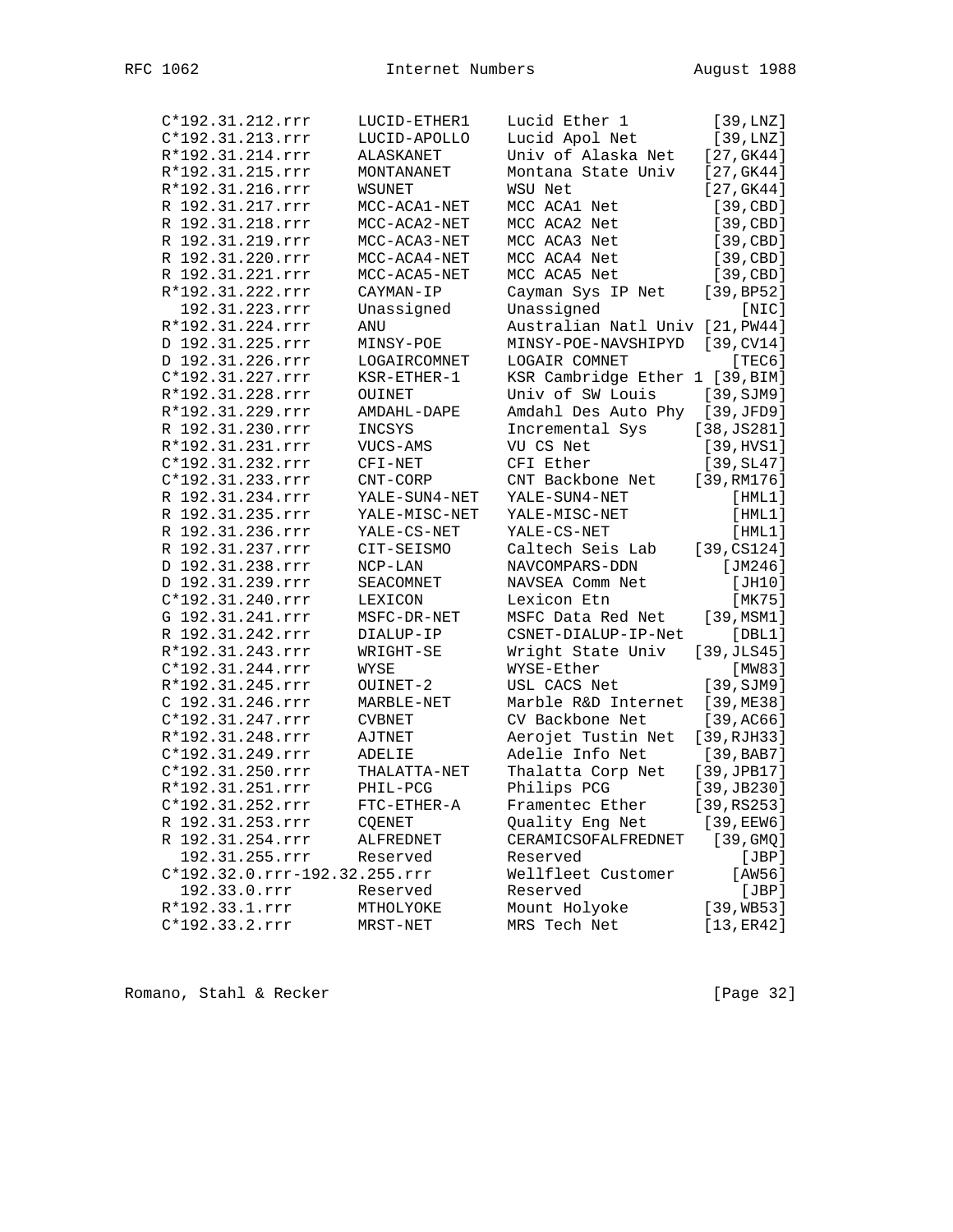```
   C*192.31.212.rrr     LUCID-ETHER1     Lucid Ether 1           [39,LNZ]
   C*192.31.213.rrr     LUCID-APOLLO     Lucid Apol Net          [39,LNZ]
   R*192.31.214.rrr     ALASKANET        Univ of Alaska Net     [27,GK44]
   R*192.31.215.rrr     MONTANANET       Montana State Univ     [27,GK44]
   R*192.31.216.rrr     WSUNET           WSU Net                [27,GK44]
   R 192.31.217.rrr     MCC-ACA1-NET     MCC ACA1 Net            [39,CBD]
   R 192.31.218.rrr     MCC-ACA2-NET     MCC ACA2 Net            [39,CBD]
   R 192.31.219.rrr     MCC-ACA3-NET     MCC ACA3 Net            [39,CBD]
   R 192.31.220.rrr     MCC-ACA4-NET     MCC ACA4 Net            [39,CBD]
   R 192.31.221.rrr     MCC-ACA5-NET     MCC ACA5 Net            [39,CBD]
   R*192.31.222.rrr     CAYMAN-IP        Cayman Sys IP Net      [39,BP52]
     192.31.223.rrr     Unassigned       Unassigned                 [NIC]
   R*192.31.224.rrr     ANU              Australian Natl Univ [21,PW44]
   D 192.31.225.rrr     MINSY-POE        MINSY-POE-NAVSHIPYD   [39,CV14]
   D 192.31.226.rrr     LOGAIRCOMNET     LOGAIR COMNET             [TEC6]
   C*192.31.227.rrr     KSR-ETHER-1      KSR Cambridge Ether 1 [39,BIM]
   R*192.31.228.rrr     OUINET           Univ of SW Louis       [39,SJM9]
   R*192.31.229.rrr     AMDAHL-DAPE      Amdahl Des Auto Phy   [39,JFD9]
   R 192.31.230.rrr     INCSYS           Incremental Sys       [38,JS281]
   R*192.31.231.rrr     VUCS-AMS         VU CS Net              [39,HVS1]
   C*192.31.232.rrr     CFI-NET          CFI Ether              [39,SL47]
   C*192.31.233.rrr     CNT-CORP         CNT Backbone Net      [39,RM176]
   R 192.31.234.rrr     YALE-SUN4-NET    YALE-SUN4-NET             [HML1]
   R 192.31.235.rrr     YALE-MISC-NET    YALE-MISC-NET             [HML1]
   R 192.31.236.rrr     YALE-CS-NET      YALE-CS-NET               [HML1]
   R 192.31.237.rrr     CIT-SEISMO       Caltech Seis Lab      [39,CS124]
   D 192.31.238.rrr     NCP-LAN          NAVCOMPARS-DDN           [JM246]
   D 192.31.239.rrr     SEACOMNET        NAVSEA Comm Net           [JH10]
   C*192.31.240.rrr     LEXICON          Lexicon Etn               [MK75]
   G 192.31.241.rrr     MSFC-DR-NET      MSFC Data Red Net      [39,MSM1]
   R 192.31.242.rrr     DIALUP-IP        CSNET-DIALUP-IP-Net       [DBL1]
   R*192.31.243.rrr     WRIGHT-SE        Wright State Univ     [39,JLS45]
   C*192.31.244.rrr     WYSE             WYSE-Ether                [MW83]
   R*192.31.245.rrr     OUINET-2         USL CACS Net           [39,SJM9]
   C 192.31.246.rrr     MARBLE-NET       Marble R&D Internet    [39,ME38]
   C*192.31.247.rrr     CVBNET           CV Backbone Net        [39,AC66]
   R*192.31.248.rrr     AJTNET           Aerojet Tustin Net    [39,RJH33]
   C*192.31.249.rrr     ADELIE           Adelie Info Net        [39,BAB7]
   C*192.31.250.rrr     THALATTA-NET     Thalatta Corp Net     [39,JPB17]
   R*192.31.251.rrr     PHIL-PCG         Philips PCG           [39,JB230]
   C*192.31.252.rrr     FTC-ETHER-A      Framentec Ether       [39,RS253]
   R 192.31.253.rrr     CQENET           Quality Eng Net        [39,EEW6]
   R 192.31.254.rrr     ALFREDNET        CERAMICSOFALFREDNET     [39,GMQ]
     192.31.255.rrr     Reserved         Reserved                   [JBP]
   C*192.32.0.rrr-192.32.255.rrr         Wellfleet Customer        [AW56]
     192.33.0.rrr       Reserved         Reserved                   [JBP]
   R*192.33.1.rrr       MTHOLYOKE        Mount Holyoke          [39,WB53]
   C*192.33.2.rrr       MRST-NET         MRS Tech Net           [13,ER42]
```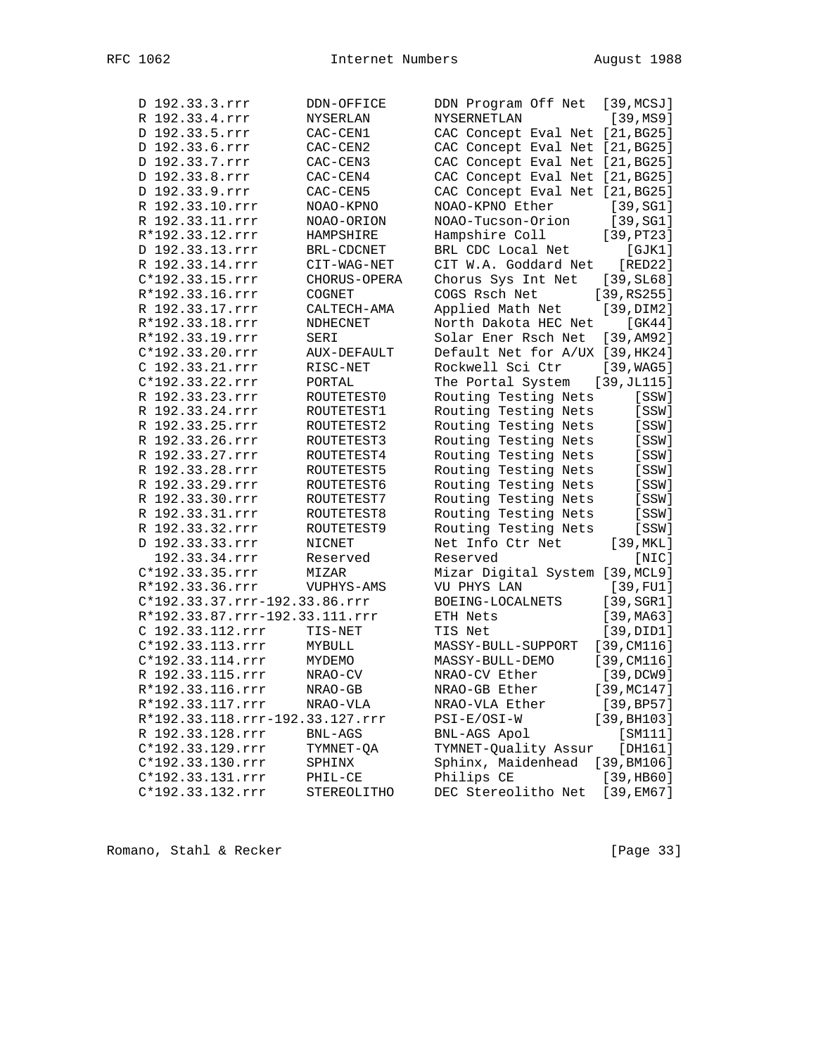```
D 192.33.3.rrr       DDN-OFFICE       DDN Program Off Net  [39,MCSJ]
R 192.33.4.rrr       NYSERLAN         NYSERNETLAN            [39,MS9]
D 192.33.5.rrr       CAC-CEN1         CAC Concept Eval Net [21,BG25]
D 192.33.6.rrr       CAC-CEN2         CAC Concept Eval Net [21,BG25]
D 192.33.7.rrr       CAC-CEN3         CAC Concept Eval Net [21,BG25]
D 192.33.8.rrr       CAC-CEN4         CAC Concept Eval Net [21,BG25]
D 192.33.9.rrr       CAC-CEN5         CAC Concept Eval Net [21,BG25]
R 192.33.10.rrr      NOAO-KPNO        NOAO-KPNO Ether        [39,SG1]
R 192.33.11.rrr      NOAO-ORION       NOAO-Tucson-Orion      [39,SG1]
R*192.33.12.rrr      HAMPSHIRE        Hampshire Coll        [39,PT23]
D 192.33.13.rrr      BRL-CDCNET       BRL CDC Local Net         [GJK1]
R 192.33.14.rrr      CIT-WAG-NET      CIT W.A. Goddard Net   [RED22]
C*192.33.15.rrr      CHORUS-OPERA     Chorus Sys Int Net    [39,SL68]
R*192.33.16.rrr      COGNET           COGS Rsch Net        [39,RS255]
R 192.33.17.rrr      CALTECH-AMA      Applied Math Net      [39,DIM2]
R*192.33.18.rrr      NDHECNET         North Dakota HEC Net      [GK44]
R*192.33.19.rrr      SERI             Solar Ener Rsch Net   [39,AM92]
C*192.33.20.rrr      AUX-DEFAULT      Default Net for A/UX [39,HK24]
C 192.33.21.rrr      RISC-NET         Rockwell Sci Ctr      [39,WAG5]
C*192.33.22.rrr      PORTAL           The Portal System    [39,JL115]
R 192.33.23.rrr      ROUTETEST0       Routing Testing Nets       [SSW]
R 192.33.24.rrr      ROUTETEST1       Routing Testing Nets       [SSW]
R 192.33.25.rrr      ROUTETEST2       Routing Testing Nets       [SSW]
R 192.33.26.rrr      ROUTETEST3       Routing Testing Nets       [SSW]
R 192.33.27.rrr      ROUTETEST4       Routing Testing Nets       [SSW]
R 192.33.28.rrr      ROUTETEST5       Routing Testing Nets       [SSW]
R 192.33.29.rrr      ROUTETEST6       Routing Testing Nets       [SSW]
R 192.33.30.rrr      ROUTETEST7       Routing Testing Nets       [SSW]
R 192.33.31.rrr      ROUTETEST8       Routing Testing Nets       [SSW]
R 192.33.32.rrr      ROUTETEST9       Routing Testing Nets       [SSW]
D 192.33.33.rrr      NICNET           Net Info Ctr Net       [39,MKL]
  192.33.34.rrr      Reserved         Reserved                   [NIC]
C*192.33.35.rrr      MIZAR            Mizar Digital System [39,MCL9]
R*192.33.36.rrr      VUPHYS-AMS       VU PHYS LAN             [39,FU1]
C*192.33.37.rrr-192.33.86.rrr         BOEING-LOCALNETS      [39,SGR1]
R*192.33.87.rrr-192.33.111.rrr        ETH Nets              [39,MA63]
C 192.33.112.rrr     TIS-NET          TIS Net               [39,DID1]
C*192.33.113.rrr     MYBULL           MASSY-BULL-SUPPORT  [39,CM116]
C*192.33.114.rrr     MYDEMO           MASSY-BULL-DEMO     [39,CM116]
R 192.33.115.rrr     NRAO-CV          NRAO-CV Ether         [39,DCW9]
R*192.33.116.rrr     NRAO-GB          NRAO-GB Ether        [39,MC147]
R*192.33.117.rrr     NRAO-VLA         NRAO-VLA Ether        [39,BP57]
R*192.33.118.rrr-192.33.127.rrr       PSI-E/OSI-W          [39,BH103]
R 192.33.128.rrr     BNL-AGS          BNL-AGS Apol              [SM111]
C*192.33.129.rrr     TYMNET-QA        TYMNET-Quality Assur     [DH161]
C*192.33.130.rrr     SPHINX           Sphinx, Maidenhead  [39,BM106]
C*192.33.131.rrr     PHIL-CE          Philips CE            [39,HB60]
C*192.33.132.rrr     STEREOLITHO      DEC Stereolitho Net   [39,EM67]
```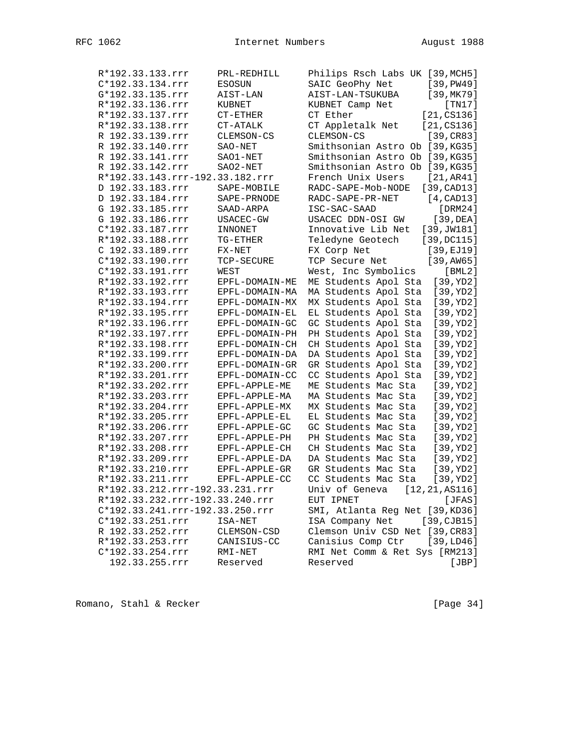```
   R*192.33.133.rrr     PRL-REDHILL     Philips Rsch Labs UK [39,MCH5]
   C*192.33.134.rrr     ESOSUN          SAIC GeoPhy Net      [39,PW49]
   G*192.33.135.rrr     AIST-LAN        AIST-LAN-TSUKUBA     [39,MK79]
   R*192.33.136.rrr     KUBNET          KUBNET Camp Net          [TN17]
   R*192.33.137.rrr     CT-ETHER        CT Ether            [21,CS136]
   R*192.33.138.rrr     CT-ATALK        CT Appletalk Net    [21,CS136]
   R 192.33.139.rrr     CLEMSON-CS      CLEMSON-CS           [39,CR83]
   R 192.33.140.rrr     SAO-NET         Smithsonian Astro Ob [39,KG35]
   R 192.33.141.rrr     SAO1-NET        Smithsonian Astro Ob [39,KG35]
   R 192.33.142.rrr     SAO2-NET        Smithsonian Astro Ob [39,KG35]
   R*192.33.143.rrr-192.33.182.rrr      French Unix Users    [21,AR41]
   D 192.33.183.rrr     SAPE-MOBILE     RADC-SAPE-Mob-NODE  [39,CAD13]
   D 192.33.184.rrr     SAPE-PRNODE     RADC-SAPE-PR-NET     [4,CAD13]
   G 192.33.185.rrr     SAAD-ARPA       ISC-SAC-SAAD            [DRM24]
   G 192.33.186.rrr     USACEC-GW       USACEC DDN-OSI GW     [39,DEA]
   C*192.33.187.rrr     INNONET         Innovative Lib Net  [39,JW181]
   R*192.33.188.rrr     TG-ETHER        Teledyne Geotech    [39,DC115]
   C 192.33.189.rrr     FX-NET          FX Corp Net          [39,EJ19]
   C*192.33.190.rrr     TCP-SECURE      TCP Secure Net       [39,AW65]
   C*192.33.191.rrr     WEST            West, Inc Symbolics      [BML2]
   R*192.33.192.rrr     EPFL-DOMAIN-ME  ME Students Apol Sta  [39,YD2]
   R*192.33.193.rrr     EPFL-DOMAIN-MA  MA Students Apol Sta  [39,YD2]
   R*192.33.194.rrr     EPFL-DOMAIN-MX  MX Students Apol Sta  [39,YD2]
   R*192.33.195.rrr     EPFL-DOMAIN-EL  EL Students Apol Sta  [39,YD2]
   R*192.33.196.rrr     EPFL-DOMAIN-GC  GC Students Apol Sta  [39,YD2]
   R*192.33.197.rrr     EPFL-DOMAIN-PH  PH Students Apol Sta  [39,YD2]
   R*192.33.198.rrr     EPFL-DOMAIN-CH  CH Students Apol Sta  [39,YD2]
   R*192.33.199.rrr     EPFL-DOMAIN-DA  DA Students Apol Sta  [39,YD2]
   R*192.33.200.rrr     EPFL-DOMAIN-GR  GR Students Apol Sta  [39,YD2]
   R*192.33.201.rrr     EPFL-DOMAIN-CC  CC Students Apol Sta  [39,YD2]
   R*192.33.202.rrr     EPFL-APPLE-ME   ME Students Mac Sta   [39,YD2]
   R*192.33.203.rrr     EPFL-APPLE-MA   MA Students Mac Sta   [39,YD2]
   R*192.33.204.rrr     EPFL-APPLE-MX   MX Students Mac Sta   [39,YD2]
   R*192.33.205.rrr     EPFL-APPLE-EL   EL Students Mac Sta   [39,YD2]
   R*192.33.206.rrr     EPFL-APPLE-GC   GC Students Mac Sta   [39,YD2]
   R*192.33.207.rrr     EPFL-APPLE-PH   PH Students Mac Sta   [39,YD2]
   R*192.33.208.rrr     EPFL-APPLE-CH   CH Students Mac Sta   [39,YD2]
   R*192.33.209.rrr     EPFL-APPLE-DA   DA Students Mac Sta   [39,YD2]
   R*192.33.210.rrr     EPFL-APPLE-GR   GR Students Mac Sta   [39,YD2]
   R*192.33.211.rrr     EPFL-APPLE-CC   CC Students Mac Sta   [39,YD2]
   R*192.33.212.rrr-192.33.231.rrr      Univ of Geneva   [12,21,AS116]
   R*192.33.232.rrr-192.33.240.rrr      EUT IPNET                [JFAS]
   C*192.33.241.rrr-192.33.250.rrr      SMI, Atlanta Reg Net [39,KD36]
   C*192.33.251.rrr     ISA-NET         ISA Company Net     [39,CJB15]
   R 192.33.252.rrr     CLEMSON-CSD     Clemson Univ CSD Net [39,CR83]
   R*192.33.253.rrr     CANISIUS-CC     Canisius Comp Ctr    [39,LD46]
   C*192.33.254.rrr     RMI-NET         RMI Net Comm & Ret Sys [RM213]
     192.33.255.rrr     Reserved        Reserved                  [JBP]
```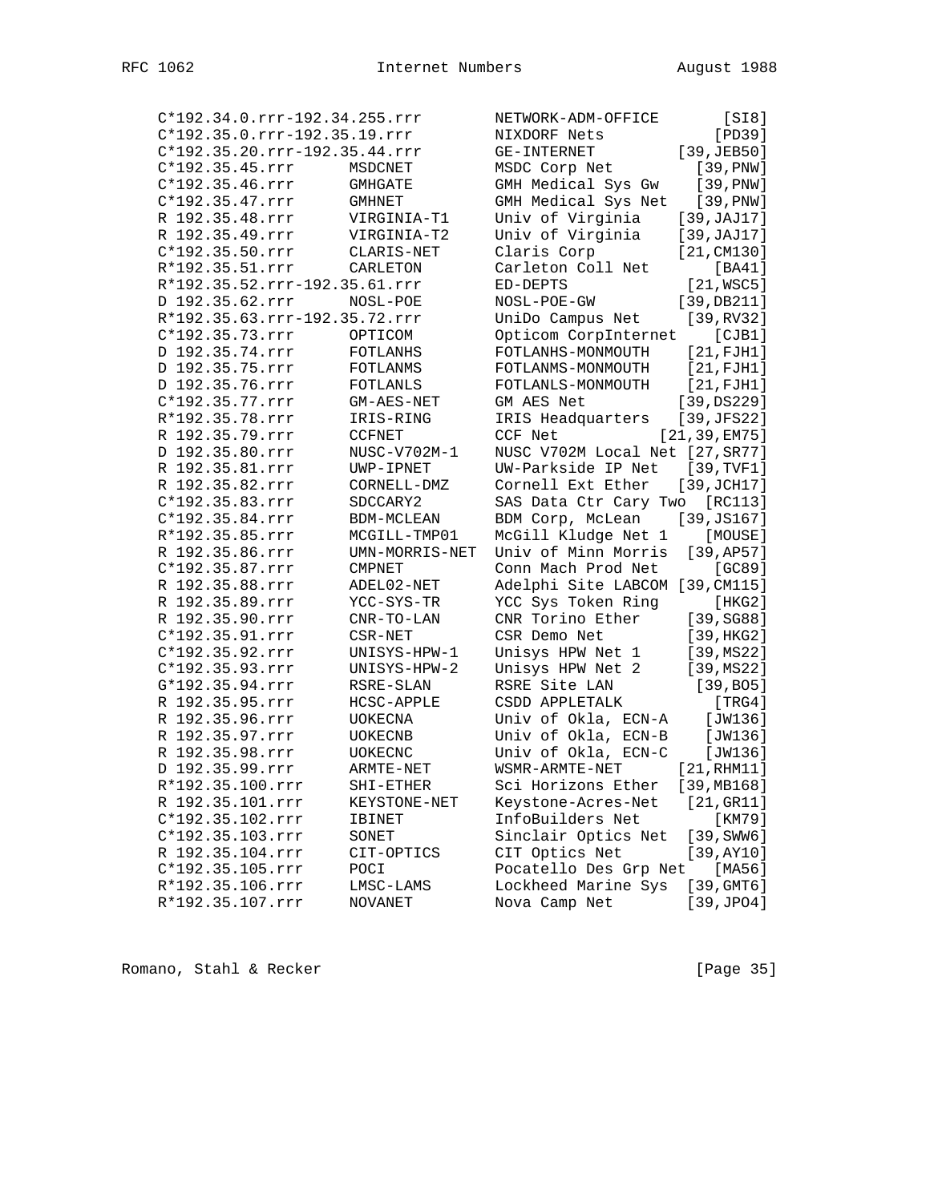```
C*192.34.0.rrr-192.34.255.rrr        NETWORK-ADM-OFFICE        [SI8]
C*192.35.0.rrr-192.35.19.rrr         NIXDORF Nets             [PD39]
C*192.35.20.rrr-192.35.44.rrr        GE-INTERNET          [39,JEB50]
C*192.35.45.rrr      MSDCNET         MSDC Corp Net          [39,PNW]
C*192.35.46.rrr      GMHGATE         GMH Medical Sys Gw     [39,PNW]
C*192.35.47.rrr      GMHNET          GMH Medical Sys Net    [39,PNW]
R 192.35.48.rrr      VIRGINIA-T1     Univ of Virginia     [39,JAJ17]
R 192.35.49.rrr      VIRGINIA-T2     Univ of Virginia     [39,JAJ17]
C*192.35.50.rrr      CLARIS-NET      Claris Corp          [21,CM130]
R*192.35.51.rrr      CARLETON        Carleton Coll Net         [BA41]
R*192.35.52.rrr-192.35.61.rrr        ED-DEPTS              [21,WSC5]
D 192.35.62.rrr      NOSL-POE        NOSL-POE-GW          [39,DB211]
R*192.35.63.rrr-192.35.72.rrr        UniDo Campus Net      [39,RV32]
C*192.35.73.rrr      OPTICOM         Opticom CorpInternet      [CJB1]
D 192.35.74.rrr      FOTLANHS        FOTLANHS-MONMOUTH     [21,FJH1]
D 192.35.75.rrr      FOTLANMS        FOTLANMS-MONMOUTH     [21,FJH1]
D 192.35.76.rrr      FOTLANLS        FOTLANLS-MONMOUTH     [21,FJH1]
C*192.35.77.rrr      GM-AES-NET      GM AES Net           [39,DS229]
R*192.35.78.rrr      IRIS-RING       IRIS Headquarters    [39,JFS22]
R 192.35.79.rrr      CCFNET          CCF Net            [21,39,EM75]
D 192.35.80.rrr      NUSC-V702M-1    NUSC V702M Local Net [27,SR77]
R 192.35.81.rrr      UWP-IPNET       UW-Parkside IP Net    [39,TVF1]
R 192.35.82.rrr      CORNELL-DMZ     Cornell Ext Ether    [39,JCH17]
C*192.35.83.rrr      SDCCARY2        SAS Data Ctr Cary Two  [RC113]
C*192.35.84.rrr      BDM-MCLEAN      BDM Corp, McLean     [39,JS167]
R*192.35.85.rrr      MCGILL-TMP01    McGill Kludge Net 1      [MOUSE]
R 192.35.86.rrr      UMN-MORRIS-NET  Univ of Minn Morris   [39,AP57]
C*192.35.87.rrr      CMPNET          Conn Mach Prod Net        [GC89]
R 192.35.88.rrr      ADEL02-NET      Adelphi Site LABCOM [39,CM115]
R 192.35.89.rrr      YCC-SYS-TR      YCC Sys Token Ring        [HKG2]
R 192.35.90.rrr      CNR-TO-LAN      CNR Torino Ether      [39,SG88]
C*192.35.91.rrr      CSR-NET         CSR Demo Net          [39,HKG2]
C*192.35.92.rrr      UNISYS-HPW-1    Unisys HPW Net 1      [39,MS22]
C*192.35.93.rrr      UNISYS-HPW-2    Unisys HPW Net 2      [39,MS22]
G*192.35.94.rrr      RSRE-SLAN       RSRE Site LAN          [39,BO5]
R 192.35.95.rrr      HCSC-APPLE      CSDD APPLETALK            [TRG4]
R 192.35.96.rrr      UOKECNA         Univ of Okla, ECN-A      [JW136]
R 192.35.97.rrr      UOKECNB         Univ of Okla, ECN-B      [JW136]
R 192.35.98.rrr      UOKECNC         Univ of Okla, ECN-C      [JW136]
D 192.35.99.rrr      ARMTE-NET       WSMR-ARMTE-NET       [21,RHM11]
R*192.35.100.rrr     SHI-ETHER       Sci Horizons Ether   [39,MB168]
R 192.35.101.rrr     KEYSTONE-NET    Keystone-Acres-Net    [21,GR11]
C*192.35.102.rrr     IBINET          InfoBuilders Net          [KM79]
C*192.35.103.rrr     SONET           Sinclair Optics Net   [39,SWW6]
R 192.35.104.rrr     CIT-OPTICS      CIT Optics Net        [39,AY10]
C*192.35.105.rrr     POCI            Pocatello Des Grp Net     [MA56]
R*192.35.106.rrr     LMSC-LAMS       Lockheed Marine Sys   [39,GMT6]
R*192.35.107.rrr     NOVANET         Nova Camp Net         [39,JPO4]
```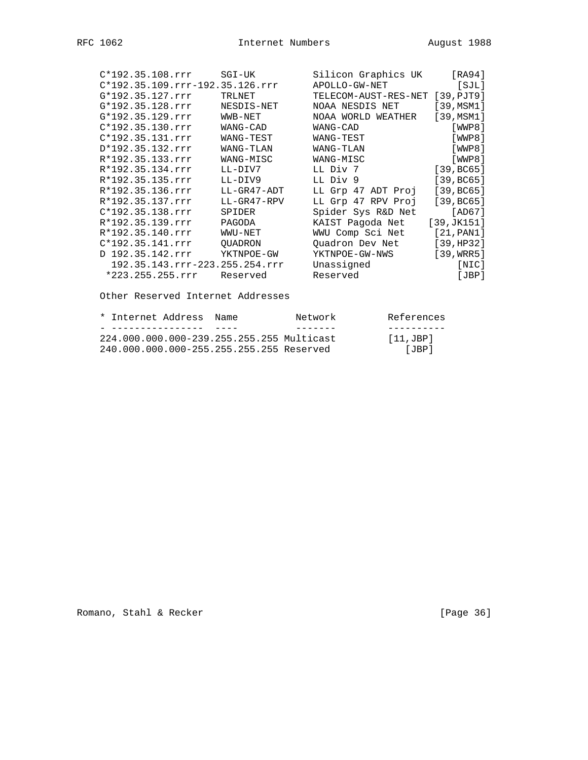```
C*192.35.108.rrr     SGI-UK          Silicon Graphics UK     [RA94]
C*192.35.109.rrr-192.35.126.rrr      APOLLO-GW-NET            [SJL]
G*192.35.127.rrr     TRLNET          TELECOM-AUST-RES-NET [39,PJT9]
G*192.35.128.rrr     NESDIS-NET      NOAA NESDIS NET      [39,MSM1]
G*192.35.129.rrr     WWB-NET         NOAA WORLD WEATHER   [39,MSM1]
C*192.35.130.rrr     WANG-CAD        WANG-CAD                [WWP8]
C*192.35.131.rrr     WANG-TEST       WANG-TEST               [WWP8]
D*192.35.132.rrr     WANG-TLAN       WANG-TLAN               [WWP8]
R*192.35.133.rrr     WANG-MISC       WANG-MISC               [WWP8]
R*192.35.134.rrr     LL-DIV7         LL Div 7             [39,BC65]
R*192.35.135.rrr     LL-DIV9         LL Div 9             [39,BC65]
R*192.35.136.rrr     LL-GR47-ADT     LL Grp 47 ADT Proj   [39,BC65]
R*192.35.137.rrr     LL-GR47-RPV     LL Grp 47 RPV Proj   [39,BC65]
C*192.35.138.rrr     SPIDER          Spider Sys R&D Net      [AD67]
R*192.35.139.rrr     PAGODA          KAIST Pagoda Net    [39,JK151]
R*192.35.140.rrr     WWU-NET         WWU Comp Sci Net     [21,PAN1]
C*192.35.141.rrr     QUADRON         Quadron Dev Net      [39,HP32]
D 192.35.142.rrr     YKTNPOE-GW      YKTNPOE-GW-NWS       [39,WRR5]
  192.35.143.rrr-223.255.254.rrr     Unassigned               [NIC]
 *223.255.255.rrr    Reserved        Reserved                 [JBP]
```

Other Reserved Internet Addresses

```
* Internet Address  Name          Network         References
- ----------------  ----          -------         ----------
224.000.000.000-239.255.255.255 Multicast         [11,JBP]
240.000.000.000-255.255.255.255 Reserved             [JBP]
```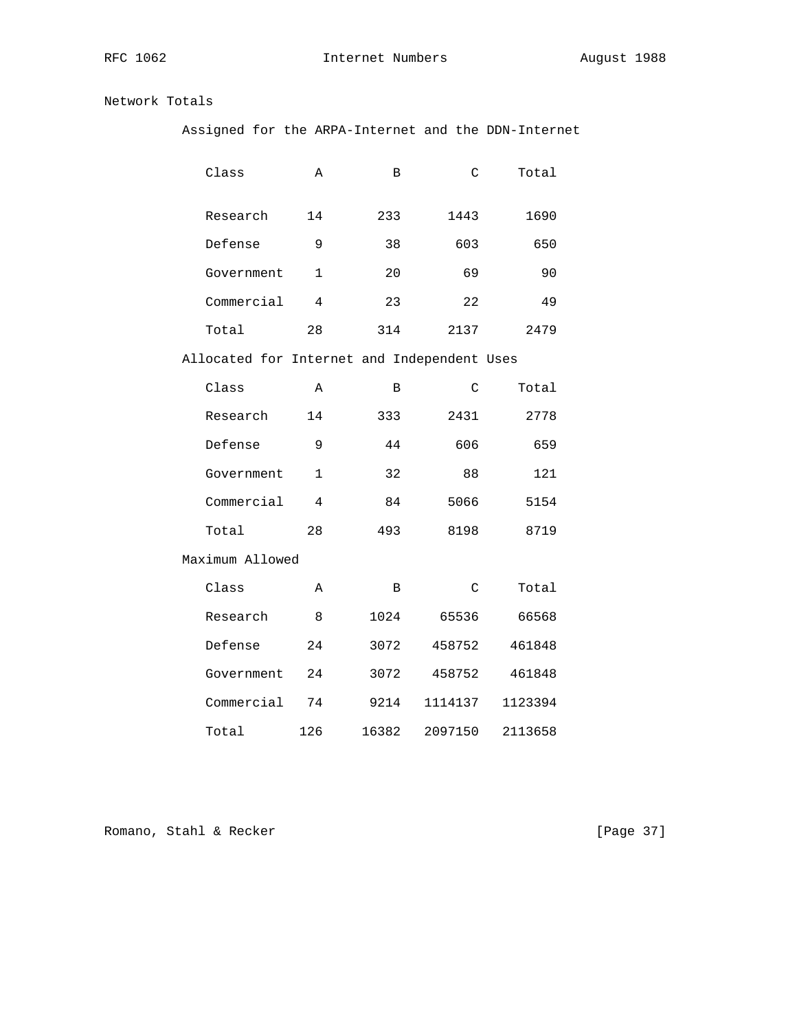Network Totals

Assigned for the ARPA-Internet and the DDN-Internet

| Class | A | B | C | Total |
|---|---|---|---|---|
| Research | 14 | 233 | 1443 | 1690 |
| Defense | 9 | 38 | 603 | 650 |
| Government | 1 | 20 | 69 | 90 |
| Commercial | 4 | 23 | 22 | 49 |
| Total | 28 | 314 | 2137 | 2479 |

Allocated for Internet and Independent Uses

| Class | A | B | C | Total |
|---|---|---|---|---|
| Research | 14 | 333 | 2431 | 2778 |
| Defense | 9 | 44 | 606 | 659 |
| Government | 1 | 32 | 88 | 121 |
| Commercial | 4 | 84 | 5066 | 5154 |
| Total | 28 | 493 | 8198 | 8719 |

Maximum Allowed

| Class | A | B | C | Total |
|---|---|---|---|---|
| Research | 8 | 1024 | 65536 | 66568 |
| Defense | 24 | 3072 | 458752 | 461848 |
| Government | 24 | 3072 | 458752 | 461848 |
| Commercial | 74 | 9214 | 1114137 | 1123394 |
| Total | 126 | 16382 | 2097150 | 2113658 |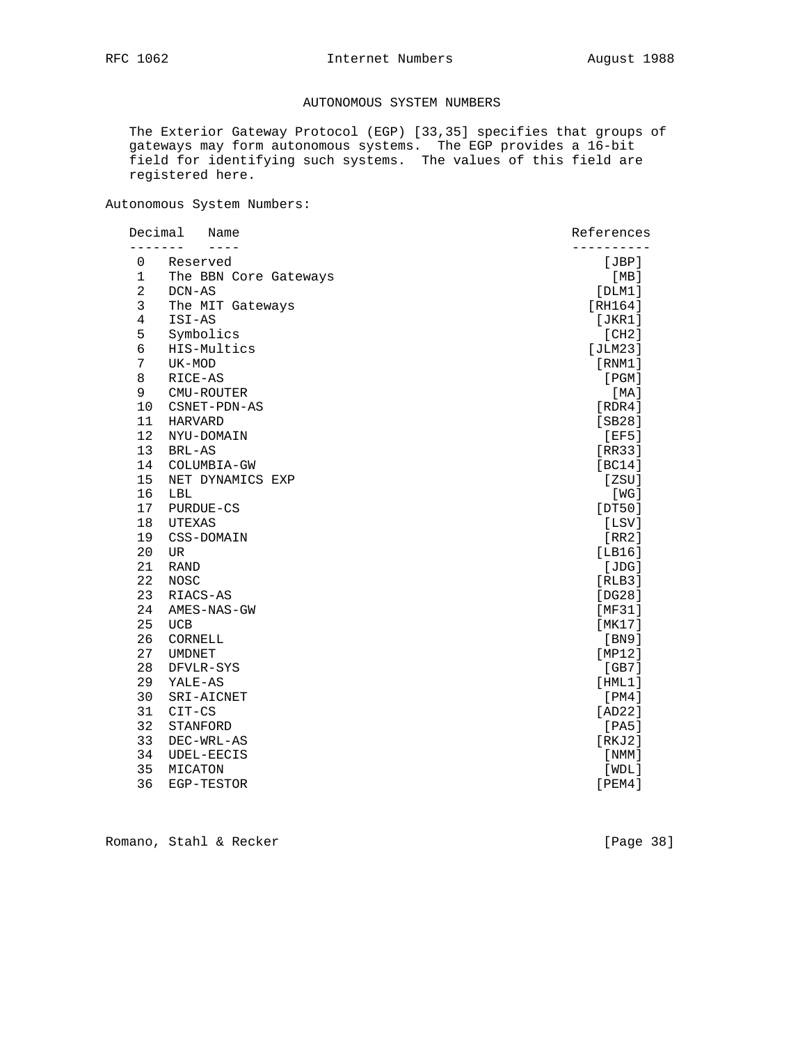## AUTONOMOUS SYSTEM NUMBERS

The Exterior Gateway Protocol (EGP) [33,35] specifies that groups of gateways may form autonomous systems. The EGP provides a 16-bit field for identifying such systems. The values of this field are registered here.

Autonomous System Numbers:

| Decimal | Name | References |
|---|---|---|
| 0 | Reserved | [JBP] |
| 1 | The BBN Core Gateways | [MB] |
| 2 | DCN-AS | [DLM1] |
| 3 | The MIT Gateways | [RH164] |
| 4 | ISI-AS | [JKR1] |
| 5 | Symbolics | [CH2] |
| 6 | HIS-Multics | [JLM23] |
| 7 | UK-MOD | [RNM1] |
| 8 | RICE-AS | [PGM] |
| 9 | CMU-ROUTER | [MA] |
| 10 | CSNET-PDN-AS | [RDR4] |
| 11 | HARVARD | [SB28] |
| 12 | NYU-DOMAIN | [EF5] |
| 13 | BRL-AS | [RR33] |
| 14 | COLUMBIA-GW | [BC14] |
| 15 | NET DYNAMICS EXP | [ZSU] |
| 16 | LBL | [WG] |
| 17 | PURDUE-CS | [DT50] |
| 18 | UTEXAS | [LSV] |
| 19 | CSS-DOMAIN | [RR2] |
| 20 | UR | [LB16] |
| 21 | RAND | [JDG] |
| 22 | NOSC | [RLB3] |
| 23 | RIACS-AS | [DG28] |
| 24 | AMES-NAS-GW | [MF31] |
| 25 | UCB | [MK17] |
| 26 | CORNELL | [BN9] |
| 27 | UMDNET | [MP12] |
| 28 | DFVLR-SYS | [GB7] |
| 29 | YALE-AS | [HML1] |
| 30 | SRI-AICNET | [PM4] |
| 31 | CIT-CS | [AD22] |
| 32 | STANFORD | [PA5] |
| 33 | DEC-WRL-AS | [RKJ2] |
| 34 | UDEL-EECIS | [NMM] |
| 35 | MICATON | [WDL] |
| 36 | EGP-TESTOR | [PEM4] |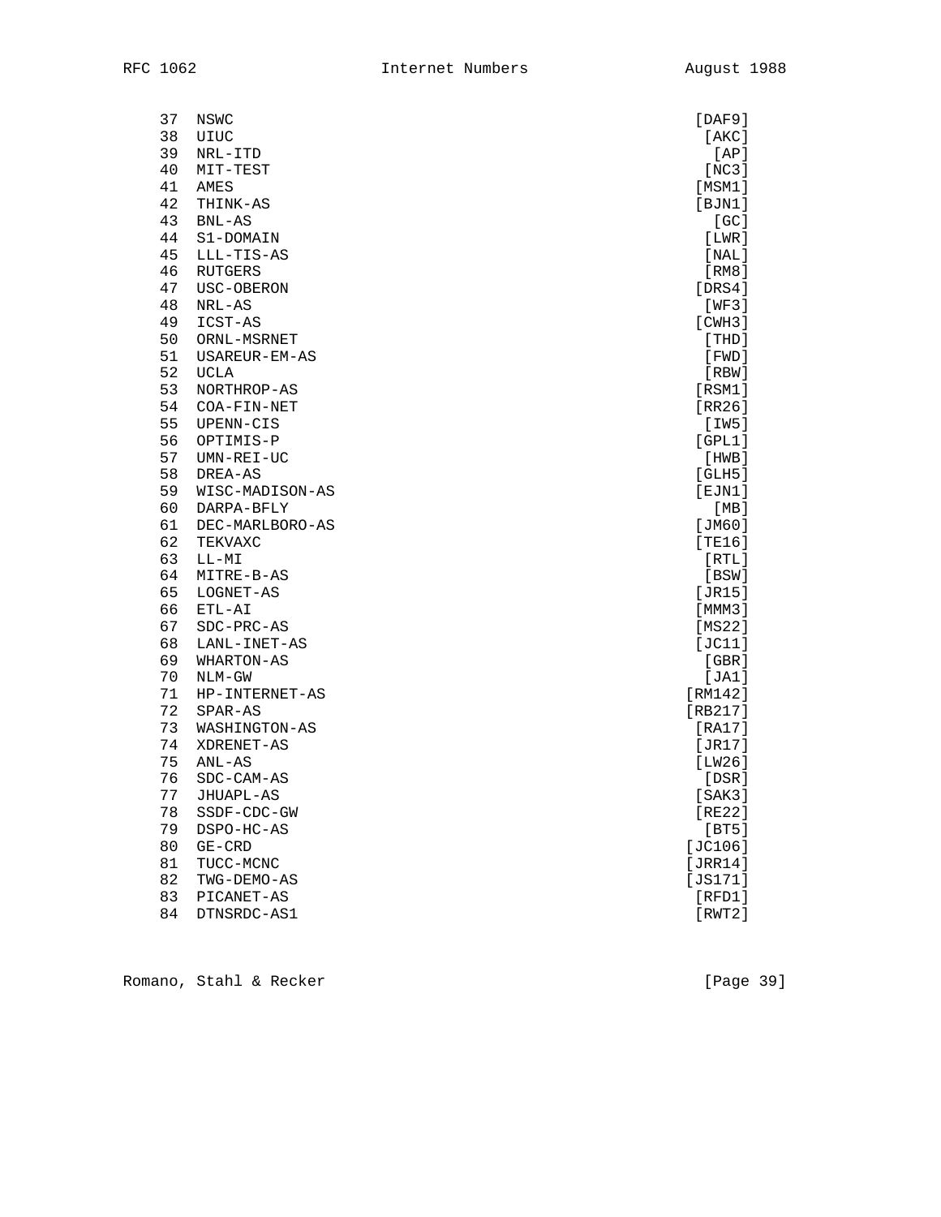```
    37  NSWC                                                   [DAF9]
    38  UIUC                                                    [AKC]
    39  NRL-ITD                                                  [AP]
    40  MIT-TEST                                                [NC3]
    41  AMES                                                   [MSM1]
    42  THINK-AS                                               [BJN1]
    43  BNL-AS                                                   [GC]
    44  S1-DOMAIN                                               [LWR]
    45  LLL-TIS-AS                                              [NAL]
    46  RUTGERS                                                 [RM8]
    47  USC-OBERON                                             [DRS4]
    48  NRL-AS                                                  [WF3]
    49  ICST-AS                                                [CWH3]
    50  ORNL-MSRNET                                             [THD]
    51  USAREUR-EM-AS                                           [FWD]
    52  UCLA                                                    [RBW]
    53  NORTHROP-AS                                            [RSM1]
    54  COA-FIN-NET                                            [RR26]
    55  UPENN-CIS                                               [IW5]
    56  OPTIMIS-P                                              [GPL1]
    57  UMN-REI-UC                                              [HWB]
    58  DREA-AS                                                [GLH5]
    59  WISC-MADISON-AS                                        [EJN1]
    60  DARPA-BFLY                                               [MB]
    61  DEC-MARLBORO-AS                                        [JM60]
    62  TEKVAXC                                                [TE16]
    63  LL-MI                                                   [RTL]
    64  MITRE-B-AS                                              [BSW]
    65  LOGNET-AS                                              [JR15]
    66  ETL-AI                                                 [MMM3]
    67  SDC-PRC-AS                                             [MS22]
    68  LANL-INET-AS                                           [JC11]
    69  WHARTON-AS                                              [GBR]
    70  NLM-GW                                                  [JA1]
    71  HP-INTERNET-AS                                        [RM142]
    72  SPAR-AS                                               [RB217]
    73  WASHINGTON-AS                                          [RA17]
    74  XDRENET-AS                                             [JR17]
    75  ANL-AS                                                 [LW26]
    76  SDC-CAM-AS                                              [DSR]
    77  JHUAPL-AS                                              [SAK3]
    78  SSDF-CDC-GW                                            [RE22]
    79  DSPO-HC-AS                                              [BT5]
    80  GE-CRD                                                [JC106]
    81  TUCC-MCNC                                             [JRR14]
    82  TWG-DEMO-AS                                           [JS171]
    83  PICANET-AS                                             [RFD1]
    84  DTNSRDC-AS1                                            [RWT2]
```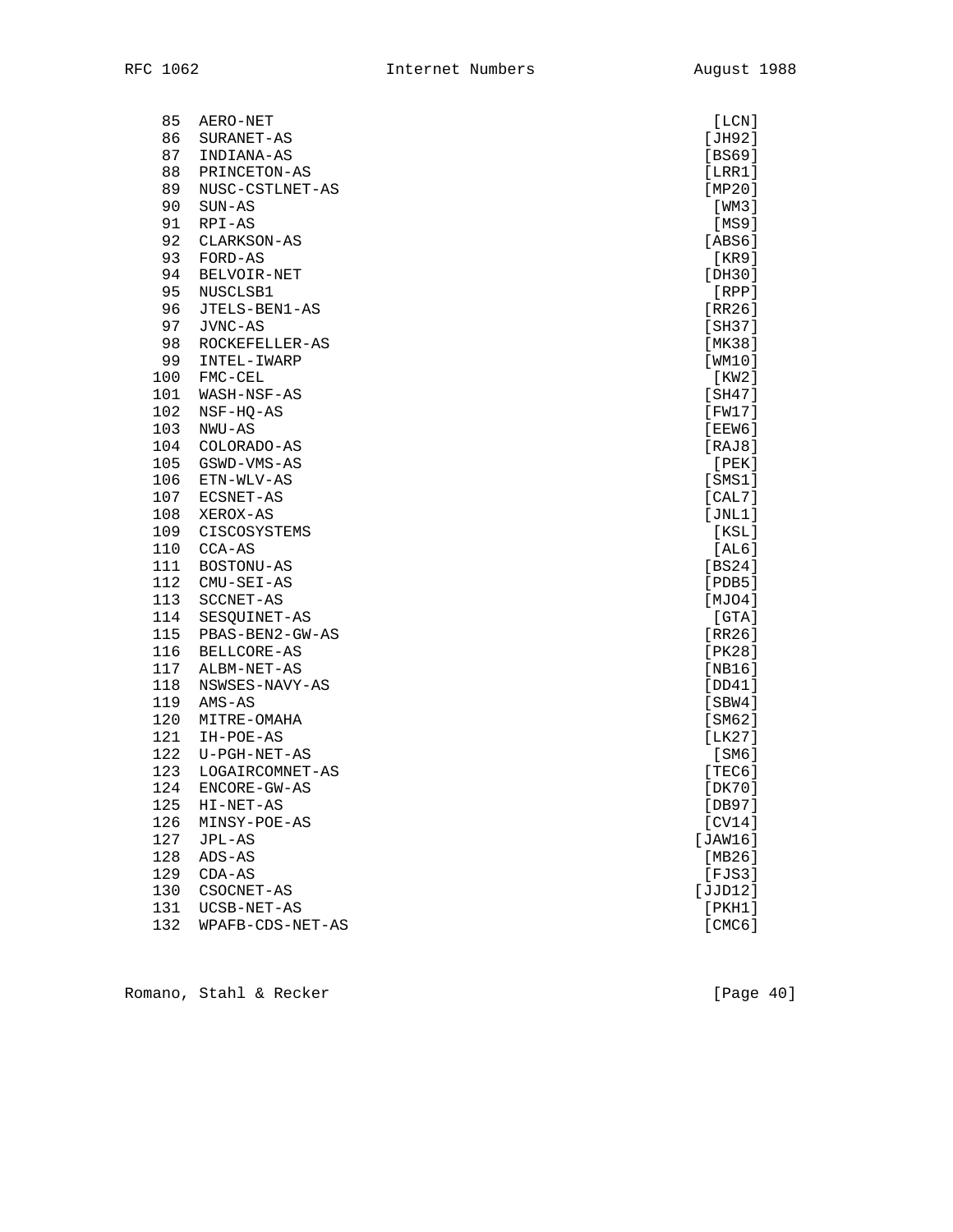```
 85  AERO-NET                                                 [LCN]
 86  SURANET-AS                                              [JH92]
 87  INDIANA-AS                                              [BS69]
 88  PRINCETON-AS                                            [LRR1]
 89  NUSC-CSTLNET-AS                                         [MP20]
 90  SUN-AS                                                   [WM3]
 91  RPI-AS                                                   [MS9]
 92  CLARKSON-AS                                             [ABS6]
 93  FORD-AS                                                  [KR9]
 94  BELVOIR-NET                                             [DH30]
 95  NUSCLSB1                                                 [RPP]
 96  JTELS-BEN1-AS                                           [RR26]
 97  JVNC-AS                                                 [SH37]
 98  ROCKEFELLER-AS                                          [MK38]
 99  INTEL-IWARP                                             [WM10]
100  FMC-CEL                                                  [KW2]
101  WASH-NSF-AS                                             [SH47]
102  NSF-HQ-AS                                               [FW17]
103  NWU-AS                                                  [EEW6]
104  COLORADO-AS                                             [RAJ8]
105  GSWD-VMS-AS                                              [PEK]
106  ETN-WLV-AS                                              [SMS1]
107  ECSNET-AS                                               [CAL7]
108  XEROX-AS                                                [JNL1]
109  CISCOSYSTEMS                                             [KSL]
110  CCA-AS                                                   [AL6]
111  BOSTONU-AS                                              [BS24]
112  CMU-SEI-AS                                              [PDB5]
113  SCCNET-AS                                               [MJO4]
114  SESQUINET-AS                                             [GTA]
115  PBAS-BEN2-GW-AS                                         [RR26]
116  BELLCORE-AS                                             [PK28]
117  ALBM-NET-AS                                             [NB16]
118  NSWSES-NAVY-AS                                          [DD41]
119  AMS-AS                                                  [SBW4]
120  MITRE-OMAHA                                             [SM62]
121  IH-POE-AS                                               [LK27]
122  U-PGH-NET-AS                                             [SM6]
123  LOGAIRCOMNET-AS                                         [TEC6]
124  ENCORE-GW-AS                                            [DK70]
125  HI-NET-AS                                               [DB97]
126  MINSY-POE-AS                                            [CV14]
127  JPL-AS                                                [JAW16]
128  ADS-AS                                                  [MB26]
129  CDA-AS                                                  [FJS3]
130  CSOCNET-AS                                            [JJD12]
131  UCSB-NET-AS                                             [PKH1]
132  WPAFB-CDS-NET-AS                                        [CMC6]
```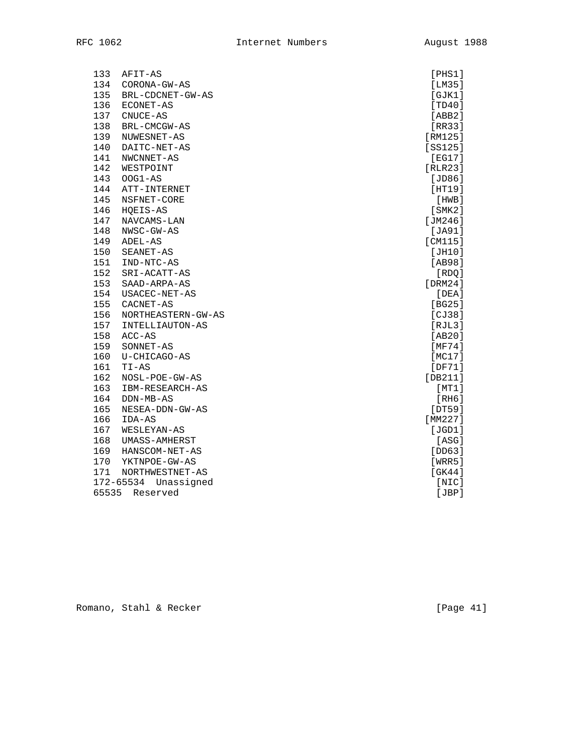```
   133  AFIT-AS                                                 [PHS1]
   134  CORONA-GW-AS                                            [LM35]
   135  BRL-CDCNET-GW-AS                                        [GJK1]
   136  ECONET-AS                                               [TD40]
   137  CNUCE-AS                                                [ABB2]
   138  BRL-CMCGW-AS                                            [RR33]
   139  NUWESNET-AS                                            [RM125]
   140  DAITC-NET-AS                                           [SS125]
   141  NWCNNET-AS                                              [EG17]
   142  WESTPOINT                                              [RLR23]
   143  OOG1-AS                                                 [JD86]
   144  ATT-INTERNET                                            [HT19]
   145  NSFNET-CORE                                              [HWB]
   146  HQEIS-AS                                                [SMK2]
   147  NAVCAMS-LAN                                            [JM246]
   148  NWSC-GW-AS                                              [JA91]
   149  ADEL-AS                                                [CM115]
   150  SEANET-AS                                               [JH10]
   151  IND-NTC-AS                                              [AB98]
   152  SRI-ACATT-AS                                             [RDQ]
   153  SAAD-ARPA-AS                                           [DRM24]
   154  USACEC-NET-AS                                            [DEA]
   155  CACNET-AS                                               [BG25]
   156  NORTHEASTERN-GW-AS                                      [CJ38]
   157  INTELLIAUTON-AS                                         [RJL3]
   158  ACC-AS                                                  [AB20]
   159  SONNET-AS                                               [MF74]
   160  U-CHICAGO-AS                                            [MC17]
   161  TI-AS                                                   [DF71]
   162  NOSL-POE-GW-AS                                         [DB211]
   163  IBM-RESEARCH-AS                                          [MT1]
   164  DDN-MB-AS                                                [RH6]
   165  NESEA-DDN-GW-AS                                         [DT59]
   166  IDA-AS                                                 [MM227]
   167  WESLEYAN-AS                                             [JGD1]
   168  UMASS-AMHERST                                            [ASG]
   169  HANSCOM-NET-AS                                          [DD63]
   170  YKTNPOE-GW-AS                                           [WRR5]
   171  NORTHWESTNET-AS                                         [GK44]
   172-65534  Unassigned                                        [NIC]
   65535  Reserved                                               [JBP]
```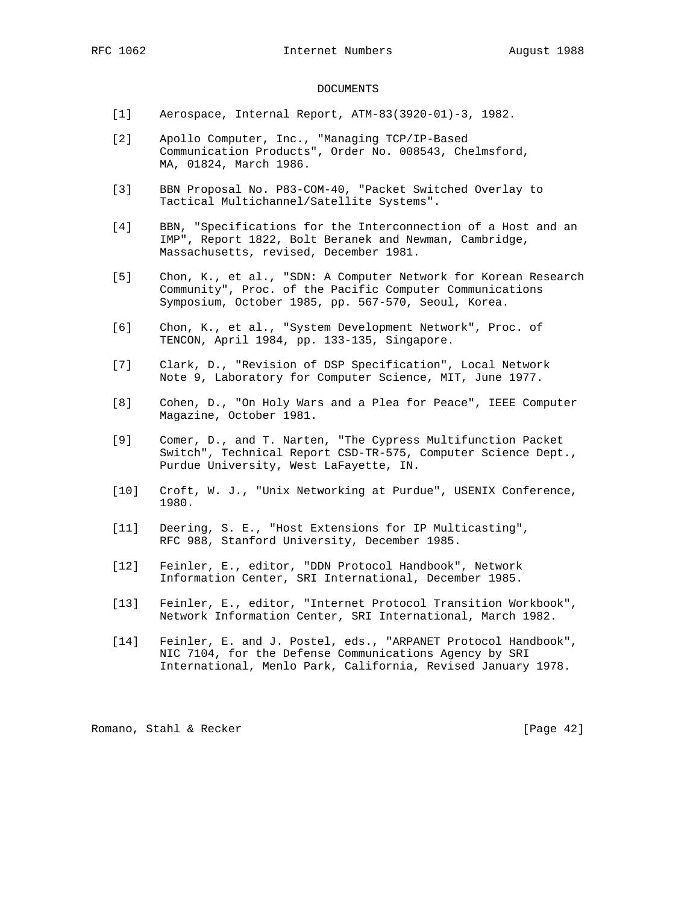## DOCUMENTS

[1] Aerospace, Internal Report, ATM-83(3920-01)-3, 1982.

[2] Apollo Computer, Inc., "Managing TCP/IP-Based Communication Products", Order No. 008543, Chelmsford, MA, 01824, March 1986.

[3] BBN Proposal No. P83-COM-40, "Packet Switched Overlay to Tactical Multichannel/Satellite Systems".

[4] BBN, "Specifications for the Interconnection of a Host and an IMP", Report 1822, Bolt Beranek and Newman, Cambridge, Massachusetts, revised, December 1981.

[5] Chon, K., et al., "SDN: A Computer Network for Korean Research Community", Proc. of the Pacific Computer Communications Symposium, October 1985, pp. 567-570, Seoul, Korea.

[6] Chon, K., et al., "System Development Network", Proc. of TENCON, April 1984, pp. 133-135, Singapore.

[7] Clark, D., "Revision of DSP Specification", Local Network Note 9, Laboratory for Computer Science, MIT, June 1977.

[8] Cohen, D., "On Holy Wars and a Plea for Peace", IEEE Computer Magazine, October 1981.

[9] Comer, D., and T. Narten, "The Cypress Multifunction Packet Switch", Technical Report CSD-TR-575, Computer Science Dept., Purdue University, West LaFayette, IN.

[10] Croft, W. J., "Unix Networking at Purdue", USENIX Conference, 1980.

[11] Deering, S. E., "Host Extensions for IP Multicasting", RFC 988, Stanford University, December 1985.

[12] Feinler, E., editor, "DDN Protocol Handbook", Network Information Center, SRI International, December 1985.

[13] Feinler, E., editor, "Internet Protocol Transition Workbook", Network Information Center, SRI International, March 1982.

[14] Feinler, E. and J. Postel, eds., "ARPANET Protocol Handbook", NIC 7104, for the Defense Communications Agency by SRI International, Menlo Park, California, Revised January 1978.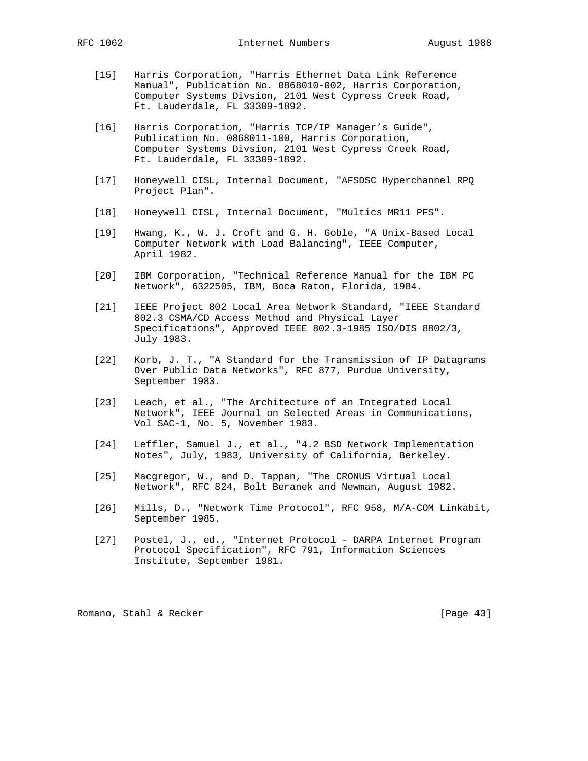[15] Harris Corporation, "Harris Ethernet Data Link Reference Manual", Publication No. 0868010-002, Harris Corporation, Computer Systems Divsion, 2101 West Cypress Creek Road, Ft. Lauderdale, FL 33309-1892.

[16] Harris Corporation, "Harris TCP/IP Manager's Guide", Publication No. 0868011-100, Harris Corporation, Computer Systems Divsion, 2101 West Cypress Creek Road, Ft. Lauderdale, FL 33309-1892.

[17] Honeywell CISL, Internal Document, "AFSDSC Hyperchannel RPQ Project Plan".

[18] Honeywell CISL, Internal Document, "Multics MR11 PFS".

[19] Hwang, K., W. J. Croft and G. H. Goble, "A Unix-Based Local Computer Network with Load Balancing", IEEE Computer, April 1982.

[20] IBM Corporation, "Technical Reference Manual for the IBM PC Network", 6322505, IBM, Boca Raton, Florida, 1984.

[21] IEEE Project 802 Local Area Network Standard, "IEEE Standard 802.3 CSMA/CD Access Method and Physical Layer Specifications", Approved IEEE 802.3-1985 ISO/DIS 8802/3, July 1983.

[22] Korb, J. T., "A Standard for the Transmission of IP Datagrams Over Public Data Networks", RFC 877, Purdue University, September 1983.

[23] Leach, et al., "The Architecture of an Integrated Local Network", IEEE Journal on Selected Areas in Communications, Vol SAC-1, No. 5, November 1983.

[24] Leffler, Samuel J., et al., "4.2 BSD Network Implementation Notes", July, 1983, University of California, Berkeley.

[25] Macgregor, W., and D. Tappan, "The CRONUS Virtual Local Network", RFC 824, Bolt Beranek and Newman, August 1982.

[26] Mills, D., "Network Time Protocol", RFC 958, M/A-COM Linkabit, September 1985.

[27] Postel, J., ed., "Internet Protocol - DARPA Internet Program Protocol Specification", RFC 791, Information Sciences Institute, September 1981.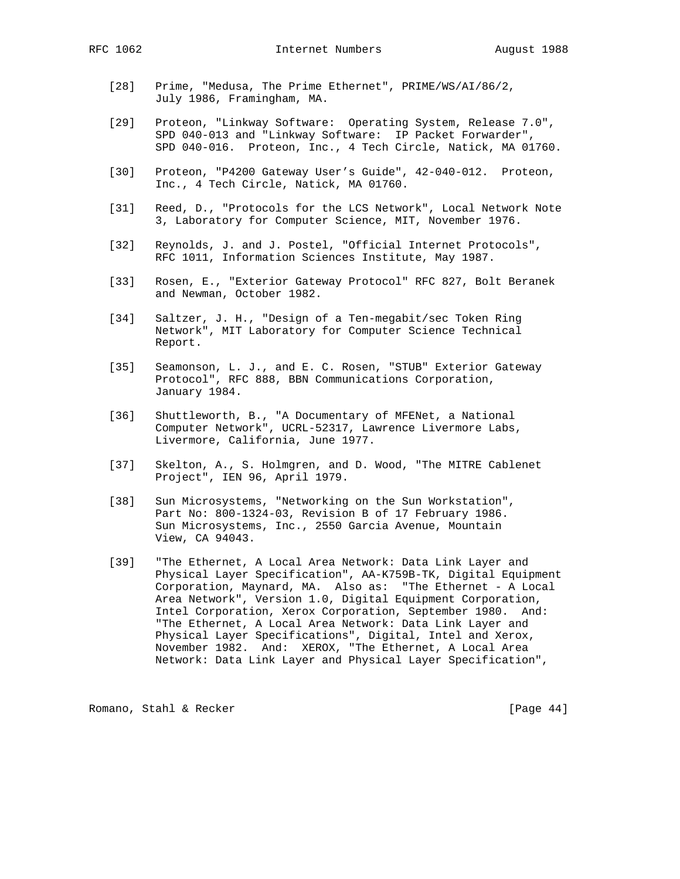[28] Prime, "Medusa, The Prime Ethernet", PRIME/WS/AI/86/2, July 1986, Framingham, MA.

[29] Proteon, "Linkway Software: Operating System, Release 7.0", SPD 040-013 and "Linkway Software: IP Packet Forwarder", SPD 040-016. Proteon, Inc., 4 Tech Circle, Natick, MA 01760.

[30] Proteon, "P4200 Gateway User's Guide", 42-040-012. Proteon, Inc., 4 Tech Circle, Natick, MA 01760.

[31] Reed, D., "Protocols for the LCS Network", Local Network Note 3, Laboratory for Computer Science, MIT, November 1976.

[32] Reynolds, J. and J. Postel, "Official Internet Protocols", RFC 1011, Information Sciences Institute, May 1987.

[33] Rosen, E., "Exterior Gateway Protocol" RFC 827, Bolt Beranek and Newman, October 1982.

[34] Saltzer, J. H., "Design of a Ten-megabit/sec Token Ring Network", MIT Laboratory for Computer Science Technical Report.

[35] Seamonson, L. J., and E. C. Rosen, "STUB" Exterior Gateway Protocol", RFC 888, BBN Communications Corporation, January 1984.

[36] Shuttleworth, B., "A Documentary of MFENet, a National Computer Network", UCRL-52317, Lawrence Livermore Labs, Livermore, California, June 1977.

[37] Skelton, A., S. Holmgren, and D. Wood, "The MITRE Cablenet Project", IEN 96, April 1979.

[38] Sun Microsystems, "Networking on the Sun Workstation", Part No: 800-1324-03, Revision B of 17 February 1986. Sun Microsystems, Inc., 2550 Garcia Avenue, Mountain View, CA 94043.

[39] "The Ethernet, A Local Area Network: Data Link Layer and Physical Layer Specification", AA-K759B-TK, Digital Equipment Corporation, Maynard, MA. Also as: "The Ethernet - A Local Area Network", Version 1.0, Digital Equipment Corporation, Intel Corporation, Xerox Corporation, September 1980. And: "The Ethernet, A Local Area Network: Data Link Layer and Physical Layer Specifications", Digital, Intel and Xerox, November 1982. And: XEROX, "The Ethernet, A Local Area Network: Data Link Layer and Physical Layer Specification",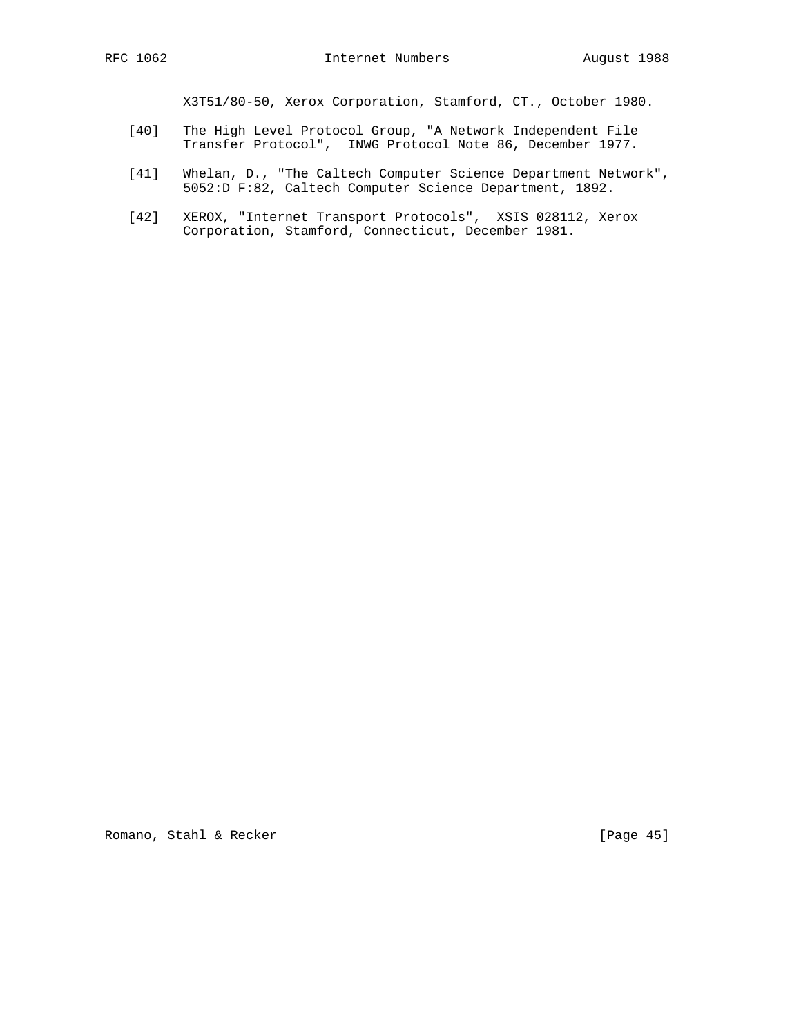X3T51/80-50, Xerox Corporation, Stamford, CT., October 1980.

[40] The High Level Protocol Group, "A Network Independent File Transfer Protocol", INWG Protocol Note 86, December 1977.

[41] Whelan, D., "The Caltech Computer Science Department Network", 5052:D F:82, Caltech Computer Science Department, 1892.

[42] XEROX, "Internet Transport Protocols", XSIS 028112, Xerox Corporation, Stamford, Connecticut, December 1981.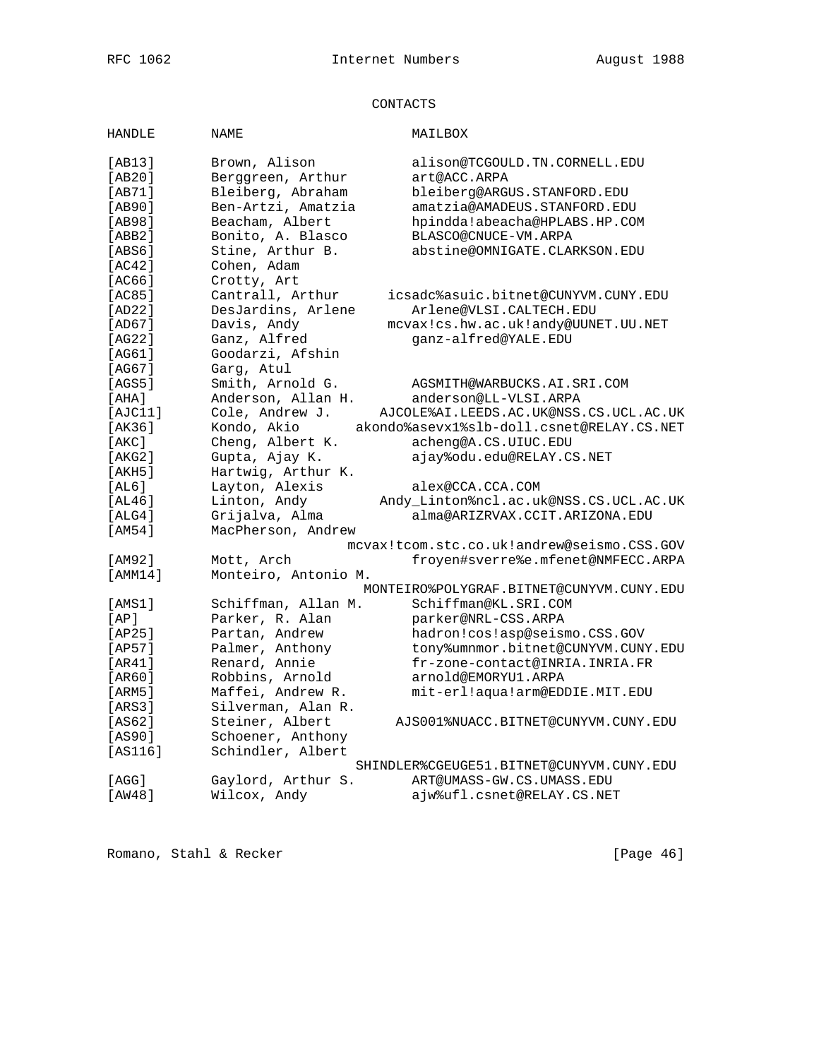CONTACTS

| HANDLE | NAME | MAILBOX |
|---|---|---|
| [AB13] | Brown, Alison | alison@TCGOULD.TN.CORNELL.EDU |
| [AB20] | Berggreen, Arthur | art@ACC.ARPA |
| [AB71] | Bleiberg, Abraham | bleiberg@ARGUS.STANFORD.EDU |
| [AB90] | Ben-Artzi, Amatzia | amatzia@AMADEUS.STANFORD.EDU |
| [AB98] | Beacham, Albert | hpindda!abeacha@HPLABS.HP.COM |
| [ABB2] | Bonito, A. Blasco | BLASCO@CNUCE-VM.ARPA |
| [ABS6] | Stine, Arthur B. | abstine@OMNIGATE.CLARKSON.EDU |
| [AC42] | Cohen, Adam | |
| [AC66] | Crotty, Art | |
| [AC85] | Cantrall, Arthur | icsadc%asuic.bitnet@CUNYVM.CUNY.EDU |
| [AD22] | DesJardins, Arlene | Arlene@VLSI.CALTECH.EDU |
| [AD67] | Davis, Andy | mcvax!cs.hw.ac.uk!andy@UUNET.UU.NET |
| [AG22] | Ganz, Alfred | ganz-alfred@YALE.EDU |
| [AG61] | Goodarzi, Afshin | |
| [AG67] | Garg, Atul | |
| [AGS5] | Smith, Arnold G. | AGSMITH@WARBUCKS.AI.SRI.COM |
| [AHA] | Anderson, Allan H. | anderson@LL-VLSI.ARPA |
| [AJC11] | Cole, Andrew J. | AJCOLE%AI.LEEDS.AC.UK@NSS.CS.UCL.AC.UK |
| [AK36] | Kondo, Akio | akondo%asevx1%slb-doll.csnet@RELAY.CS.NET |
| [AKC] | Cheng, Albert K. | acheng@A.CS.UIUC.EDU |
| [AKG2] | Gupta, Ajay K. | ajay%odu.edu@RELAY.CS.NET |
| [AKH5] | Hartwig, Arthur K. | |
| [AL6] | Layton, Alexis | alex@CCA.CCA.COM |
| [AL46] | Linton, Andy | Andy_Linton%ncl.ac.uk@NSS.CS.UCL.AC.UK |
| [ALG4] | Grijalva, Alma | alma@ARIZRVAX.CCIT.ARIZONA.EDU |
| [AM54] | MacPherson, Andrew | mcvax!tcom.stc.co.uk!andrew@seismo.CSS.GOV |
| [AM92] | Mott, Arch | froyen#sverre%e.mfenet@NMFECC.ARPA |
| [AMM14] | Monteiro, Antonio M. | MONTEIRO%POLYGRAF.BITNET@CUNYVM.CUNY.EDU |
| [AMS1] | Schiffman, Allan M. | Schiffman@KL.SRI.COM |
| [AP] | Parker, R. Alan | parker@NRL-CSS.ARPA |
| [AP25] | Partan, Andrew | hadron!cos!asp@seismo.CSS.GOV |
| [AP57] | Palmer, Anthony | tony%umnmor.bitnet@CUNYVM.CUNY.EDU |
| [AR41] | Renard, Annie | fr-zone-contact@INRIA.INRIA.FR |
| [AR60] | Robbins, Arnold | arnold@EMORYU1.ARPA |
| [ARM5] | Maffei, Andrew R. | mit-erl!aqua!arm@EDDIE.MIT.EDU |
| [ARS3] | Silverman, Alan R. | |
| [AS62] | Steiner, Albert | AJS001%NUACC.BITNET@CUNYVM.CUNY.EDU |
| [AS90] | Schoener, Anthony | |
| [AS116] | Schindler, Albert | SHINDLER%CGEUGE51.BITNET@CUNYVM.CUNY.EDU |
| [AGG] | Gaylord, Arthur S. | ART@UMASS-GW.CS.UMASS.EDU |
| [AW48] | Wilcox, Andy | ajw%ufl.csnet@RELAY.CS.NET |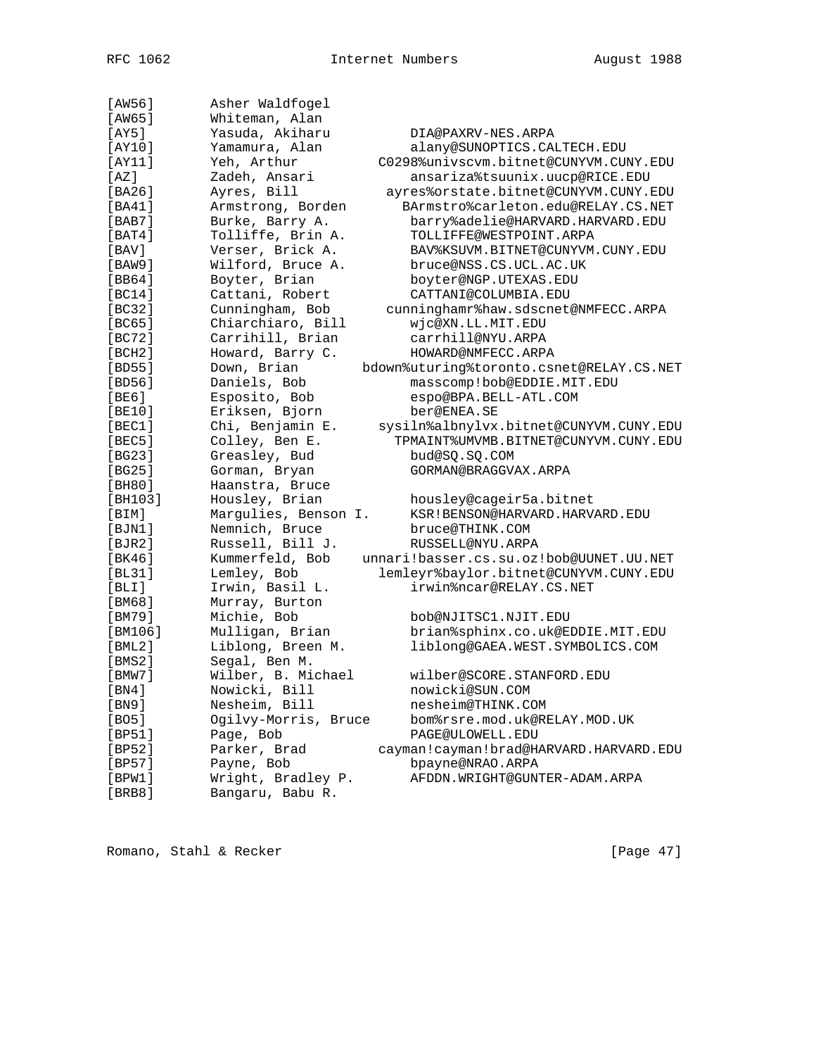```
[AW56]       Asher Waldfogel
[AW65]       Whiteman, Alan
[AY5]        Yasuda, Akiharu          DIA@PAXRV-NES.ARPA
[AY10]       Yamamura, Alan           alany@SUNOPTICS.CALTECH.EDU
[AY11]       Yeh, Arthur         C0298%univscvm.bitnet@CUNYVM.CUNY.EDU
[AZ]         Zadeh, Ansari            ansariza%tsuunix.uucp@RICE.EDU
[BA26]       Ayres, Bill          ayres%orstate.bitnet@CUNYVM.CUNY.EDU
[BA41]       Armstrong, Borden      BArmstro%carleton.edu@RELAY.CS.NET
[BAB7]       Burke, Barry A.          barry%adelie@HARVARD.HARVARD.EDU
[BAT4]       Tolliffe, Brin A.        TOLLIFFE@WESTPOINT.ARPA
[BAV]        Verser, Brick A.         BAV%KSUVM.BITNET@CUNYVM.CUNY.EDU
[BAW9]       Wilford, Bruce A.        bruce@NSS.CS.UCL.AC.UK
[BB64]       Boyter, Brian            boyter@NGP.UTEXAS.EDU
[BC14]       Cattani, Robert          CATTANI@COLUMBIA.EDU
[BC32]       Cunningham, Bob      cunninghamr%haw.sdscnet@NMFECC.ARPA
[BC65]       Chiarchiaro, Bill        wjc@XN.LL.MIT.EDU
[BC72]       Carrihill, Brian         carrhill@NYU.ARPA
[BCH2]       Howard, Barry C.         HOWARD@NMFECC.ARPA
[BD55]       Down, Brian        bdown%uturing%toronto.csnet@RELAY.CS.NET
[BD56]       Daniels, Bob             masscomp!bob@EDDIE.MIT.EDU
[BE6]        Esposito, Bob            espo@BPA.BELL-ATL.COM
[BE10]       Eriksen, Bjorn           ber@ENEA.SE
[BEC1]       Chi, Benjamin E.     sysiln%albnylvx.bitnet@CUNYVM.CUNY.EDU
[BEC5]       Colley, Ben E.         TPMAINT%UMVMB.BITNET@CUNYVM.CUNY.EDU
[BG23]       Greasley, Bud            bud@SQ.SQ.COM
[BG25]       Gorman, Bryan            GORMAN@BRAGGVAX.ARPA
[BH80]       Haanstra, Bruce
[BH103]      Housley, Brian           housley@cageir5a.bitnet
[BIM]        Margulies, Benson I.     KSR!BENSON@HARVARD.HARVARD.EDU
[BJN1]       Nemnich, Bruce           bruce@THINK.COM
[BJR2]       Russell, Bill J.         RUSSELL@NYU.ARPA
[BK46]       Kummerfeld, Bob    unnari!basser.cs.su.oz!bob@UUNET.UU.NET
[BL31]       Lemley, Bob          lemleyr%baylor.bitnet@CUNYVM.CUNY.EDU
[BLI]        Irwin, Basil L.          irwin%ncar@RELAY.CS.NET
[BM68]       Murray, Burton
[BM79]       Michie, Bob              bob@NJITSC1.NJIT.EDU
[BM106]      Mulligan, Brian          brian%sphinx.co.uk@EDDIE.MIT.EDU
[BML2]       Liblong, Breen M.        liblong@GAEA.WEST.SYMBOLICS.COM
[BMS2]       Segal, Ben M.
[BMW7]       Wilber, B. Michael       wilber@SCORE.STANFORD.EDU
[BN4]        Nowicki, Bill            nowicki@SUN.COM
[BN9]        Nesheim, Bill            nesheim@THINK.COM
[BO5]        Ogilvy-Morris, Bruce     bom%rsre.mod.uk@RELAY.MOD.UK
[BP51]       Page, Bob                PAGE@ULOWELL.EDU
[BP52]       Parker, Brad         cayman!cayman!brad@HARVARD.HARVARD.EDU
[BP57]       Payne, Bob               bpayne@NRAO.ARPA
[BPW1]       Wright, Bradley P.       AFDDN.WRIGHT@GUNTER-ADAM.ARPA
[BRB8]       Bangaru, Babu R.
```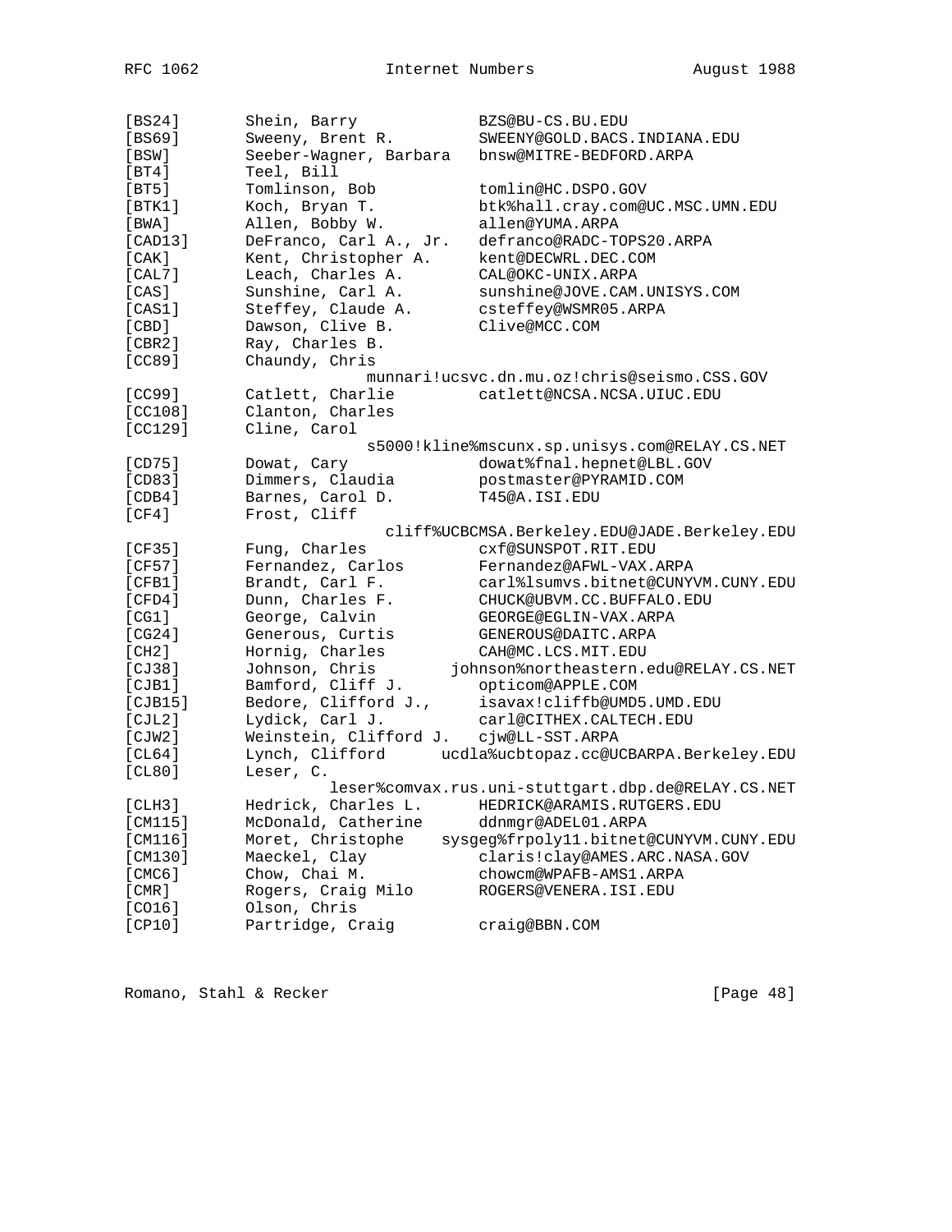```
[BS24]      Shein, Barry             BZS@BU-CS.BU.EDU
[BS69]      Sweeny, Brent R.         SWEENY@GOLD.BACS.INDIANA.EDU
[BSW]       Seeber-Wagner, Barbara   bnsw@MITRE-BEDFORD.ARPA
[BT4]       Teel, Bill
[BT5]       Tomlinson, Bob           tomlin@HC.DSPO.GOV
[BTK1]      Koch, Bryan T.           btk%hall.cray.com@UC.MSC.UMN.EDU
[BWA]       Allen, Bobby W.          allen@YUMA.ARPA
[CAD13]     DeFranco, Carl A., Jr.   defranco@RADC-TOPS20.ARPA
[CAK]       Kent, Christopher A.     kent@DECWRL.DEC.COM
[CAL7]      Leach, Charles A.        CAL@OKC-UNIX.ARPA
[CAS]       Sunshine, Carl A.        sunshine@JOVE.CAM.UNISYS.COM
[CAS1]      Steffey, Claude A.       csteffey@WSMR05.ARPA
[CBD]       Dawson, Clive B.         Clive@MCC.COM
[CBR2]      Ray, Charles B.
[CC89]      Chaundy, Chris
                    munnari!ucsvc.dn.mu.oz!chris@seismo.CSS.GOV
[CC99]      Catlett, Charlie         catlett@NCSA.NCSA.UIUC.EDU
[CC108]     Clanton, Charles
[CC129]     Cline, Carol
                    s5000!kline%mscunx.sp.unisys.com@RELAY.CS.NET
[CD75]      Dowat, Cary              dowat%fnal.hepnet@LBL.GOV
[CD83]      Dimmers, Claudia         postmaster@PYRAMID.COM
[CDB4]      Barnes, Carol D.         T45@A.ISI.EDU
[CF4]       Frost, Cliff
                     cliff%UCBCMSA.Berkeley.EDU@JADE.Berkeley.EDU
[CF35]      Fung, Charles            cxf@SUNSPOT.RIT.EDU
[CF57]      Fernandez, Carlos        Fernandez@AFWL-VAX.ARPA
[CFB1]      Brandt, Carl F.          carl%lsumvs.bitnet@CUNYVM.CUNY.EDU
[CFD4]      Dunn, Charles F.         CHUCK@UBVM.CC.BUFFALO.EDU
[CG1]       George, Calvin           GEORGE@EGLIN-VAX.ARPA
[CG24]      Generous, Curtis         GENEROUS@DAITC.ARPA
[CH2]       Hornig, Charles          CAH@MC.LCS.MIT.EDU
[CJ38]      Johnson, Chris        johnson%northeastern.edu@RELAY.CS.NET
[CJB1]      Bamford, Cliff J.        opticom@APPLE.COM
[CJB15]     Bedore, Clifford J.,     isavax!cliffb@UMD5.UMD.EDU
[CJL2]      Lydick, Carl J.          carl@CITHEX.CALTECH.EDU
[CJW2]      Weinstein, Clifford J.   cjw@LL-SST.ARPA
[CL64]      Lynch, Clifford       ucdla%ucbtopaz.cc@UCBARPA.Berkeley.EDU
[CL80]      Leser, C.
                leser%comvax.rus.uni-stuttgart.dbp.de@RELAY.CS.NET
[CLH3]      Hedrick, Charles L.      HEDRICK@ARAMIS.RUTGERS.EDU
[CM115]     McDonald, Catherine      ddnmgr@ADEL01.ARPA
[CM116]     Moret, Christophe    sysgeg%frpoly11.bitnet@CUNYVM.CUNY.EDU
[CM130]     Maeckel, Clay            claris!clay@AMES.ARC.NASA.GOV
[CMC6]      Chow, Chai M.            chowcm@WPAFB-AMS1.ARPA
[CMR]       Rogers, Craig Milo       ROGERS@VENERA.ISI.EDU
[CO16]      Olson, Chris
[CP10]      Partridge, Craig         craig@BBN.COM
```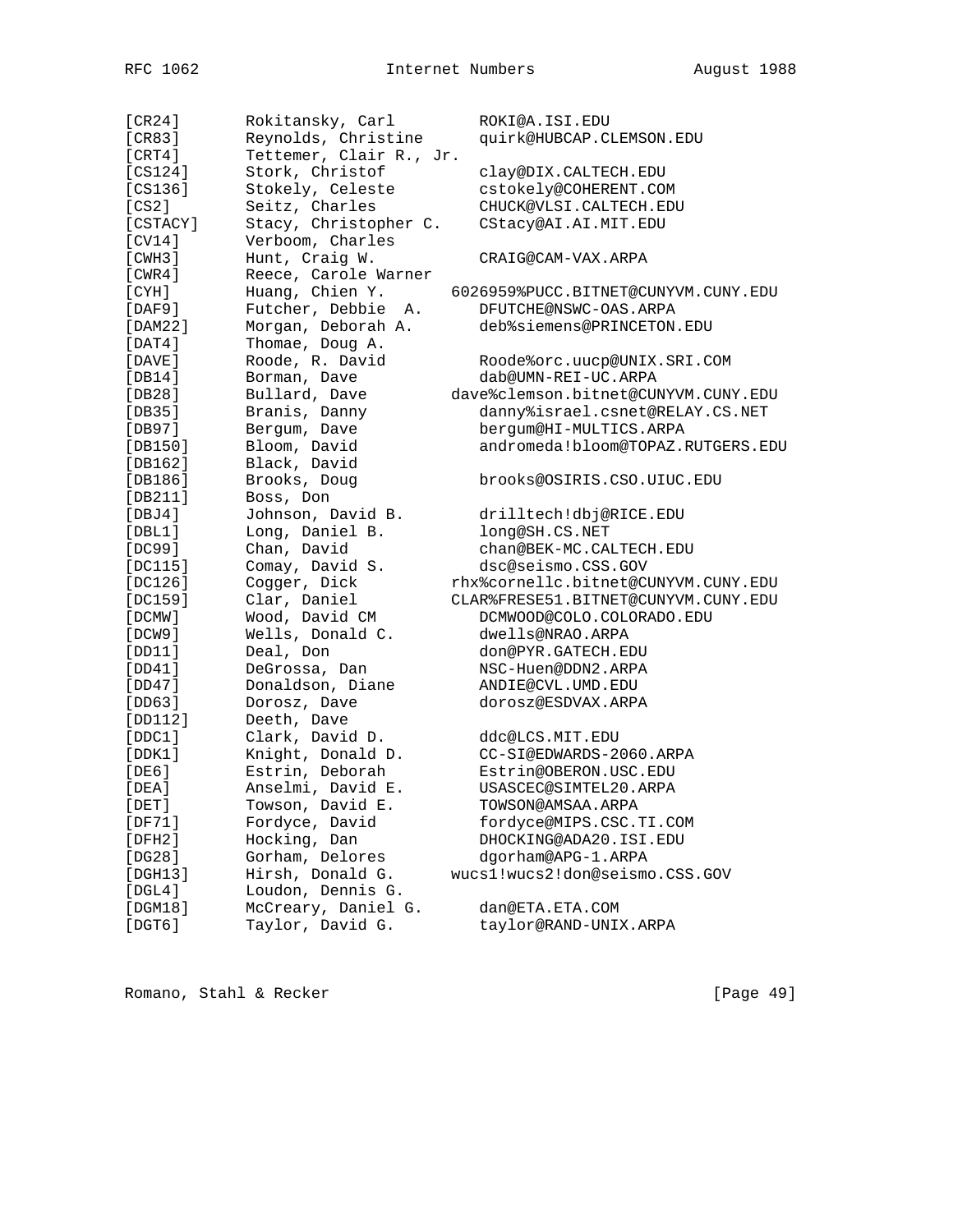```
[CR24]       Rokitansky, Carl         ROKI@A.ISI.EDU
[CR83]       Reynolds, Christine      quirk@HUBCAP.CLEMSON.EDU
[CRT4]       Tettemer, Clair R., Jr.
[CS124]      Stork, Christof          clay@DIX.CALTECH.EDU
[CS136]      Stokely, Celeste         cstokely@COHERENT.COM
[CS2]        Seitz, Charles           CHUCK@VLSI.CALTECH.EDU
[CSTACY]     Stacy, Christopher C.    CStacy@AI.AI.MIT.EDU
[CV14]       Verboom, Charles
[CWH3]       Hunt, Craig W.           CRAIG@CAM-VAX.ARPA
[CWR4]       Reece, Carole Warner
[CYH]        Huang, Chien Y.       6026959%PUCC.BITNET@CUNYVM.CUNY.EDU
[DAF9]       Futcher, Debbie  A.      DFUTCHE@NSWC-OAS.ARPA
[DAM22]      Morgan, Deborah A.       deb%siemens@PRINCETON.EDU
[DAT4]       Thomae, Doug A.
[DAVE]       Roode, R. David          Roode%orc.uucp@UNIX.SRI.COM
[DB14]       Borman, Dave             dab@UMN-REI-UC.ARPA
[DB28]       Bullard, Dave         dave%clemson.bitnet@CUNYVM.CUNY.EDU
[DB35]       Branis, Danny            danny%israel.csnet@RELAY.CS.NET
[DB97]       Bergum, Dave             bergum@HI-MULTICS.ARPA
[DB150]      Bloom, David             andromeda!bloom@TOPAZ.RUTGERS.EDU
[DB162]      Black, David
[DB186]      Brooks, Doug             brooks@OSIRIS.CSO.UIUC.EDU
[DB211]      Boss, Don
[DBJ4]       Johnson, David B.        drilltech!dbj@RICE.EDU
[DBL1]       Long, Daniel B.          long@SH.CS.NET
[DC99]       Chan, David              chan@BEK-MC.CALTECH.EDU
[DC115]      Comay, David S.          dsc@seismo.CSS.GOV
[DC126]      Cogger, Dick          rhx%cornellc.bitnet@CUNYVM.CUNY.EDU
[DC159]      Clar, Daniel          CLAR%FRESE51.BITNET@CUNYVM.CUNY.EDU
[DCMW]       Wood, David CM           DCMWOOD@COLO.COLORADO.EDU
[DCW9]       Wells, Donald C.         dwells@NRAO.ARPA
[DD11]       Deal, Don                don@PYR.GATECH.EDU
[DD41]       DeGrossa, Dan            NSC-Huen@DDN2.ARPA
[DD47]       Donaldson, Diane         ANDIE@CVL.UMD.EDU
[DD63]       Dorosz, Dave             dorosz@ESDVAX.ARPA
[DD112]      Deeth, Dave
[DDC1]       Clark, David D.          ddc@LCS.MIT.EDU
[DDK1]       Knight, Donald D.        CC-SI@EDWARDS-2060.ARPA
[DE6]        Estrin, Deborah          Estrin@OBERON.USC.EDU
[DEA]        Anselmi, David E.        USASCEC@SIMTEL20.ARPA
[DET]        Towson, David E.         TOWSON@AMSAA.ARPA
[DF71]       Fordyce, David           fordyce@MIPS.CSC.TI.COM
[DFH2]       Hocking, Dan             DHOCKING@ADA20.ISI.EDU
[DG28]       Gorham, Delores          dgorham@APG-1.ARPA
[DGH13]      Hirsh, Donald G.      wucs1!wucs2!don@seismo.CSS.GOV
[DGL4]       Loudon, Dennis G.
[DGM18]      McCreary, Daniel G.      dan@ETA.ETA.COM
[DGT6]       Taylor, David G.         taylor@RAND-UNIX.ARPA
```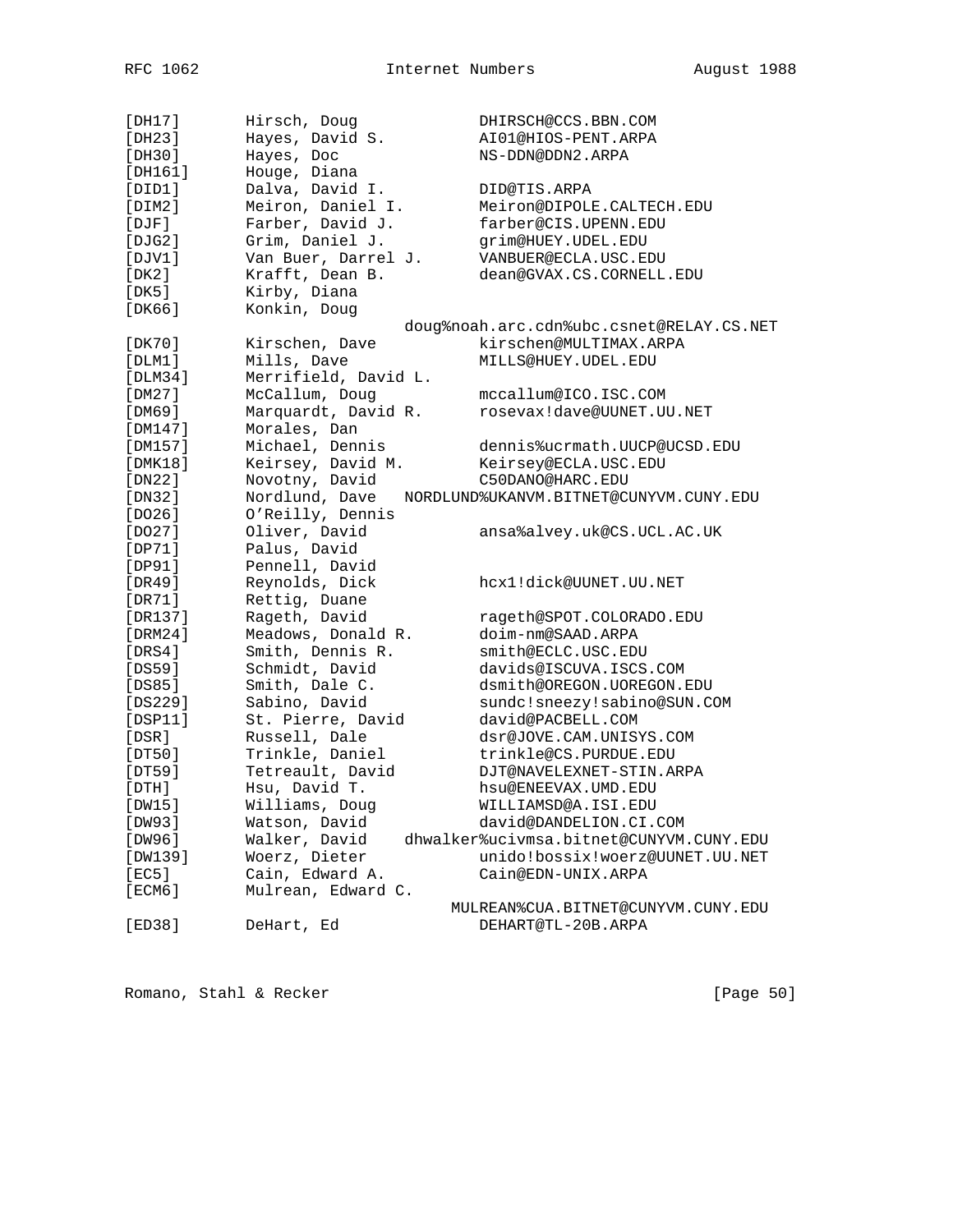```
[DH17]        Hirsch, Doug            DHIRSCH@CCS.BBN.COM
[DH23]        Hayes, David S.         AI01@HIOS-PENT.ARPA
[DH30]        Hayes, Doc              NS-DDN@DDN2.ARPA
[DH161]       Houge, Diana
[DID1]        Dalva, David I.         DID@TIS.ARPA
[DIM2]        Meiron, Daniel I.       Meiron@DIPOLE.CALTECH.EDU
[DJF]         Farber, David J.        farber@CIS.UPENN.EDU
[DJG2]        Grim, Daniel J.         grim@HUEY.UDEL.EDU
[DJV1]        Van Buer, Darrel J.     VANBUER@ECLA.USC.EDU
[DK2]         Krafft, Dean B.         dean@GVAX.CS.CORNELL.EDU
[DK5]         Kirby, Diana
[DK66]        Konkin, Doug
                              doug%noah.arc.cdn%ubc.csnet@RELAY.CS.NET
[DK70]        Kirschen, Dave          kirschen@MULTIMAX.ARPA
[DLM1]        Mills, Dave             MILLS@HUEY.UDEL.EDU
[DLM34]       Merrifield, David L.
[DM27]        McCallum, Doug          mccallum@ICO.ISC.COM
[DM69]        Marquardt, David R.     rosevax!dave@UUNET.UU.NET
[DM147]       Morales, Dan
[DM157]       Michael, Dennis         dennis%ucrmath.UUCP@UCSD.EDU
[DMK18]       Keirsey, David M.       Keirsey@ECLA.USC.EDU
[DN22]        Novotny, David          C50DANO@HARC.EDU
[DN32]        Nordlund, Dave   NORDLUND%UKANVM.BITNET@CUNYVM.CUNY.EDU
[DO26]        O'Reilly, Dennis
[DO27]        Oliver, David           ansa%alvey.uk@CS.UCL.AC.UK
[DP71]        Palus, David
[DP91]        Pennell, David
[DR49]        Reynolds, Dick          hcx1!dick@UUNET.UU.NET
[DR71]        Rettig, Duane
[DR137]       Rageth, David           rageth@SPOT.COLORADO.EDU
[DRM24]       Meadows, Donald R.      doim-nm@SAAD.ARPA
[DRS4]        Smith, Dennis R.        smith@ECLC.USC.EDU
[DS59]        Schmidt, David          davids@ISCUVA.ISCS.COM
[DS85]        Smith, Dale C.          dsmith@OREGON.UOREGON.EDU
[DS229]       Sabino, David           sundc!sneezy!sabino@SUN.COM
[DSP11]       St. Pierre, David       david@PACBELL.COM
[DSR]         Russell, Dale           dsr@JOVE.CAM.UNISYS.COM
[DT50]        Trinkle, Daniel         trinkle@CS.PURDUE.EDU
[DT59]        Tetreault, David        DJT@NAVELEXNET-STIN.ARPA
[DTH]         Hsu, David T.           hsu@ENEEVAX.UMD.EDU
[DW15]        Williams, Doug          WILLIAMSD@A.ISI.EDU
[DW93]        Watson, David           david@DANDELION.CI.COM
[DW96]        Walker, David   dhwalker%ucivmsa.bitnet@CUNYVM.CUNY.EDU
[DW139]       Woerz, Dieter           unido!bossix!woerz@UUNET.UU.NET
[EC5]         Cain, Edward A.         Cain@EDN-UNIX.ARPA
[ECM6]        Mulrean, Edward C.
                                      MULREAN%CUA.BITNET@CUNYVM.CUNY.EDU
[ED38]        DeHart, Ed              DEHART@TL-20B.ARPA
```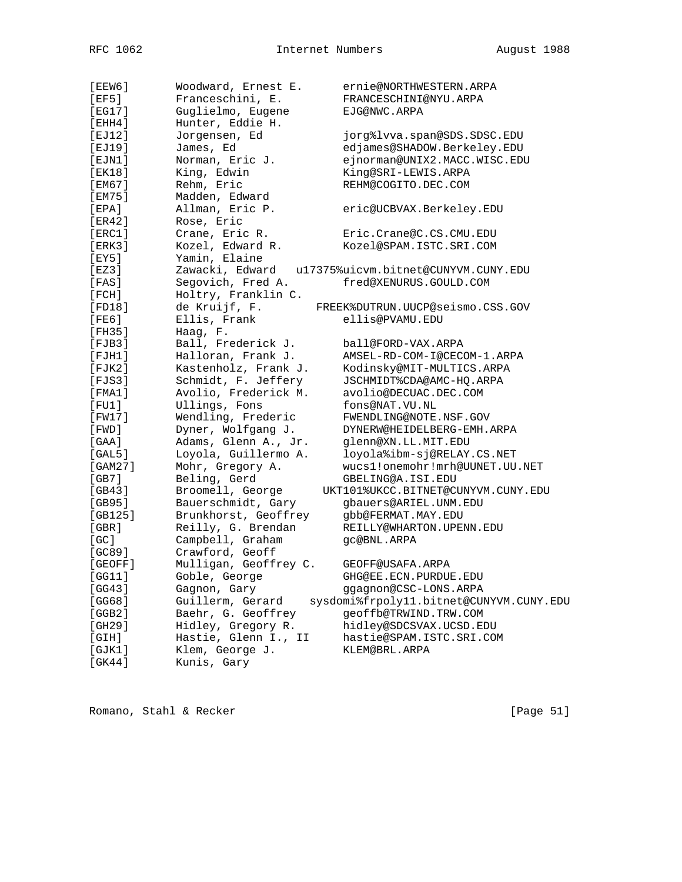```
[EEW6]      Woodward, Ernest E.      ernie@NORTHWESTERN.ARPA
[EF5]       Franceschini, E.         FRANCESCHINI@NYU.ARPA
[EG17]      Guglielmo, Eugene        EJG@NWC.ARPA
[EHH4]      Hunter, Eddie H.
[EJ12]      Jorgensen, Ed            jorg%lvva.span@SDS.SDSC.EDU
[EJ19]      James, Ed                edjames@SHADOW.Berkeley.EDU
[EJN1]      Norman, Eric J.          ejnorman@UNIX2.MACC.WISC.EDU
[EK18]      King, Edwin              King@SRI-LEWIS.ARPA
[EM67]      Rehm, Eric               REHM@COGITO.DEC.COM
[EM75]      Madden, Edward
[EPA]       Allman, Eric P.          eric@UCBVAX.Berkeley.EDU
[ER42]      Rose, Eric
[ERC1]      Crane, Eric R.           Eric.Crane@C.CS.CMU.EDU
[ERK3]      Kozel, Edward R.         Kozel@SPAM.ISTC.SRI.COM
[EY5]       Yamin, Elaine
[EZ3]       Zawacki, Edward   u17375%uicvm.bitnet@CUNYVM.CUNY.EDU
[FAS]       Segovich, Fred A.        fred@XENURUS.GOULD.COM
[FCH]       Holtry, Franklin C.
[FD18]      de Kruijf, F.        FREEK%DUTRUN.UUCP@seismo.CSS.GOV
[FE6]       Ellis, Frank             ellis@PVAMU.EDU
[FH35]      Haag, F.
[FJB3]      Ball, Frederick J.       ball@FORD-VAX.ARPA
[FJH1]      Halloran, Frank J.       AMSEL-RD-COM-I@CECOM-1.ARPA
[FJK2]      Kastenholz, Frank J.     Kodinsky@MIT-MULTICS.ARPA
[FJS3]      Schmidt, F. Jeffery      JSCHMIDT%CDA@AMC-HQ.ARPA
[FMA1]      Avolio, Frederick M.     avolio@DECUAC.DEC.COM
[FU1]       Ullings, Fons            fons@NAT.VU.NL
[FW17]      Wendling, Frederic       FWENDLING@NOTE.NSF.GOV
[FWD]       Dyner, Wolfgang J.       DYNERW@HEIDELBERG-EMH.ARPA
[GAA]       Adams, Glenn A., Jr.     glenn@XN.LL.MIT.EDU
[GAL5]      Loyola, Guillermo A.     loyola%ibm-sj@RELAY.CS.NET
[GAM27]     Mohr, Gregory A.         wucs1!onemohr!mrh@UUNET.UU.NET
[GB7]       Beling, Gerd             GBELING@A.ISI.EDU
[GB43]      Broomell, George      UKT101%UKCC.BITNET@CUNYVM.CUNY.EDU
[GB95]      Bauerschmidt, Gary       gbauers@ARIEL.UNM.EDU
[GB125]     Brunkhorst, Geoffrey     gbb@FERMAT.MAY.EDU
[GBR]       Reilly, G. Brendan       REILLY@WHARTON.UPENN.EDU
[GC]        Campbell, Graham         gc@BNL.ARPA
[GC89]      Crawford, Geoff
[GEOFF]     Mulligan, Geoffrey C.    GEOFF@USAFA.ARPA
[GG11]      Goble, George            GHG@EE.ECN.PURDUE.EDU
[GG43]      Gagnon, Gary             ggagnon@CSC-LONS.ARPA
[GG68]      Guillerm, Gerard    sysdomi%frpoly11.bitnet@CUNYVM.CUNY.EDU
[GGB2]      Baehr, G. Geoffrey       geoffb@TRWIND.TRW.COM
[GH29]      Hidley, Gregory R.       hidley@SDCSVAX.UCSD.EDU
[GIH]       Hastie, Glenn I., II     hastie@SPAM.ISTC.SRI.COM
[GJK1]      Klem, George J.          KLEM@BRL.ARPA
[GK44]      Kunis, Gary
```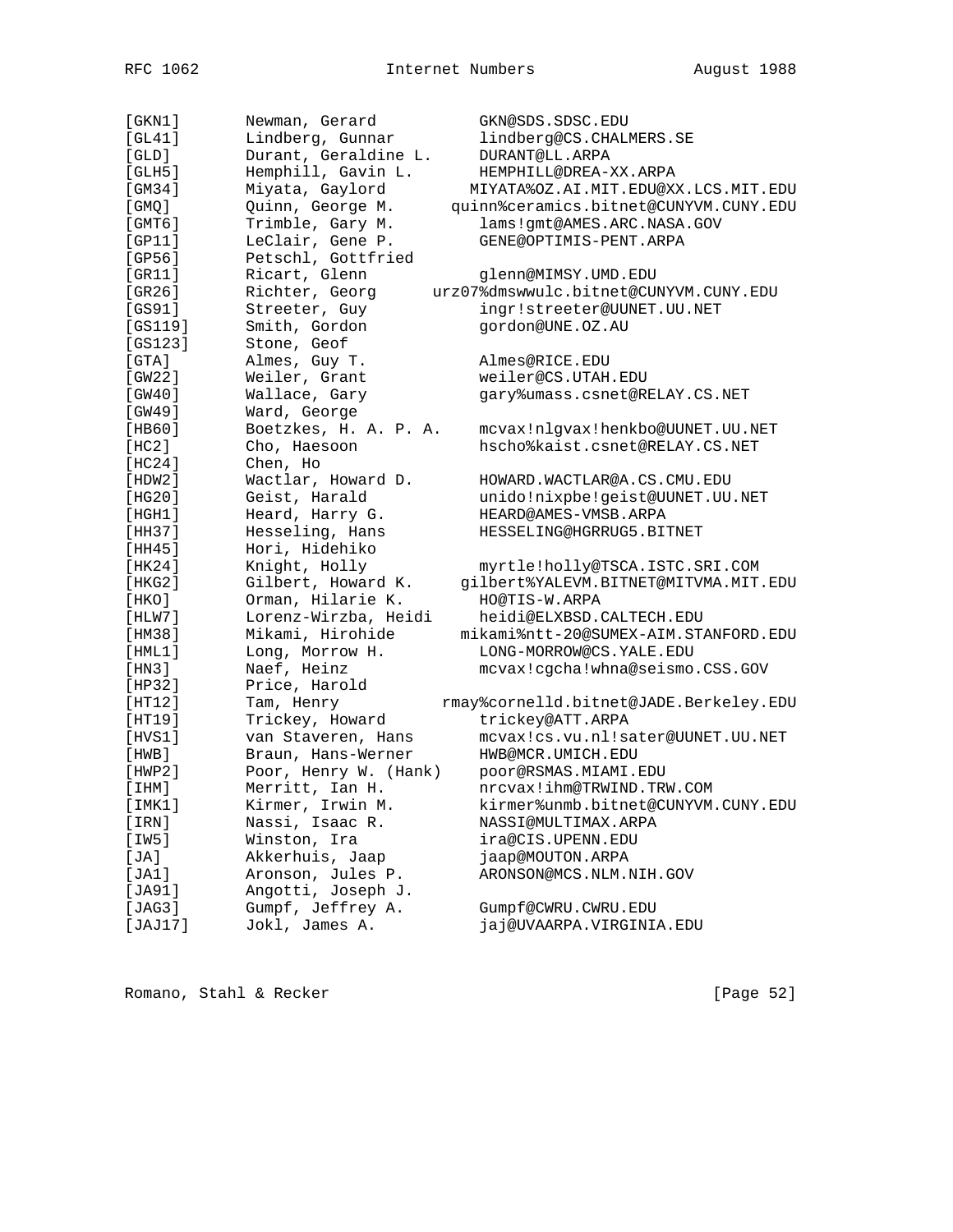```
[GKN1]       Newman, Gerard          GKN@SDS.SDSC.EDU
[GL41]       Lindberg, Gunnar        lindberg@CS.CHALMERS.SE
[GLD]        Durant, Geraldine L.    DURANT@LL.ARPA
[GLH5]       Hemphill, Gavin L.      HEMPHILL@DREA-XX.ARPA
[GM34]       Miyata, Gaylord        MIYATA%OZ.AI.MIT.EDU@XX.LCS.MIT.EDU
[GMQ]        Quinn, George M.     quinn%ceramics.bitnet@CUNYVM.CUNY.EDU
[GMT6]       Trimble, Gary M.        lams!gmt@AMES.ARC.NASA.GOV
[GP11]       LeClair, Gene P.        GENE@OPTIMIS-PENT.ARPA
[GP56]       Petschl, Gottfried
[GR11]       Ricart, Glenn           glenn@MIMSY.UMD.EDU
[GR26]       Richter, Georg      urz07%dmswwulc.bitnet@CUNYVM.CUNY.EDU
[GS91]       Streeter, Guy           ingr!streeter@UUNET.UU.NET
[GS119]      Smith, Gordon           gordon@UNE.OZ.AU
[GS123]      Stone, Geof
[GTA]        Almes, Guy T.           Almes@RICE.EDU
[GW22]       Weiler, Grant           weiler@CS.UTAH.EDU
[GW40]       Wallace, Gary           gary%umass.csnet@RELAY.CS.NET
[GW49]       Ward, George
[HB60]       Boetzkes, H. A. P. A.   mcvax!nlgvax!henkbo@UUNET.UU.NET
[HC2]        Cho, Haesoon            hscho%kaist.csnet@RELAY.CS.NET
[HC24]       Chen, Ho
[HDW2]       Wactlar, Howard D.      HOWARD.WACTLAR@A.CS.CMU.EDU
[HG20]       Geist, Harald           unido!nixpbe!geist@UUNET.UU.NET
[HGH1]       Heard, Harry G.         HEARD@AMES-VMSB.ARPA
[HH37]       Hesseling, Hans         HESSELING@HGRRUG5.BITNET
[HH45]       Hori, Hidehiko
[HK24]       Knight, Holly           myrtle!holly@TSCA.ISTC.SRI.COM
[HKG2]       Gilbert, Howard K.    gilbert%YALEVM.BITNET@MITVMA.MIT.EDU
[HKO]        Orman, Hilarie K.       HO@TIS-W.ARPA
[HLW7]       Lorenz-Wirzba, Heidi    heidi@ELXBSD.CALTECH.EDU
[HM38]       Mikami, Hirohide     mikami%ntt-20@SUMEX-AIM.STANFORD.EDU
[HML1]       Long, Morrow H.         LONG-MORROW@CS.YALE.EDU
[HN3]        Naef, Heinz             mcvax!cgcha!whna@seismo.CSS.GOV
[HP32]       Price, Harold
[HT12]       Tam, Henry          rmay%cornelld.bitnet@JADE.Berkeley.EDU
[HT19]       Trickey, Howard         trickey@ATT.ARPA
[HVS1]       van Staveren, Hans      mcvax!cs.vu.nl!sater@UUNET.UU.NET
[HWB]        Braun, Hans-Werner      HWB@MCR.UMICH.EDU
[HWP2]       Poor, Henry W. (Hank)   poor@RSMAS.MIAMI.EDU
[IHM]        Merritt, Ian H.         nrcvax!ihm@TRWIND.TRW.COM
[IMK1]       Kirmer, Irwin M.        kirmer%unmb.bitnet@CUNYVM.CUNY.EDU
[IRN]        Nassi, Isaac R.         NASSI@MULTIMAX.ARPA
[IW5]        Winston, Ira            ira@CIS.UPENN.EDU
[JA]         Akkerhuis, Jaap         jaap@MOUTON.ARPA
[JA1]        Aronson, Jules P.       ARONSON@MCS.NLM.NIH.GOV
[JA91]       Angotti, Joseph J.
[JAG3]       Gumpf, Jeffrey A.       Gumpf@CWRU.CWRU.EDU
[JAJ17]      Jokl, James A.          jaj@UVAARPA.VIRGINIA.EDU
```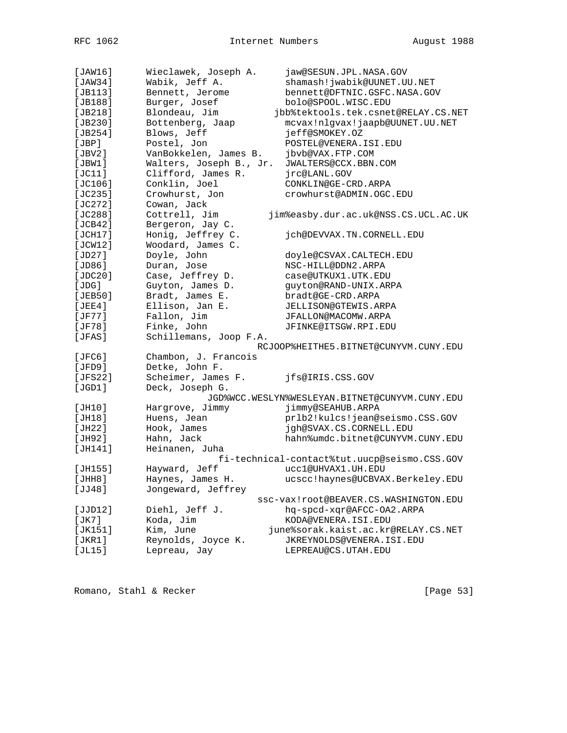```
[JAW16]       Wieclawek, Joseph A.     jaw@SESUN.JPL.NASA.GOV
[JAW34]       Wabik, Jeff A.           shamash!jwabik@UUNET.UU.NET
[JB113]       Bennett, Jerome          bennett@DFTNIC.GSFC.NASA.GOV
[JB188]       Burger, Josef            bolo@SPOOL.WISC.EDU
[JB218]       Blondeau, Jim          jbb%tektools.tek.csnet@RELAY.CS.NET
[JB230]       Bottenberg, Jaap         mcvax!nlgvax!jaapb@UUNET.UU.NET
[JB254]       Blows, Jeff              jeff@SMOKEY.OZ
[JBP]         Postel, Jon              POSTEL@VENERA.ISI.EDU
[JBV2]        VanBokkelen, James B.    jbvb@VAX.FTP.COM
[JBW1]        Walters, Joseph B., Jr.  JWALTERS@CCX.BBN.COM
[JC11]        Clifford, James R.       jrc@LANL.GOV
[JC106]       Conklin, Joel            CONKLIN@GE-CRD.ARPA
[JC235]       Crowhurst, Jon           crowhurst@ADMIN.OGC.EDU
[JC272]       Cowan, Jack
[JC288]       Cottrell, Jim        jim%easby.dur.ac.uk@NSS.CS.UCL.AC.UK
[JCB42]       Bergeron, Jay C.
[JCH17]       Honig, Jeffrey C.        jch@DEVVAX.TN.CORNELL.EDU
[JCW12]       Woodard, James C.
[JD27]        Doyle, John              doyle@CSVAX.CALTECH.EDU
[JD86]        Duran, Jose              NSC-HILL@DDN2.ARPA
[JDC20]       Case, Jeffrey D.         case@UTKUX1.UTK.EDU
[JDG]         Guyton, James D.         guyton@RAND-UNIX.ARPA
[JEB50]       Bradt, James E.          bradt@GE-CRD.ARPA
[JEE4]        Ellison, Jan E.          JELLISON@GTEWIS.ARPA
[JF77]        Fallon, Jim              JFALLON@MACOMW.ARPA
[JF78]        Finke, John              JFINKE@ITSGW.RPI.EDU
[JFAS]        Schillemans, Joop F.A.
                                  RCJOOP%HEITHE5.BITNET@CUNYVM.CUNY.EDU
[JFC6]        Chambon, J. Francois
[JFD9]        Detke, John F.
[JFS22]       Scheimer, James F.       jfs@IRIS.CSS.GOV
[JGD1]        Deck, Joseph G.
                      JGD%WCC.WESLYN%WESLEYAN.BITNET@CUNYVM.CUNY.EDU
[JH10]        Hargrove, Jimmy          jimmy@SEAHUB.ARPA
[JH18]        Huens, Jean              prlb2!kulcs!jean@seismo.CSS.GOV
[JH22]        Hook, James              jgh@SVAX.CS.CORNELL.EDU
[JH92]        Hahn, Jack               hahn%umdc.bitnet@CUNYVM.CUNY.EDU
[JH141]       Heinanen, Juha
                         fi-technical-contact%tut.uucp@seismo.CSS.GOV
[JH155]       Hayward, Jeff            ucc1@UHVAX1.UH.EDU
[JHH8]        Haynes, James H.         ucscc!haynes@UCBVAX.Berkeley.EDU
[JJ48]        Jongeward, Jeffrey
                                  ssc-vax!root@BEAVER.CS.WASHINGTON.EDU
[JJD12]       Diehl, Jeff J.           hq-spcd-xqr@AFCC-OA2.ARPA
[JK7]         Koda, Jim                KODA@VENERA.ISI.EDU
[JK151]       Kim, June              june%sorak.kaist.ac.kr@RELAY.CS.NET
[JKR1]        Reynolds, Joyce K.       JKREYNOLDS@VENERA.ISI.EDU
[JL15]        Lepreau, Jay             LEPREAU@CS.UTAH.EDU
```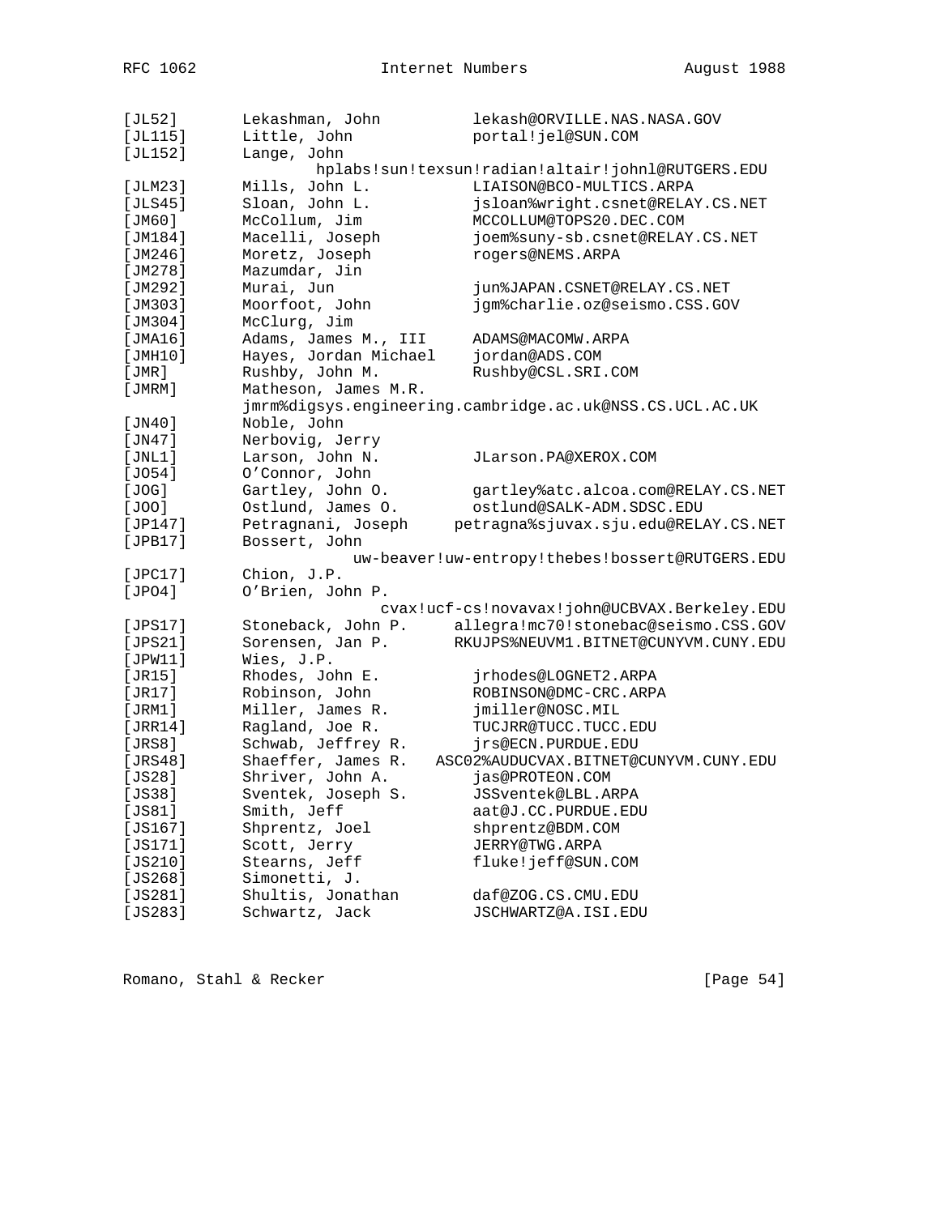```
[JL52]       Lekashman, John         lekash@ORVILLE.NAS.NASA.GOV
[JL115]      Little, John            portal!jel@SUN.COM
[JL152]      Lange, John
                  hplabs!sun!texsun!radian!altair!johnl@RUTGERS.EDU
[JLM23]      Mills, John L.          LIAISON@BCO-MULTICS.ARPA
[JLS45]      Sloan, John L.          jsloan%wright.csnet@RELAY.CS.NET
[JM60]       McCollum, Jim           MCCOLLUM@TOPS20.DEC.COM
[JM184]      Macelli, Joseph         joem%suny-sb.csnet@RELAY.CS.NET
[JM246]      Moretz, Joseph          rogers@NEMS.ARPA
[JM278]      Mazumdar, Jin
[JM292]      Murai, Jun              jun%JAPAN.CSNET@RELAY.CS.NET
[JM303]      Moorfoot, John          jgm%charlie.oz@seismo.CSS.GOV
[JM304]      McClurg, Jim
[JMA16]      Adams, James M., III    ADAMS@MACOMW.ARPA
[JMH10]      Hayes, Jordan Michael   jordan@ADS.COM
[JMR]        Rushby, John M.         Rushby@CSL.SRI.COM
[JMRM]       Matheson, James M.R.
             jmrm%digsys.engineering.cambridge.ac.uk@NSS.CS.UCL.AC.UK
[JN40]       Noble, John
[JN47]       Nerbovig, Jerry
[JNL1]       Larson, John N.         JLarson.PA@XEROX.COM
[JO54]       O'Connor, John
[JOG]        Gartley, John O.        gartley%atc.alcoa.com@RELAY.CS.NET
[JOO]        Ostlund, James O.       ostlund@SALK-ADM.SDSC.EDU
[JP147]      Petragnani, Joseph     petragna%sjuvax.sju.edu@RELAY.CS.NET
[JPB17]      Bossert, John
                     uw-beaver!uw-entropy!thebes!bossert@RUTGERS.EDU
[JPC17]      Chion, J.P.
[JPO4]       O'Brien, John P.
                       cvax!ucf-cs!novavax!john@UCBVAX.Berkeley.EDU
[JPS17]      Stoneback, John P.     allegra!mc70!stonebac@seismo.CSS.GOV
[JPS21]      Sorensen, Jan P.       RKUJPS%NEUVM1.BITNET@CUNYVM.CUNY.EDU
[JPW11]      Wies, J.P.
[JR15]       Rhodes, John E.         jrhodes@LOGNET2.ARPA
[JR17]       Robinson, John          ROBINSON@DMC-CRC.ARPA
[JRM1]       Miller, James R.        jmiller@NOSC.MIL
[JRR14]      Ragland, Joe R.         TUCJRR@TUCC.TUCC.EDU
[JRS8]       Schwab, Jeffrey R.      jrs@ECN.PURDUE.EDU
[JRS48]      Shaeffer, James R.   ASC02%AUDUCVAX.BITNET@CUNYVM.CUNY.EDU
[JS28]       Shriver, John A.        jas@PROTEON.COM
[JS38]       Sventek, Joseph S.      JSSventek@LBL.ARPA
[JS81]       Smith, Jeff             aat@J.CC.PURDUE.EDU
[JS167]      Shprentz, Joel          shprentz@BDM.COM
[JS171]      Scott, Jerry            JERRY@TWG.ARPA
[JS210]      Stearns, Jeff           fluke!jeff@SUN.COM
[JS268]      Simonetti, J.
[JS281]      Shultis, Jonathan       daf@ZOG.CS.CMU.EDU
[JS283]      Schwartz, Jack          JSCHWARTZ@A.ISI.EDU
```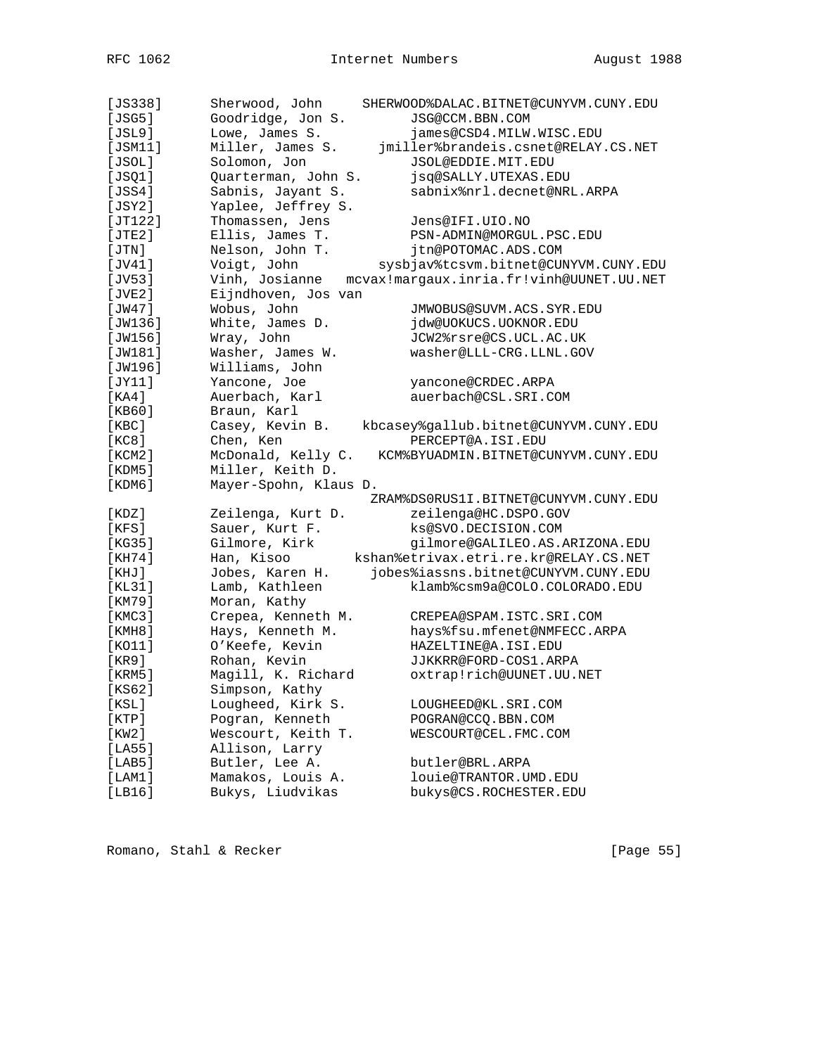```
[JS338]       Sherwood, John      SHERWOOD%DALAC.BITNET@CUNYVM.CUNY.EDU
[JSG5]        Goodridge, Jon S.         JSG@CCM.BBN.COM
[JSL9]        Lowe, James S.            james@CSD4.MILW.WISC.EDU
[JSM11]       Miller, James S.      jmiller%brandeis.csnet@RELAY.CS.NET
[JSOL]        Solomon, Jon              JSOL@EDDIE.MIT.EDU
[JSQ1]        Quarterman, John S.       jsq@SALLY.UTEXAS.EDU
[JSS4]        Sabnis, Jayant S.         sabnix%nrl.decnet@NRL.ARPA
[JSY2]        Yaplee, Jeffrey S.
[JT122]       Thomassen, Jens           Jens@IFI.UIO.NO
[JTE2]        Ellis, James T.           PSN-ADMIN@MORGUL.PSC.EDU
[JTN]         Nelson, John T.           jtn@POTOMAC.ADS.COM
[JV41]        Voigt, John           sysbjav%tcsvm.bitnet@CUNYVM.CUNY.EDU
[JV53]        Vinh, Josianne   mcvax!margaux.inria.fr!vinh@UUNET.UU.NET
[JVE2]        Eijndhoven, Jos van
[JW47]        Wobus, John               JMWOBUS@SUVM.ACS.SYR.EDU
[JW136]       White, James D.           jdw@UOKUCS.UOKNOR.EDU
[JW156]       Wray, John                JCW2%rsre@CS.UCL.AC.UK
[JW181]       Washer, James W.          washer@LLL-CRG.LLNL.GOV
[JW196]       Williams, John
[JY11]        Yancone, Joe              yancone@CRDEC.ARPA
[KA4]         Auerbach, Karl            auerbach@CSL.SRI.COM
[KB60]        Braun, Karl
[KBC]         Casey, Kevin B.     kbcasey%gallub.bitnet@CUNYVM.CUNY.EDU
[KC8]         Chen, Ken                 PERCEPT@A.ISI.EDU
[KCM2]        McDonald, Kelly C.   KCM%BYUADMIN.BITNET@CUNYVM.CUNY.EDU
[KDM5]        Miller, Keith D.
[KDM6]        Mayer-Spohn, Klaus D.
                                 ZRAM%DS0RUS1I.BITNET@CUNYVM.CUNY.EDU
[KDZ]         Zeilenga, Kurt D.         zeilenga@HC.DSPO.GOV
[KFS]         Sauer, Kurt F.            ks@SVO.DECISION.COM
[KG35]        Gilmore, Kirk             gilmore@GALILEO.AS.ARIZONA.EDU
[KH74]        Han, Kisoo         kshan%etrivax.etri.re.kr@RELAY.CS.NET
[KHJ]         Jobes, Karen H.      jobes%iassns.bitnet@CUNYVM.CUNY.EDU
[KL31]        Lamb, Kathleen            klamb%csm9a@COLO.COLORADO.EDU
[KM79]        Moran, Kathy
[KMC3]        Crepea, Kenneth M.        CREPEA@SPAM.ISTC.SRI.COM
[KMH8]        Hays, Kenneth M.          hays%fsu.mfenet@NMFECC.ARPA
[KO11]        O'Keefe, Kevin            HAZELTINE@A.ISI.EDU
[KR9]         Rohan, Kevin              JJKKRR@FORD-COS1.ARPA
[KRM5]        Magill, K. Richard        oxtrap!rich@UUNET.UU.NET
[KS62]        Simpson, Kathy
[KSL]         Lougheed, Kirk S.         LOUGHEED@KL.SRI.COM
[KTP]         Pogran, Kenneth           POGRAN@CCQ.BBN.COM
[KW2]         Wescourt, Keith T.        WESCOURT@CEL.FMC.COM
[LA55]        Allison, Larry
[LAB5]        Butler, Lee A.            butler@BRL.ARPA
[LAM1]        Mamakos, Louis A.         louie@TRANTOR.UMD.EDU
[LB16]        Bukys, Liudvikas          bukys@CS.ROCHESTER.EDU
```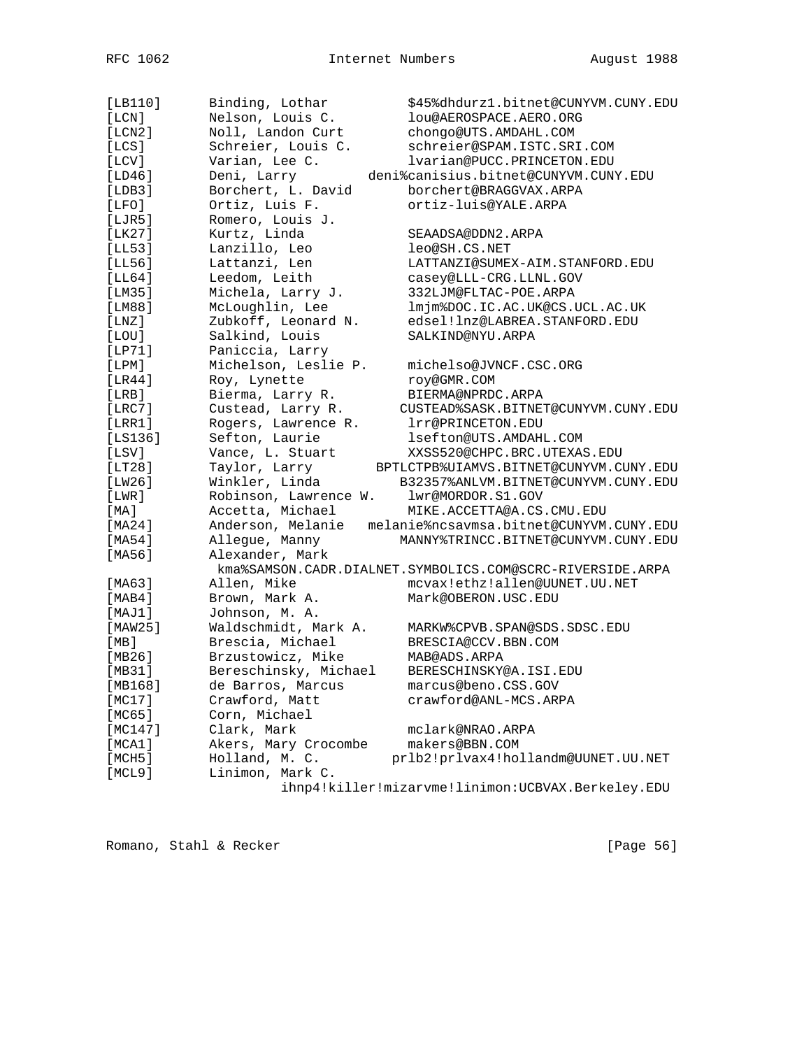```
[LB110]      Binding, Lothar          $45%dhdurz1.bitnet@CUNYVM.CUNY.EDU
[LCN]        Nelson, Louis C.         lou@AEROSPACE.AERO.ORG
[LCN2]       Noll, Landon Curt        chongo@UTS.AMDAHL.COM
[LCS]        Schreier, Louis C.       schreier@SPAM.ISTC.SRI.COM
[LCV]        Varian, Lee C.           lvarian@PUCC.PRINCETON.EDU
[LD46]       Deni, Larry          deni%canisius.bitnet@CUNYVM.CUNY.EDU
[LDB3]       Borchert, L. David       borchert@BRAGGVAX.ARPA
[LFO]        Ortiz, Luis F.           ortiz-luis@YALE.ARPA
[LJR5]       Romero, Louis J.
[LK27]       Kurtz, Linda             SEAADSA@DDN2.ARPA
[LL53]       Lanzillo, Leo            leo@SH.CS.NET
[LL56]       Lattanzi, Len            LATTANZI@SUMEX-AIM.STANFORD.EDU
[LL64]       Leedom, Leith            casey@LLL-CRG.LLNL.GOV
[LM35]       Michela, Larry J.        332LJM@FLTAC-POE.ARPA
[LM88]       McLoughlin, Lee          lmjm%DOC.IC.AC.UK@CS.UCL.AC.UK
[LNZ]        Zubkoff, Leonard N.      edsel!lnz@LABREA.STANFORD.EDU
[LOU]        Salkind, Louis           SALKIND@NYU.ARPA
[LP71]       Paniccia, Larry
[LPM]        Michelson, Leslie P.     michelso@JVNCF.CSC.ORG
[LR44]       Roy, Lynette             roy@GMR.COM
[LRB]        Bierma, Larry R.         BIERMA@NPRDC.ARPA
[LRC7]       Custead, Larry R.      CUSTEAD%SASK.BITNET@CUNYVM.CUNY.EDU
[LRR1]       Rogers, Lawrence R.      lrr@PRINCETON.EDU
[LS136]      Sefton, Laurie           lsefton@UTS.AMDAHL.COM
[LSV]        Vance, L. Stuart         XXSS520@CHPC.BRC.UTEXAS.EDU
[LT28]       Taylor, Larry        BPTLCTPB%UIAMVS.BITNET@CUNYVM.CUNY.EDU
[LW26]       Winkler, Linda         B32357%ANLVM.BITNET@CUNYVM.CUNY.EDU
[LWR]        Robinson, Lawrence W.    lwr@MORDOR.S1.GOV
[MA]         Accetta, Michael         MIKE.ACCETTA@A.CS.CMU.EDU
[MA24]       Anderson, Melanie   melanie%ncsavmsa.bitnet@CUNYVM.CUNY.EDU
[MA54]       Allegue, Manny         MANNY%TRINCC.BITNET@CUNYVM.CUNY.EDU
[MA56]       Alexander, Mark
              kma%SAMSON.CADR.DIALNET.SYMBOLICS.COM@SCRC-RIVERSIDE.ARPA
[MA63]       Allen, Mike              mcvax!ethz!allen@UUNET.UU.NET
[MAB4]       Brown, Mark A.           Mark@OBERON.USC.EDU
[MAJ1]       Johnson, M. A.
[MAW25]      Waldschmidt, Mark A.     MARKW%CPVB.SPAN@SDS.SDSC.EDU
[MB]         Brescia, Michael         BRESCIA@CCV.BBN.COM
[MB26]       Brzustowicz, Mike        MAB@ADS.ARPA
[MB31]       Bereschinsky, Michael    BERESCHINSKY@A.ISI.EDU
[MB168]      de Barros, Marcus        marcus@beno.CSS.GOV
[MC17]       Crawford, Matt           crawford@ANL-MCS.ARPA
[MC65]       Corn, Michael
[MC147]      Clark, Mark              mclark@NRAO.ARPA
[MCA1]       Akers, Mary Crocombe     makers@BBN.COM
[MCH5]       Holland, M. C.         prlb2!prlvax4!hollandm@UUNET.UU.NET
[MCL9]       Linimon, Mark C.
                      ihnp4!killer!mizarvme!linimon:UCBVAX.Berkeley.EDU
```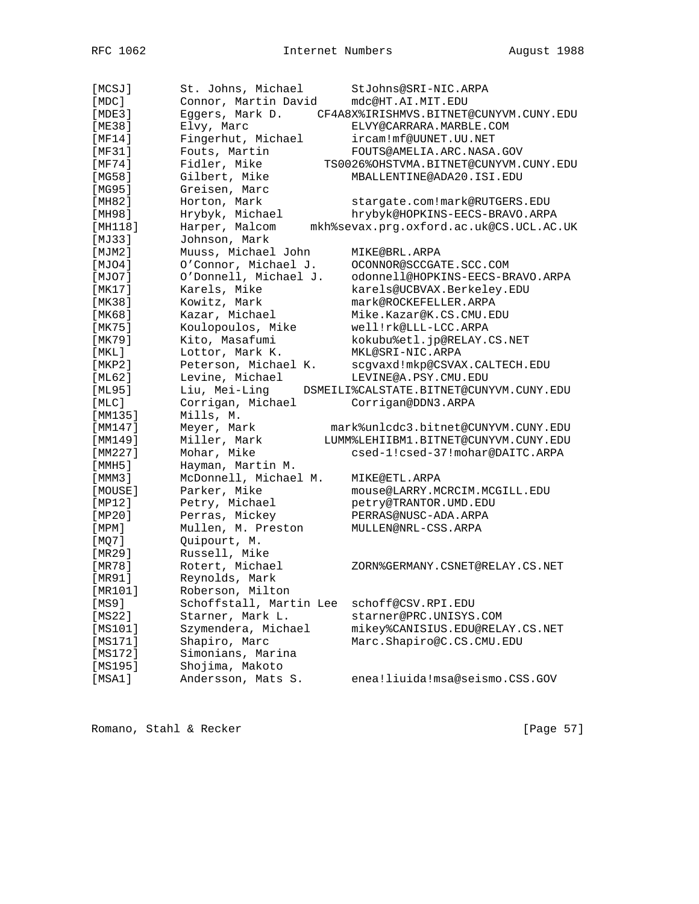```
[MCSJ]       St. Johns, Michael       StJohns@SRI-NIC.ARPA
[MDC]        Connor, Martin David     mdc@HT.AI.MIT.EDU
[MDE3]       Eggers, Mark D.      CF4A8X%IRISHMVS.BITNET@CUNYVM.CUNY.EDU
[ME38]       Elvy, Marc               ELVY@CARRARA.MARBLE.COM
[MF14]       Fingerhut, Michael       ircam!mf@UUNET.UU.NET
[MF31]       Fouts, Martin            FOUTS@AMELIA.ARC.NASA.GOV
[MF74]       Fidler, Mike          TS0026%OHSTVMA.BITNET@CUNYVM.CUNY.EDU
[MG58]       Gilbert, Mike            MBALLENTINE@ADA20.ISI.EDU
[MG95]       Greisen, Marc
[MH82]       Horton, Mark             stargate.com!mark@RUTGERS.EDU
[MH98]       Hrybyk, Michael          hrybyk@HOPKINS-EECS-BRAVO.ARPA
[MH118]      Harper, Malcom     mkh%sevax.prg.oxford.ac.uk@CS.UCL.AC.UK
[MJ33]       Johnson, Mark
[MJM2]       Muuss, Michael John      MIKE@BRL.ARPA
[MJO4]       O'Connor, Michael J.     OCONNOR@SCCGATE.SCC.COM
[MJO7]       O'Donnell, Michael J.    odonnell@HOPKINS-EECS-BRAVO.ARPA
[MK17]       Karels, Mike             karels@UCBVAX.Berkeley.EDU
[MK38]       Kowitz, Mark             mark@ROCKEFELLER.ARPA
[MK68]       Kazar, Michael           Mike.Kazar@K.CS.CMU.EDU
[MK75]       Koulopoulos, Mike        well!rk@LLL-LCC.ARPA
[MK79]       Kito, Masafumi           kokubu%etl.jp@RELAY.CS.NET
[MKL]        Lottor, Mark K.          MKL@SRI-NIC.ARPA
[MKP2]       Peterson, Michael K.     scgvaxd!mkp@CSVAX.CALTECH.EDU
[ML62]       Levine, Michael          LEVINE@A.PSY.CMU.EDU
[ML95]       Liu, Mei-Ling     DSMEILI%CALSTATE.BITNET@CUNYVM.CUNY.EDU
[MLC]        Corrigan, Michael        Corrigan@DDN3.ARPA
[MM135]      Mills, M.
[MM147]      Meyer, Mark           mark%unlcdc3.bitnet@CUNYVM.CUNY.EDU
[MM149]      Miller, Mark         LUMM%LEHIIBM1.BITNET@CUNYVM.CUNY.EDU
[MM227]      Mohar, Mike              csed-1!csed-37!mohar@DAITC.ARPA
[MMH5]       Hayman, Martin M.
[MMM3]       McDonnell, Michael M.    MIKE@ETL.ARPA
[MOUSE]      Parker, Mike             mouse@LARRY.MCRCIM.MCGILL.EDU
[MP12]       Petry, Michael           petry@TRANTOR.UMD.EDU
[MP20]       Perras, Mickey           PERRAS@NUSC-ADA.ARPA
[MPM]        Mullen, M. Preston       MULLEN@NRL-CSS.ARPA
[MQ7]        Quipourt, M.
[MR29]       Russell, Mike
[MR78]       Rotert, Michael          ZORN%GERMANY.CSNET@RELAY.CS.NET
[MR91]       Reynolds, Mark
[MR101]      Roberson, Milton
[MS9]        Schoffstall, Martin Lee  schoff@CSV.RPI.EDU
[MS22]       Starner, Mark L.         starner@PRC.UNISYS.COM
[MS101]      Szymendera, Michael      mikey%CANISIUS.EDU@RELAY.CS.NET
[MS171]      Shapiro, Marc            Marc.Shapiro@C.CS.CMU.EDU
[MS172]      Simonians, Marina
[MS195]      Shojima, Makoto
[MSA1]       Andersson, Mats S.       enea!liuida!msa@seismo.CSS.GOV
```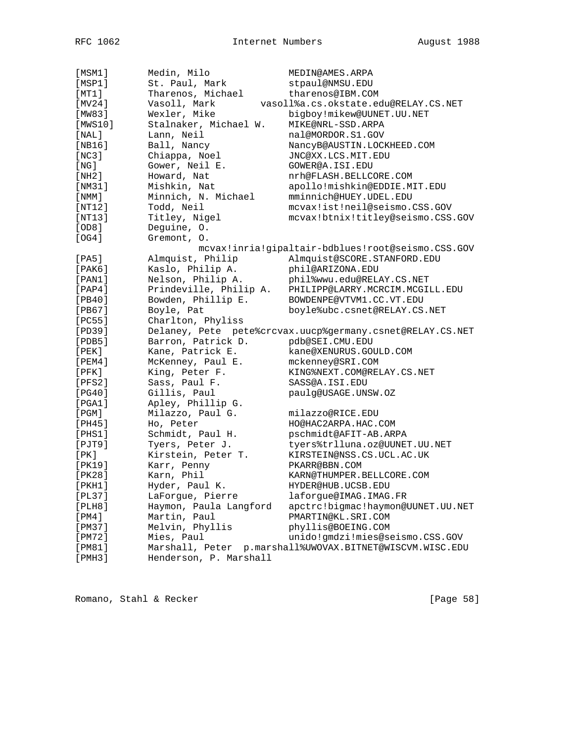```
[MSM1]      Medin, Milo              MEDIN@AMES.ARPA
[MSP1]      St. Paul, Mark           stpaul@NMSU.EDU
[MT1]       Tharenos, Michael        tharenos@IBM.COM
[MV24]      Vasoll, Mark         vasoll%a.cs.okstate.edu@RELAY.CS.NET
[MW83]      Wexler, Mike             bigboy!mikew@UUNET.UU.NET
[MWS10]     Stalnaker, Michael W.    MIKE@NRL-SSD.ARPA
[NAL]       Lann, Neil               nal@MORDOR.S1.GOV
[NB16]      Ball, Nancy              NancyB@AUSTIN.LOCKHEED.COM
[NC3]       Chiappa, Noel            JNC@XX.LCS.MIT.EDU
[NG]        Gower, Neil E.           GOWER@A.ISI.EDU
[NH2]       Howard, Nat              nrh@FLASH.BELLCORE.COM
[NM31]      Mishkin, Nat             apollo!mishkin@EDDIE.MIT.EDU
[NMM]       Minnich, N. Michael      mminnich@HUEY.UDEL.EDU
[NT12]      Todd, Neil               mcvax!ist!neil@seismo.CSS.GOV
[NT13]      Titley, Nigel            mcvax!btnix!titley@seismo.CSS.GOV
[OD8]       Deguine, O.
[OG4]       Gremont, O.
                 mcvax!inria!gipaltair-bdblues!root@seismo.CSS.GOV
[PA5]       Almquist, Philip         Almquist@SCORE.STANFORD.EDU
[PAK6]      Kaslo, Philip A.         phil@ARIZONA.EDU
[PAN1]      Nelson, Philip A.        phil%wwu.edu@RELAY.CS.NET
[PAP4]      Prindeville, Philip A.   PHILIPP@LARRY.MCRCIM.MCGILL.EDU
[PB40]      Bowden, Phillip E.       BOWDENPE@VTVM1.CC.VT.EDU
[PB67]      Boyle, Pat               boyle%ubc.csnet@RELAY.CS.NET
[PC55]      Charlton, Phyliss
[PD39]      Delaney, Pete  pete%crcvax.uucp%germany.csnet@RELAY.CS.NET
[PDB5]      Barron, Patrick D.       pdb@SEI.CMU.EDU
[PEK]       Kane, Patrick E.         kane@XENURUS.GOULD.COM
[PEM4]      McKenney, Paul E.        mckenney@SRI.COM
[PFK]       King, Peter F.           KING%NEXT.COM@RELAY.CS.NET
[PFS2]      Sass, Paul F.            SASS@A.ISI.EDU
[PG40]      Gillis, Paul             paulg@USAGE.UNSW.OZ
[PGA1]      Apley, Phillip G.
[PGM]       Milazzo, Paul G.         milazzo@RICE.EDU
[PH45]      Ho, Peter                HO@HAC2ARPA.HAC.COM
[PHS1]      Schmidt, Paul H.         pschmidt@AFIT-AB.ARPA
[PJT9]      Tyers, Peter J.          tyers%trlluna.oz@UUNET.UU.NET
[PK]        Kirstein, Peter T.       KIRSTEIN@NSS.CS.UCL.AC.UK
[PK19]      Karr, Penny              PKARR@BBN.COM
[PK28]      Karn, Phil               KARN@THUMPER.BELLCORE.COM
[PKH1]      Hyder, Paul K.           HYDER@HUB.UCSB.EDU
[PL37]      LaForgue, Pierre         laforgue@IMAG.IMAG.FR
[PLH8]      Haymon, Paula Langford   apctrc!bigmac!haymon@UUNET.UU.NET
[PM4]       Martin, Paul             PMARTIN@KL.SRI.COM
[PM37]      Melvin, Phyllis          phyllis@BOEING.COM
[PM72]      Mies, Paul               unido!gmdzi!mies@seismo.CSS.GOV
[PM81]      Marshall, Peter  p.marshall%UWOVAX.BITNET@WISCVM.WISC.EDU
[PMH3]      Henderson, P. Marshall
```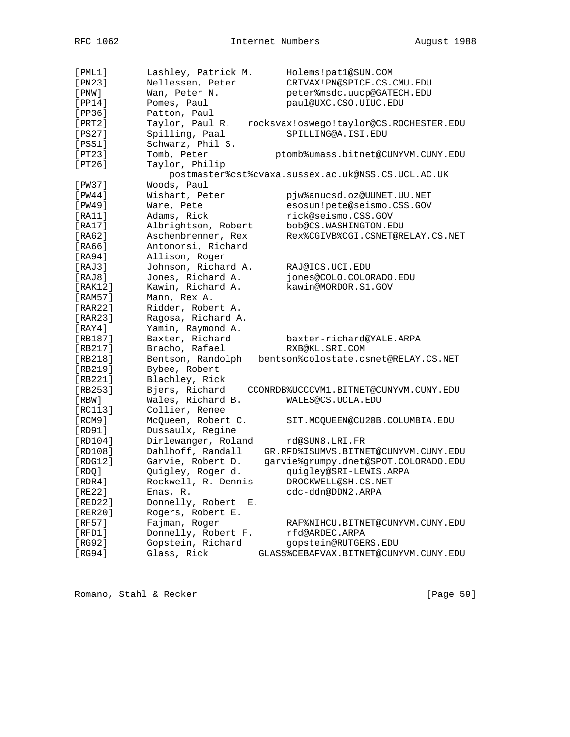```
[PML1]       Lashley, Patrick M.      Holems!pat1@SUN.COM
[PN23]       Nellessen, Peter         CRTVAX!PN@SPICE.CS.CMU.EDU
[PNW]        Wan, Peter N.            peter%msdc.uucp@GATECH.EDU
[PP14]       Pomes, Paul              paul@UXC.CSO.UIUC.EDU
[PP36]       Patton, Paul
[PRT2]       Taylor, Paul R.   rocksvax!oswego!taylor@CS.ROCHESTER.EDU
[PS27]       Spilling, Paal           SPILLING@A.ISI.EDU
[PSS1]       Schwarz, Phil S.
[PT23]       Tomb, Peter            ptomb%umass.bitnet@CUNYVM.CUNY.EDU
[PT26]       Taylor, Philip
                postmaster%cst%cvaxa.sussex.ac.uk@NSS.CS.UCL.AC.UK
[PW37]       Woods, Paul
[PW44]       Wishart, Peter           pjw%anucsd.oz@UUNET.UU.NET
[PW49]       Ware, Pete               esosun!pete@seismo.CSS.GOV
[RA11]       Adams, Rick              rick@seismo.CSS.GOV
[RA17]       Albrightson, Robert      bob@CS.WASHINGTON.EDU
[RA62]       Aschenbrenner, Rex       Rex%CGIVB%CGI.CSNET@RELAY.CS.NET
[RA66]       Antonorsi, Richard
[RA94]       Allison, Roger
[RAJ3]       Johnson, Richard A.      RAJ@ICS.UCI.EDU
[RAJ8]       Jones, Richard A.        jones@COLO.COLORADO.EDU
[RAK12]      Kawin, Richard A.        kawin@MORDOR.S1.GOV
[RAM57]      Mann, Rex A.
[RAR22]      Ridder, Robert A.
[RAR23]      Ragosa, Richard A.
[RAY4]       Yamin, Raymond A.
[RB187]      Baxter, Richard          baxter-richard@YALE.ARPA
[RB217]      Bracho, Rafael           RXB@KL.SRI.COM
[RB218]      Bentson, Randolph   bentson%colostate.csnet@RELAY.CS.NET
[RB219]      Bybee, Robert
[RB221]      Blachley, Rick
[RB253]      Bjers, Richard    CCONRDB%UCCCVM1.BITNET@CUNYVM.CUNY.EDU
[RBW]        Wales, Richard B.        WALES@CS.UCLA.EDU
[RC113]      Collier, Renee
[RCM9]       McQueen, Robert C.       SIT.MCQUEEN@CU20B.COLUMBIA.EDU
[RD91]       Dussaulx, Regine
[RD104]      Dirlewanger, Roland      rd@SUN8.LRI.FR
[RD108]      Dahlhoff, Randall    GR.RFD%ISUMVS.BITNET@CUNYVM.CUNY.EDU
[RDG12]      Garvie, Robert D.    garvie%grumpy.dnet@SPOT.COLORADO.EDU
[RDQ]        Quigley, Roger d.        quigley@SRI-LEWIS.ARPA
[RDR4]       Rockwell, R. Dennis      DROCKWELL@SH.CS.NET
[RE22]       Enas, R.                 cdc-ddn@DDN2.ARPA
[RED22]      Donnelly, Robert  E.
[RER20]      Rogers, Robert E.
[RF57]       Fajman, Roger            RAF%NIHCU.BITNET@CUNYVM.CUNY.EDU
[RFD1]       Donnelly, Robert F.      rfd@ARDEC.ARPA
[RG92]       Gopstein, Richard        gopstein@RUTGERS.EDU
[RG94]       Glass, Rick         GLASS%CEBAFVAX.BITNET@CUNYVM.CUNY.EDU
```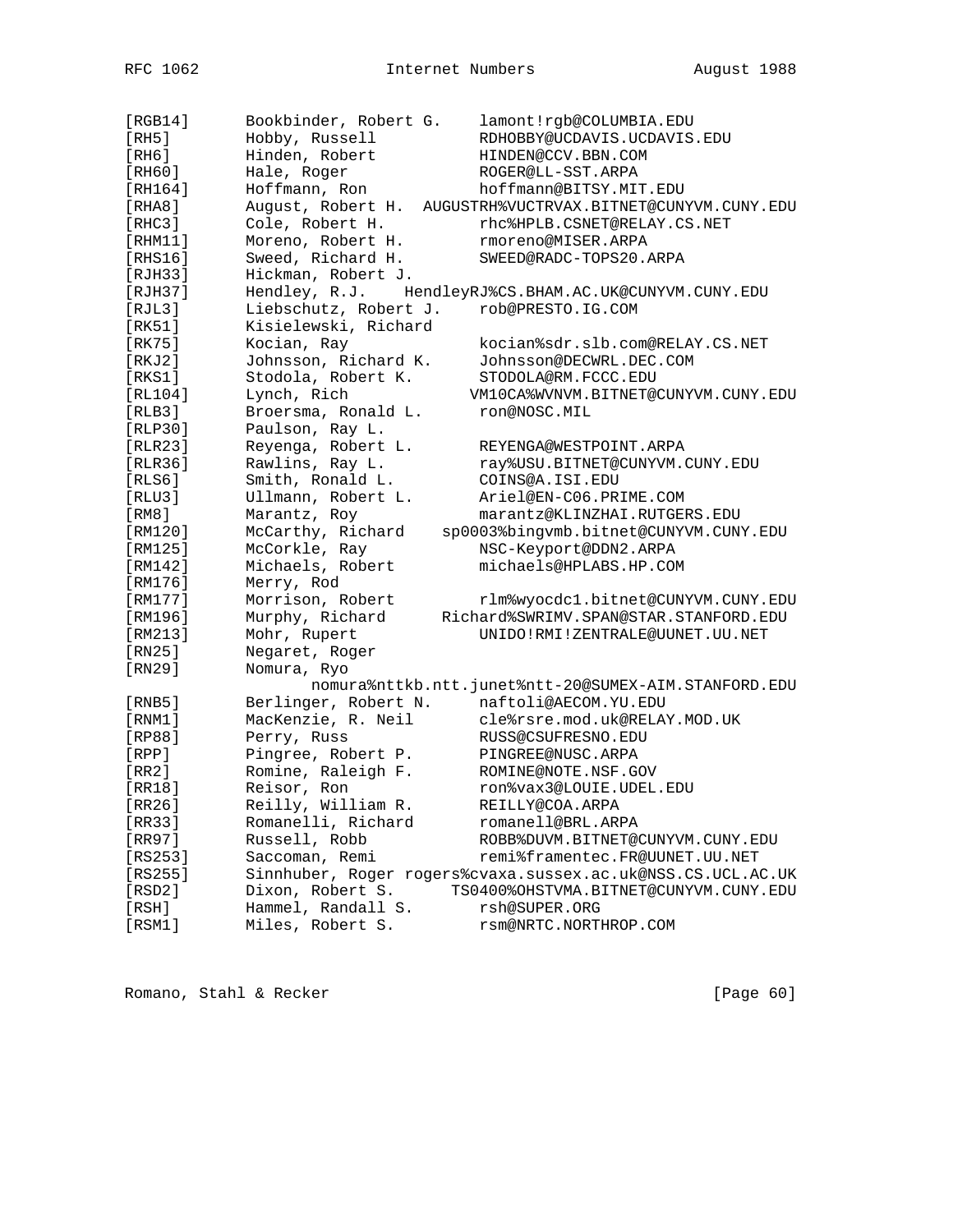```
[RGB14]      Bookbinder, Robert G.    lamont!rgb@COLUMBIA.EDU
[RH5]        Hobby, Russell           RDHOBBY@UCDAVIS.UCDAVIS.EDU
[RH6]        Hinden, Robert           HINDEN@CCV.BBN.COM
[RH60]       Hale, Roger              ROGER@LL-SST.ARPA
[RH164]      Hoffmann, Ron            hoffmann@BITSY.MIT.EDU
[RHA8]       August, Robert H.  AUGUSTRH%VUCTRVAX.BITNET@CUNYVM.CUNY.EDU
[RHC3]       Cole, Robert H.          rhc%HPLB.CSNET@RELAY.CS.NET
[RHM11]      Moreno, Robert H.        rmoreno@MISER.ARPA
[RHS16]      Sweed, Richard H.        SWEED@RADC-TOPS20.ARPA
[RJH33]      Hickman, Robert J.
[RJH37]      Hendley, R.J.    HendleyRJ%CS.BHAM.AC.UK@CUNYVM.CUNY.EDU
[RJL3]       Liebschutz, Robert J.    rob@PRESTO.IG.COM
[RK51]       Kisielewski, Richard
[RK75]       Kocian, Ray              kocian%sdr.slb.com@RELAY.CS.NET
[RKJ2]       Johnsson, Richard K.     Johnsson@DECWRL.DEC.COM
[RKS1]       Stodola, Robert K.       STODOLA@RM.FCCC.EDU
[RL104]      Lynch, Rich             VM10CA%WVNVM.BITNET@CUNYVM.CUNY.EDU
[RLB3]       Broersma, Ronald L.      ron@NOSC.MIL
[RLP30]      Paulson, Ray L.
[RLR23]      Reyenga, Robert L.       REYENGA@WESTPOINT.ARPA
[RLR36]      Rawlins, Ray L.          ray%USU.BITNET@CUNYVM.CUNY.EDU
[RLS6]       Smith, Ronald L.         COINS@A.ISI.EDU
[RLU3]       Ullmann, Robert L.       Ariel@EN-C06.PRIME.COM
[RM8]        Marantz, Roy             marantz@KLINZHAI.RUTGERS.EDU
[RM120]      McCarthy, Richard    sp0003%bingvmb.bitnet@CUNYVM.CUNY.EDU
[RM125]      McCorkle, Ray            NSC-Keyport@DDN2.ARPA
[RM142]      Michaels, Robert         michaels@HPLABS.HP.COM
[RM176]      Merry, Rod
[RM177]      Morrison, Robert         rlm%wyocdc1.bitnet@CUNYVM.CUNY.EDU
[RM196]      Murphy, Richard      Richard%SWRIMV.SPAN@STAR.STANFORD.EDU
[RM213]      Mohr, Rupert             UNIDO!RMI!ZENTRALE@UUNET.UU.NET
[RN25]       Negaret, Roger
[RN29]       Nomura, Ryo
                    nomura%nttkb.ntt.junet%ntt-20@SUMEX-AIM.STANFORD.EDU
[RNB5]       Berlinger, Robert N.     naftoli@AECOM.YU.EDU
[RNM1]       MacKenzie, R. Neil       cle%rsre.mod.uk@RELAY.MOD.UK
[RP88]       Perry, Russ              RUSS@CSUFRESNO.EDU
[RPP]        Pingree, Robert P.       PINGREE@NUSC.ARPA
[RR2]        Romine, Raleigh F.       ROMINE@NOTE.NSF.GOV
[RR18]       Reisor, Ron              ron%vax3@LOUIE.UDEL.EDU
[RR26]       Reilly, William R.       REILLY@COA.ARPA
[RR33]       Romanelli, Richard       romanell@BRL.ARPA
[RR97]       Russell, Robb            ROBB%DUVM.BITNET@CUNYVM.CUNY.EDU
[RS253]      Saccoman, Remi           remi%framentec.FR@UUNET.UU.NET
[RS255]      Sinnhuber, Roger rogers%cvaxa.sussex.ac.uk@NSS.CS.UCL.AC.UK
[RSD2]       Dixon, Robert S.      TS0400%OHSTVMA.BITNET@CUNYVM.CUNY.EDU
[RSH]        Hammel, Randall S.       rsh@SUPER.ORG
[RSM1]       Miles, Robert S.         rsm@NRTC.NORTHROP.COM
```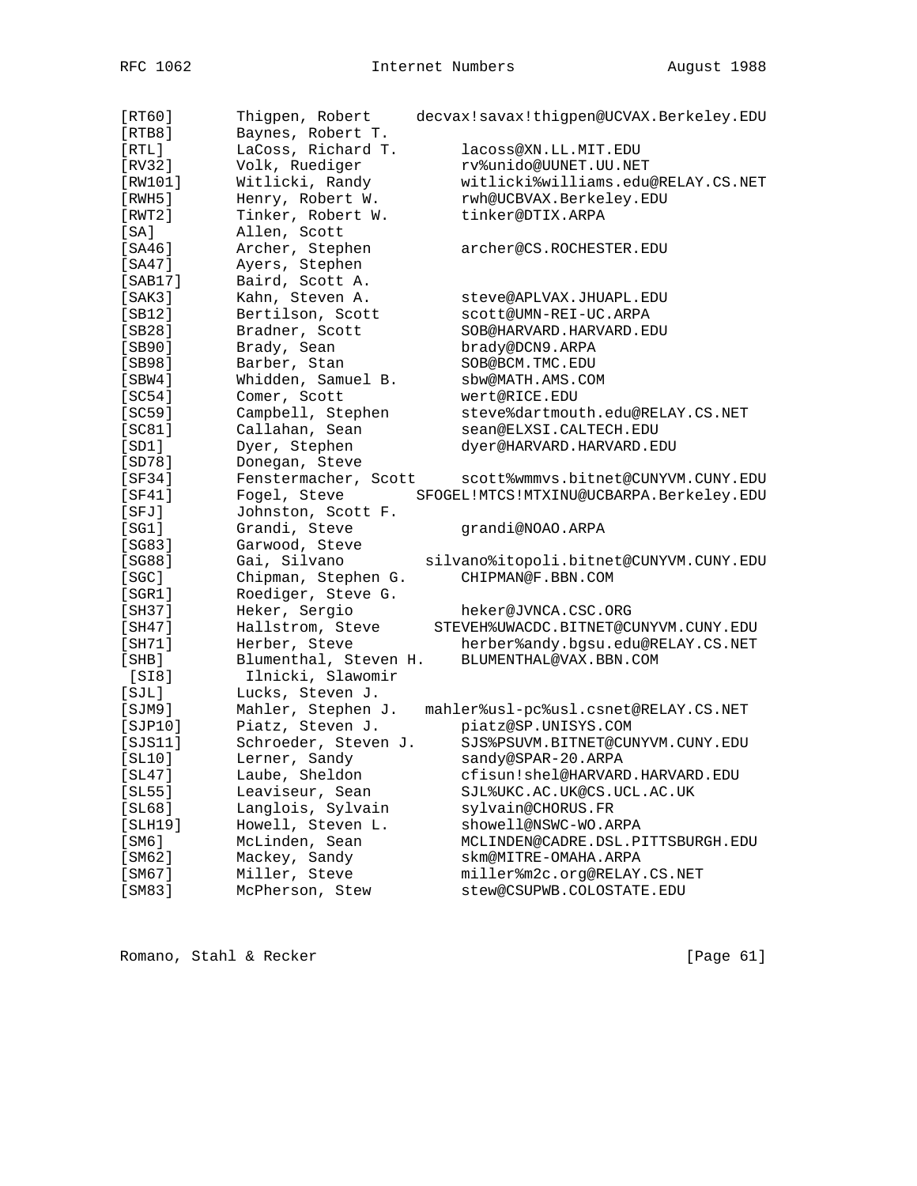```
[RT60]       Thigpen, Robert     decvax!savax!thigpen@UCVAX.Berkeley.EDU
[RTB8]       Baynes, Robert T.
[RTL]        LaCoss, Richard T.       lacoss@XN.LL.MIT.EDU
[RV32]       Volk, Ruediger           rv%unido@UUNET.UU.NET
[RW101]      Witlicki, Randy          witlicki%williams.edu@RELAY.CS.NET
[RWH5]       Henry, Robert W.         rwh@UCBVAX.Berkeley.EDU
[RWT2]       Tinker, Robert W.        tinker@DTIX.ARPA
[SA]         Allen, Scott
[SA46]       Archer, Stephen          archer@CS.ROCHESTER.EDU
[SA47]       Ayers, Stephen
[SAB17]      Baird, Scott A.
[SAK3]       Kahn, Steven A.          steve@APLVAX.JHUAPL.EDU
[SB12]       Bertilson, Scott         scott@UMN-REI-UC.ARPA
[SB28]       Bradner, Scott           SOB@HARVARD.HARVARD.EDU
[SB90]       Brady, Sean              brady@DCN9.ARPA
[SB98]       Barber, Stan             SOB@BCM.TMC.EDU
[SBW4]       Whidden, Samuel B.       sbw@MATH.AMS.COM
[SC54]       Comer, Scott             wert@RICE.EDU
[SC59]       Campbell, Stephen        steve%dartmouth.edu@RELAY.CS.NET
[SC81]       Callahan, Sean           sean@ELXSI.CALTECH.EDU
[SD1]        Dyer, Stephen            dyer@HARVARD.HARVARD.EDU
[SD78]       Donegan, Steve
[SF34]       Fenstermacher, Scott     scott%wmmvs.bitnet@CUNYVM.CUNY.EDU
[SF41]       Fogel, Steve        SFOGEL!MTCS!MTXINU@UCBARPA.Berkeley.EDU
[SFJ]        Johnston, Scott F.
[SG1]        Grandi, Steve            grandi@NOAO.ARPA
[SG83]       Garwood, Steve
[SG88]       Gai, Silvano         silvano%itopoli.bitnet@CUNYVM.CUNY.EDU
[SGC]        Chipman, Stephen G.      CHIPMAN@F.BBN.COM
[SGR1]       Roediger, Steve G.
[SH37]       Heker, Sergio            heker@JVNCA.CSC.ORG
[SH47]       Hallstrom, Steve     STEVEH%UWACDC.BITNET@CUNYVM.CUNY.EDU
[SH71]       Herber, Steve            herber%andy.bgsu.edu@RELAY.CS.NET
[SHB]        Blumenthal, Steven H.    BLUMENTHAL@VAX.BBN.COM
 [SI8]        Ilnicki, Slawomir
[SJL]        Lucks, Steven J.
[SJM9]       Mahler, Stephen J.   mahler%usl-pc%usl.csnet@RELAY.CS.NET
[SJP10]      Piatz, Steven J.         piatz@SP.UNISYS.COM
[SJS11]      Schroeder, Steven J.     SJS%PSUVM.BITNET@CUNYVM.CUNY.EDU
[SL10]       Lerner, Sandy            sandy@SPAR-20.ARPA
[SL47]       Laube, Sheldon           cfisun!shel@HARVARD.HARVARD.EDU
[SL55]       Leaviseur, Sean          SJL%UKC.AC.UK@CS.UCL.AC.UK
[SL68]       Langlois, Sylvain        sylvain@CHORUS.FR
[SLH19]      Howell, Steven L.        showell@NSWC-WO.ARPA
[SM6]        McLinden, Sean           MCLINDEN@CADRE.DSL.PITTSBURGH.EDU
[SM62]       Mackey, Sandy            skm@MITRE-OMAHA.ARPA
[SM67]       Miller, Steve            miller%m2c.org@RELAY.CS.NET
[SM83]       McPherson, Stew          stew@CSUPWB.COLOSTATE.EDU
```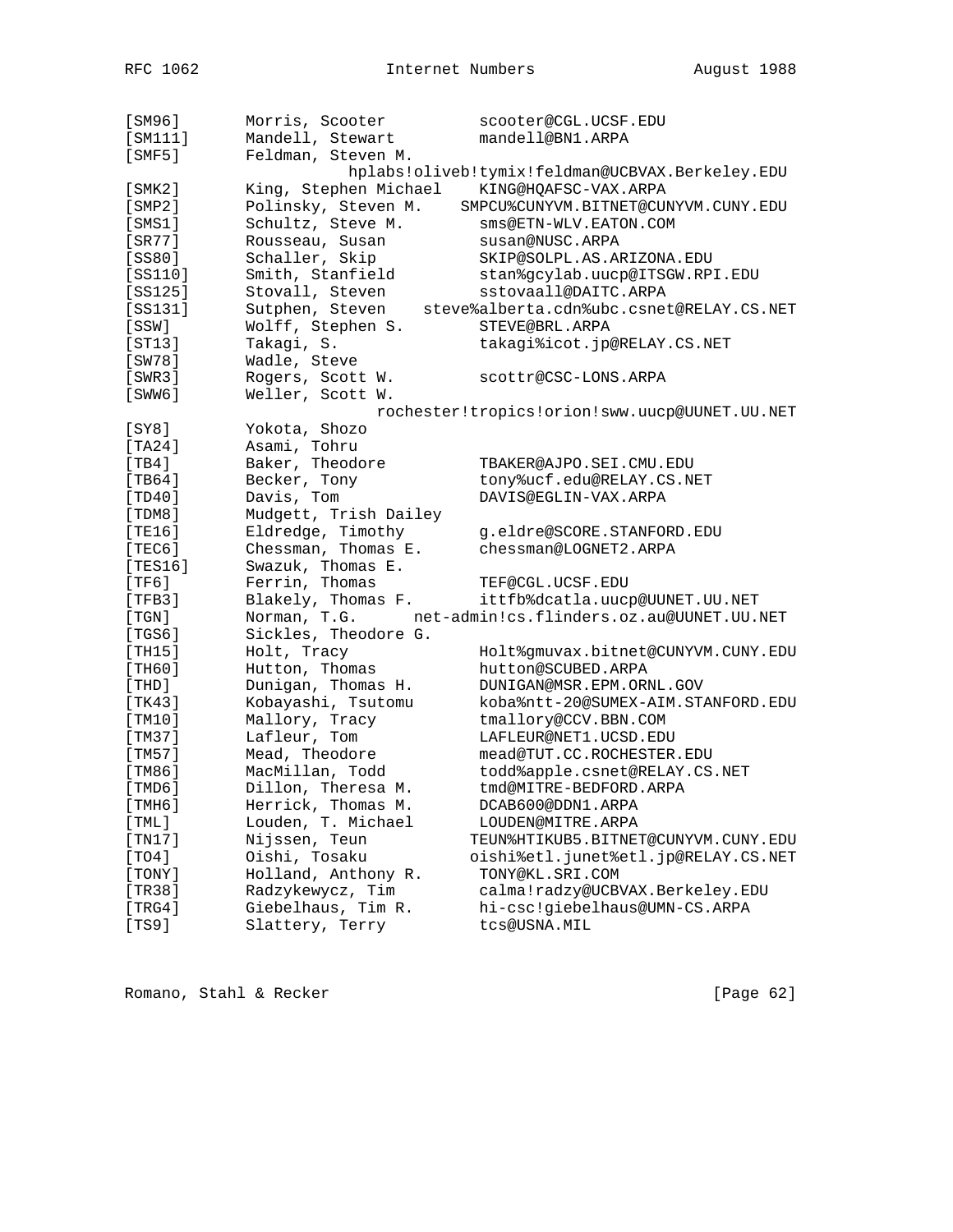```
[SM96]      Morris, Scooter          scooter@CGL.UCSF.EDU
[SM111]     Mandell, Stewart         mandell@BN1.ARPA
[SMF5]      Feldman, Steven M.
                      hplabs!oliveb!tymix!feldman@UCBVAX.Berkeley.EDU
[SMK2]      King, Stephen Michael    KING@HQAFSC-VAX.ARPA
[SMP2]      Polinsky, Steven M.    SMPCU%CUNYVM.BITNET@CUNYVM.CUNY.EDU
[SMS1]      Schultz, Steve M.        sms@ETN-WLV.EATON.COM
[SR77]      Rousseau, Susan          susan@NUSC.ARPA
[SS80]      Schaller, Skip           SKIP@SOLPL.AS.ARIZONA.EDU
[SS110]     Smith, Stanfield         stan%gcylab.uucp@ITSGW.RPI.EDU
[SS125]     Stovall, Steven          sstovaall@DAITC.ARPA
[SS131]     Sutphen, Steven    steve%alberta.cdn%ubc.csnet@RELAY.CS.NET
[SSW]       Wolff, Stephen S.        STEVE@BRL.ARPA
[ST13]      Takagi, S.               takagi%icot.jp@RELAY.CS.NET
[SW78]      Wadle, Steve
[SWR3]      Rogers, Scott W.         scottr@CSC-LONS.ARPA
[SWW6]      Weller, Scott W.
                        rochester!tropics!orion!sww.uucp@UUNET.UU.NET
[SY8]       Yokota, Shozo
[TA24]      Asami, Tohru
[TB4]       Baker, Theodore          TBAKER@AJPO.SEI.CMU.EDU
[TB64]      Becker, Tony             tony%ucf.edu@RELAY.CS.NET
[TD40]      Davis, Tom               DAVIS@EGLIN-VAX.ARPA
[TDM8]      Mudgett, Trish Dailey
[TE16]      Eldredge, Timothy        g.eldre@SCORE.STANFORD.EDU
[TEC6]      Chessman, Thomas E.      chessman@LOGNET2.ARPA
[TES16]     Swazuk, Thomas E.
[TF6]       Ferrin, Thomas           TEF@CGL.UCSF.EDU
[TFB3]      Blakely, Thomas F.       ittfb%dcatla.uucp@UUNET.UU.NET
[TGN]       Norman, T.G.      net-admin!cs.flinders.oz.au@UUNET.UU.NET
[TGS6]      Sickles, Theodore G.
[TH15]      Holt, Tracy              Holt%gmuvax.bitnet@CUNYVM.CUNY.EDU
[TH60]      Hutton, Thomas           hutton@SCUBED.ARPA
[THD]       Dunigan, Thomas H.       DUNIGAN@MSR.EPM.ORNL.GOV
[TK43]      Kobayashi, Tsutomu       koba%ntt-20@SUMEX-AIM.STANFORD.EDU
[TM10]      Mallory, Tracy           tmallory@CCV.BBN.COM
[TM37]      Lafleur, Tom             LAFLEUR@NET1.UCSD.EDU
[TM57]      Mead, Theodore           mead@TUT.CC.ROCHESTER.EDU
[TM86]      MacMillan, Todd          todd%apple.csnet@RELAY.CS.NET
[TMD6]      Dillon, Theresa M.       tmd@MITRE-BEDFORD.ARPA
[TMH6]      Herrick, Thomas M.       DCAB600@DDN1.ARPA
[TML]       Louden, T. Michael       LOUDEN@MITRE.ARPA
[TN17]      Nijssen, Teun           TEUN%HTIKUB5.BITNET@CUNYVM.CUNY.EDU
[TO4]       Oishi, Tosaku           oishi%etl.junet%etl.jp@RELAY.CS.NET
[TONY]      Holland, Anthony R.      TONY@KL.SRI.COM
[TR38]      Radzykewycz, Tim         calma!radzy@UCBVAX.Berkeley.EDU
[TRG4]      Giebelhaus, Tim R.       hi-csc!giebelhaus@UMN-CS.ARPA
[TS9]       Slattery, Terry          tcs@USNA.MIL
```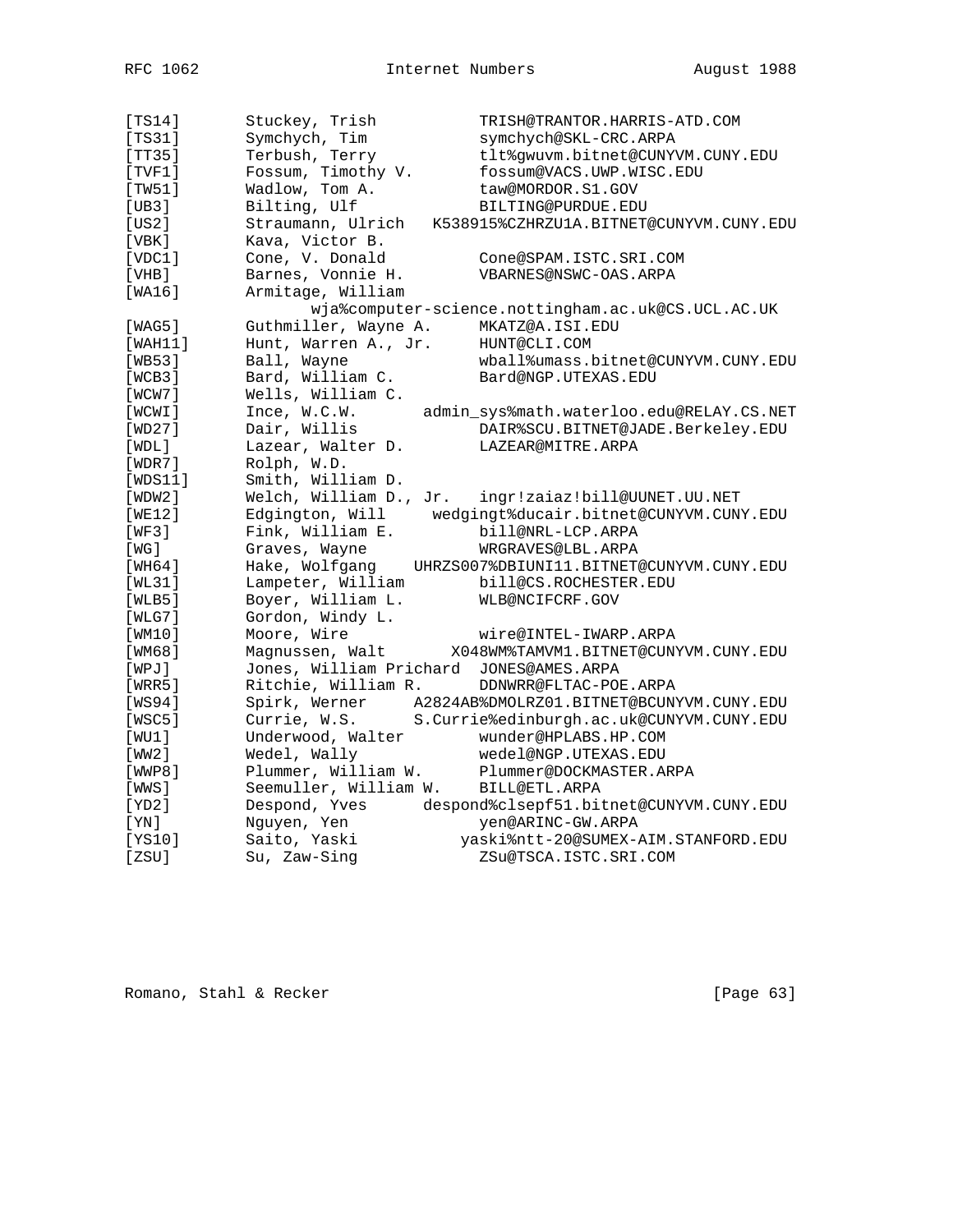```
[TS14]        Stuckey, Trish           TRISH@TRANTOR.HARRIS-ATD.COM
[TS31]        Symchych, Tim            symchych@SKL-CRC.ARPA
[TT35]        Terbush, Terry           tlt%gwuvm.bitnet@CUNYVM.CUNY.EDU
[TVF1]        Fossum, Timothy V.       fossum@VACS.UWP.WISC.EDU
[TW51]        Wadlow, Tom A.           taw@MORDOR.S1.GOV
[UB3]         Bilting, Ulf             BILTING@PURDUE.EDU
[US2]         Straumann, Ulrich   K538915%CZHRZU1A.BITNET@CUNYVM.CUNY.EDU
[VBK]         Kava, Victor B.
[VDC1]        Cone, V. Donald          Cone@SPAM.ISTC.SRI.COM
[VHB]         Barnes, Vonnie H.        VBARNES@NSWC-OAS.ARPA
[WA16]        Armitage, William
                      wja%computer-science.nottingham.ac.uk@CS.UCL.AC.UK
[WAG5]        Guthmiller, Wayne A.     MKATZ@A.ISI.EDU
[WAH11]       Hunt, Warren A., Jr.     HUNT@CLI.COM
[WB53]        Ball, Wayne              wball%umass.bitnet@CUNYVM.CUNY.EDU
[WCB3]        Bard, William C.         Bard@NGP.UTEXAS.EDU
[WCW7]        Wells, William C.
[WCWI]        Ince, W.C.W.       admin_sys%math.waterloo.edu@RELAY.CS.NET
[WD27]        Dair, Willis             DAIR%SCU.BITNET@JADE.Berkeley.EDU
[WDL]         Lazear, Walter D.        LAZEAR@MITRE.ARPA
[WDR7]        Rolph, W.D.
[WDS11]       Smith, William D.
[WDW2]        Welch, William D., Jr.   ingr!zaiaz!bill@UUNET.UU.NET
[WE12]        Edgington, Will     wedgingt%ducair.bitnet@CUNYVM.CUNY.EDU
[WF3]         Fink, William E.         bill@NRL-LCP.ARPA
[WG]          Graves, Wayne            WRGRAVES@LBL.ARPA
[WH64]        Hake, Wolfgang    UHRZS007%DBIUNI11.BITNET@CUNYVM.CUNY.EDU
[WL31]        Lampeter, William        bill@CS.ROCHESTER.EDU
[WLB5]        Boyer, William L.        WLB@NCIFCRF.GOV
[WLG7]        Gordon, Windy L.
[WM10]        Moore, Wire              wire@INTEL-IWARP.ARPA
[WM68]        Magnussen, Walt       X048WM%TAMVM1.BITNET@CUNYVM.CUNY.EDU
[WPJ]         Jones, William Prichard  JONES@AMES.ARPA
[WRR5]        Ritchie, William R.      DDNWRR@FLTAC-POE.ARPA
[WS94]        Spirk, Werner     A2824AB%DMOLRZ01.BITNET@BCUNYVM.CUNY.EDU
[WSC5]        Currie, W.S.      S.Currie%edinburgh.ac.uk@CUNYVM.CUNY.EDU
[WU1]         Underwood, Walter        wunder@HPLABS.HP.COM
[WW2]         Wedel, Wally             wedel@NGP.UTEXAS.EDU
[WWP8]        Plummer, William W.      Plummer@DOCKMASTER.ARPA
[WWS]         Seemuller, William W.    BILL@ETL.ARPA
[YD2]         Despond, Yves      despond%clsepf51.bitnet@CUNYVM.CUNY.EDU
[YN]          Nguyen, Yen              yen@ARINC-GW.ARPA
[YS10]        Saito, Yaski          yaski%ntt-20@SUMEX-AIM.STANFORD.EDU
[ZSU]         Su, Zaw-Sing             ZSu@TSCA.ISTC.SRI.COM
```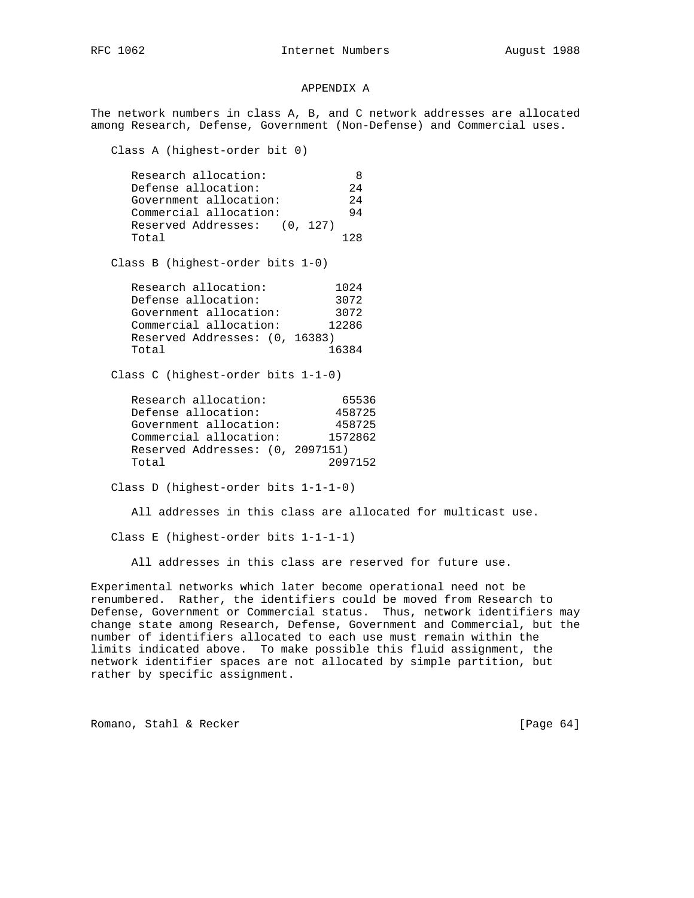## APPENDIX A

The network numbers in class A, B, and C network addresses are allocated among Research, Defense, Government (Non-Defense) and Commercial uses.

### Class A (highest-order bit 0)

| | |
|---|---|
| Research allocation: | 8 |
| Defense allocation: | 24 |
| Government allocation: | 24 |
| Commercial allocation: | 94 |
| Reserved Addresses: | (0, 127) |
| Total | 128 |

### Class B (highest-order bits 1-0)

| | |
|---|---|
| Research allocation: | 1024 |
| Defense allocation: | 3072 |
| Government allocation: | 3072 |
| Commercial allocation: | 12286 |
| Reserved Addresses: | (0, 16383) |
| Total | 16384 |

### Class C (highest-order bits 1-1-0)

| | |
|---|---|
| Research allocation: | 65536 |
| Defense allocation: | 458725 |
| Government allocation: | 458725 |
| Commercial allocation: | 1572862 |
| Reserved Addresses: | (0, 2097151) |
| Total | 2097152 |

### Class D (highest-order bits 1-1-1-0)

All addresses in this class are allocated for multicast use.

### Class E (highest-order bits 1-1-1-1)

All addresses in this class are reserved for future use.

Experimental networks which later become operational need not be renumbered. Rather, the identifiers could be moved from Research to Defense, Government or Commercial status. Thus, network identifiers may change state among Research, Defense, Government and Commercial, but the number of identifiers allocated to each use must remain within the limits indicated above. To make possible this fluid assignment, the network identifier spaces are not allocated by simple partition, but rather by specific assignment.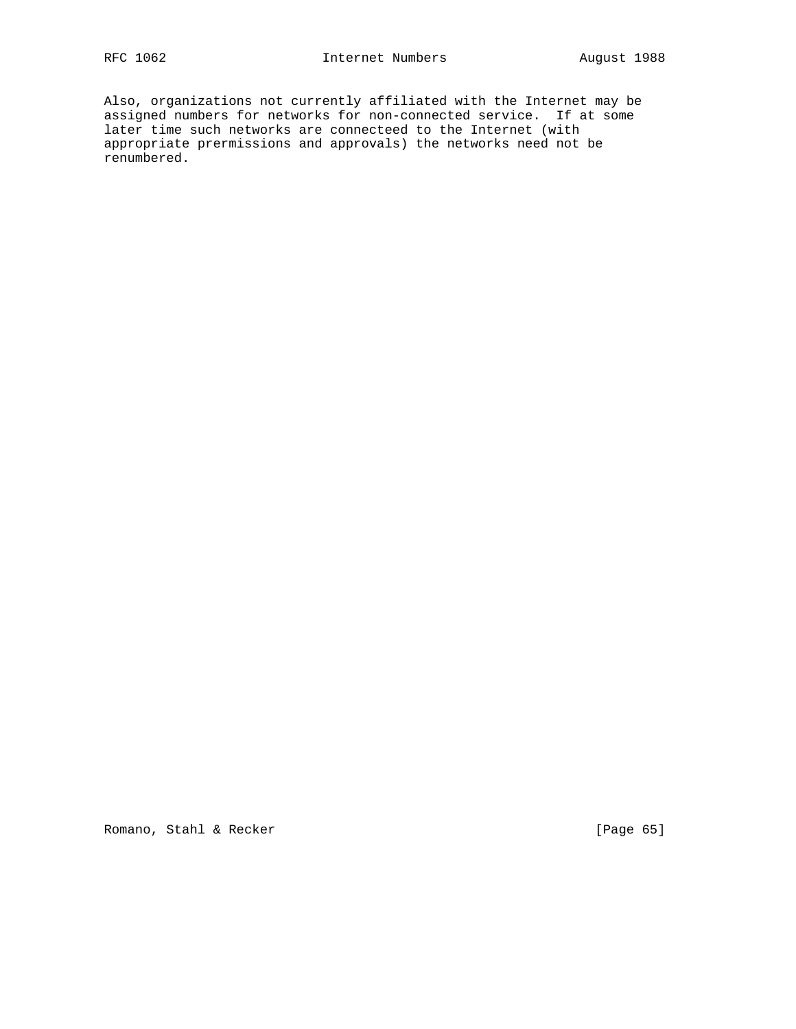Also, organizations not currently affiliated with the Internet may be assigned numbers for networks for non-connected service. If at some later time such networks are connecteed to the Internet (with appropriate prermissions and approvals) the networks need not be renumbered.